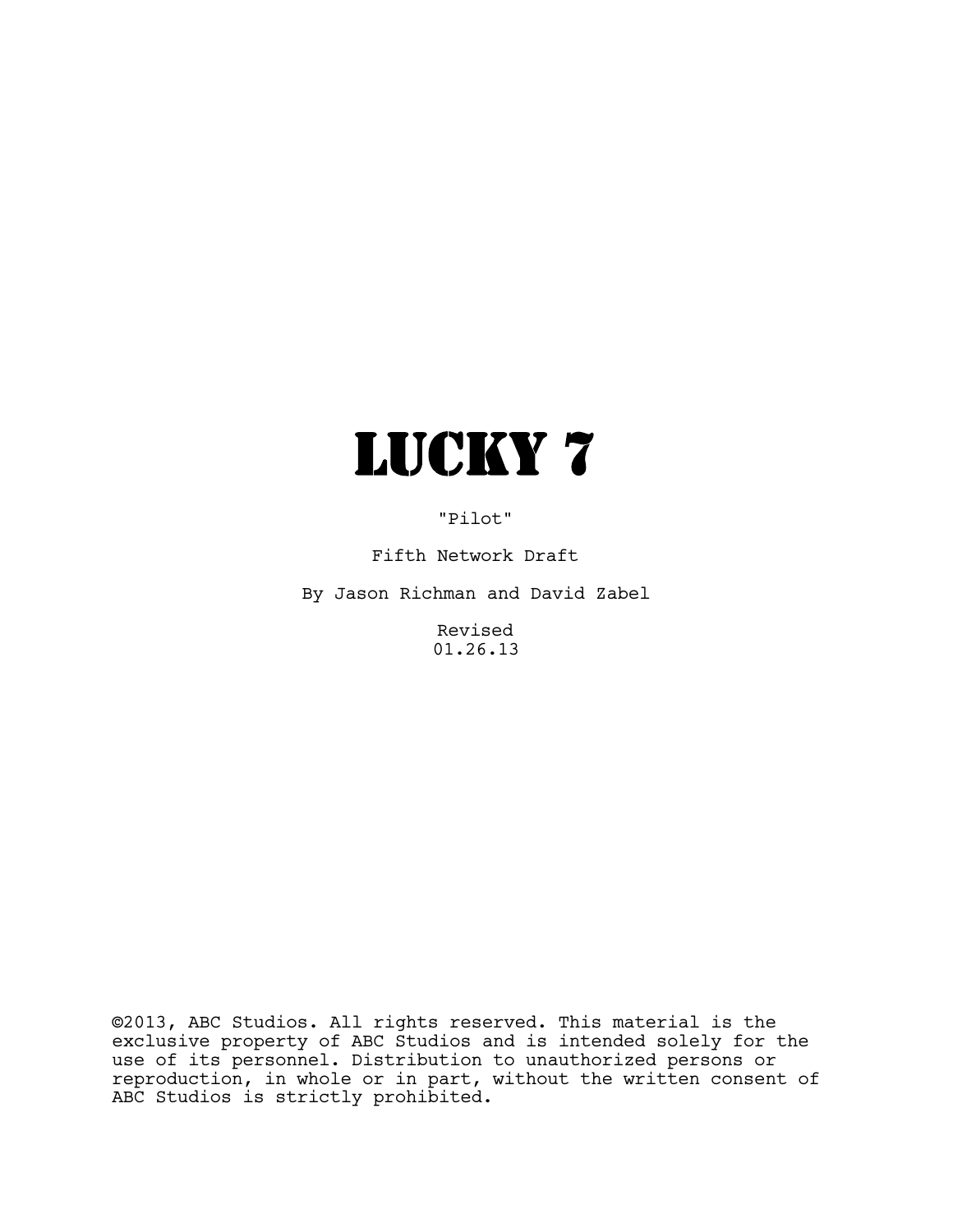# LUCKY 7

"Pilot"

Fifth Network Draft

By Jason Richman and David Zabel

Revised
01.26.13

©2013, ABC Studios. All rights reserved. This material is the exclusive property of ABC Studios and is intended solely for the use of its personnel. Distribution to unauthorized persons or reproduction, in whole or in part, without the written consent of ABC Studios is strictly prohibited.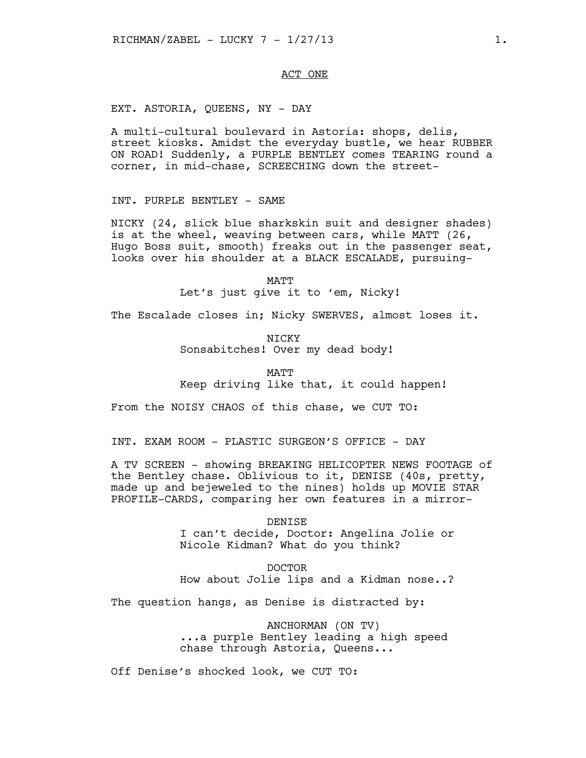ACT ONE

EXT. ASTORIA, QUEENS, NY - DAY

A multi-cultural boulevard in Astoria: shops, delis, street kiosks. Amidst the everyday bustle, we hear RUBBER ON ROAD! Suddenly, a PURPLE BENTLEY comes TEARING round a corner, in mid-chase, SCREECHING down the street-

INT. PURPLE BENTLEY - SAME

NICKY (24, slick blue sharkskin suit and designer shades) is at the wheel, weaving between cars, while MATT (26, Hugo Boss suit, smooth) freaks out in the passenger seat, looks over his shoulder at a BLACK ESCALADE, pursuing-

MATT
Let's just give it to 'em, Nicky!

The Escalade closes in; Nicky SWERVES, almost loses it.

NICKY
Sonsabitches! Over my dead body!

MATT
Keep driving like that, it could happen!

From the NOISY CHAOS of this chase, we CUT TO:

INT. EXAM ROOM - PLASTIC SURGEON'S OFFICE - DAY

A TV SCREEN - showing BREAKING HELICOPTER NEWS FOOTAGE of the Bentley chase. Oblivious to it, DENISE (40s, pretty, made up and bejeweled to the nines) holds up MOVIE STAR PROFILE-CARDS, comparing her own features in a mirror-

DENISE
I can't decide, Doctor: Angelina Jolie or Nicole Kidman? What do you think?

DOCTOR
How about Jolie lips and a Kidman nose..?

The question hangs, as Denise is distracted by:

ANCHORMAN (ON TV)
...a purple Bentley leading a high speed chase through Astoria, Queens...

Off Denise's shocked look, we CUT TO: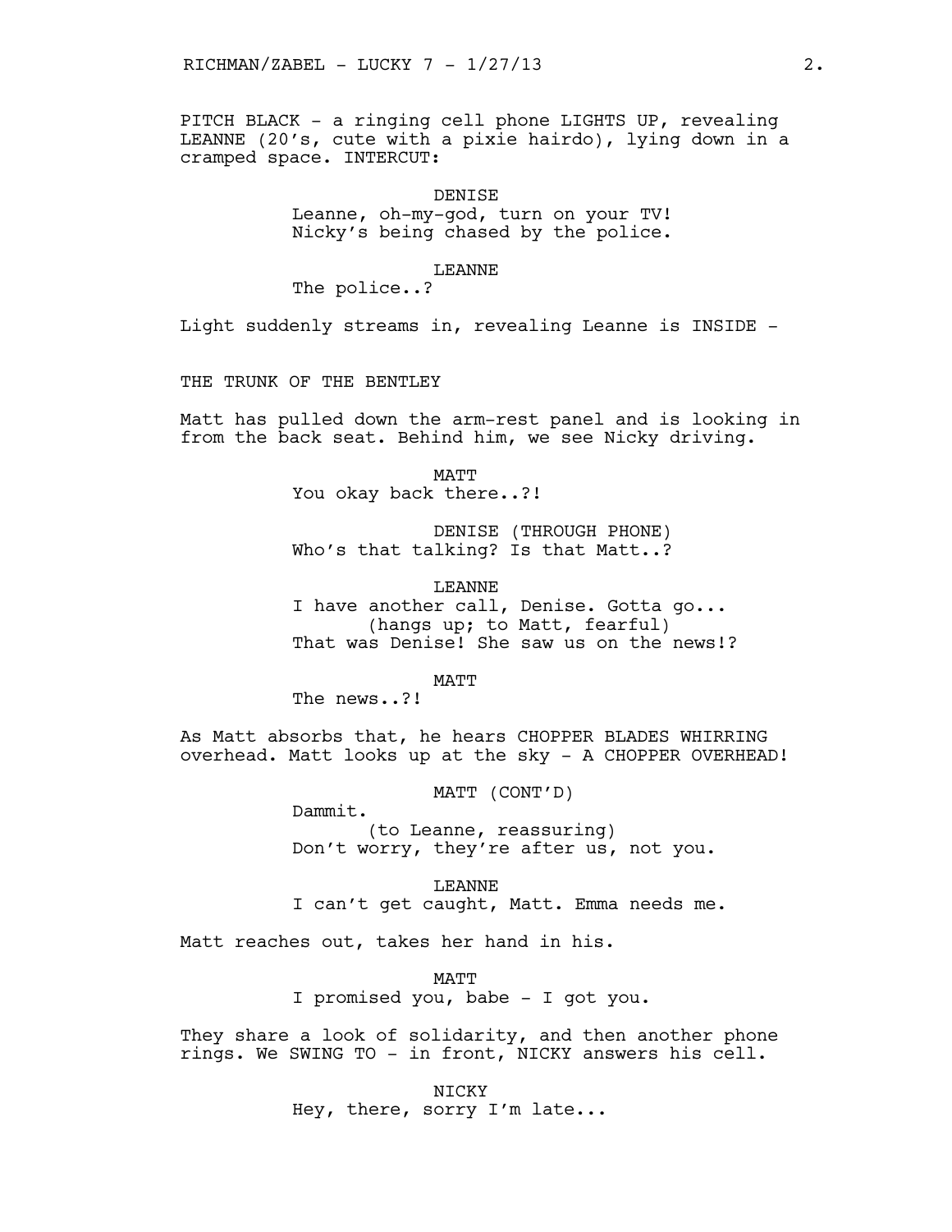PITCH BLACK - a ringing cell phone LIGHTS UP, revealing LEANNE (20's, cute with a pixie hairdo), lying down in a cramped space. INTERCUT:

DENISE
Leanne, oh-my-god, turn on your TV! Nicky's being chased by the police.

LEANNE
The police..?

Light suddenly streams in, revealing Leanne is INSIDE -

THE TRUNK OF THE BENTLEY

Matt has pulled down the arm-rest panel and is looking in from the back seat. Behind him, we see Nicky driving.

MATT
You okay back there..?!

DENISE (THROUGH PHONE)
Who's that talking? Is that Matt..?

LEANNE
I have another call, Denise. Gotta go...
(hangs up; to Matt, fearful)
That was Denise! She saw us on the news!?

MATT
The news..?!

As Matt absorbs that, he hears CHOPPER BLADES WHIRRING overhead. Matt looks up at the sky - A CHOPPER OVERHEAD!

MATT (CONT'D)
Dammit.
(to Leanne, reassuring)
Don't worry, they're after us, not you.

LEANNE
I can't get caught, Matt. Emma needs me.

Matt reaches out, takes her hand in his.

MATT
I promised you, babe - I got you.

They share a look of solidarity, and then another phone rings. We SWING TO - in front, NICKY answers his cell.

NICKY
Hey, there, sorry I'm late...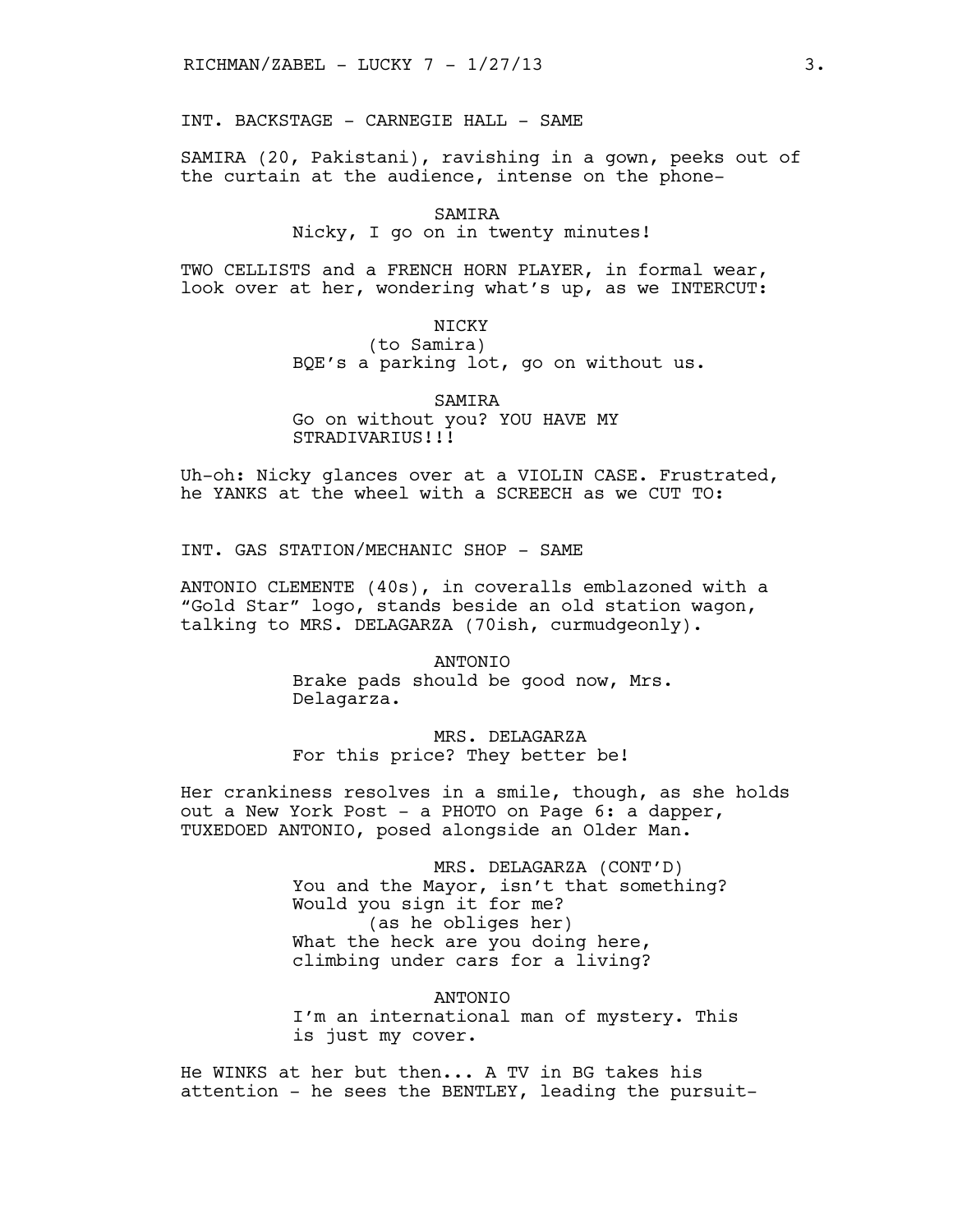INT. BACKSTAGE - CARNEGIE HALL - SAME

SAMIRA (20, Pakistani), ravishing in a gown, peeks out of the curtain at the audience, intense on the phone-

SAMIRA
Nicky, I go on in twenty minutes!

TWO CELLISTS and a FRENCH HORN PLAYER, in formal wear, look over at her, wondering what's up, as we INTERCUT:

NICKY
(to Samira)
BQE's a parking lot, go on without us.

SAMIRA
Go on without you? YOU HAVE MY STRADIVARIUS!!!

Uh-oh: Nicky glances over at a VIOLIN CASE. Frustrated, he YANKS at the wheel with a SCREECH as we CUT TO:

INT. GAS STATION/MECHANIC SHOP - SAME

ANTONIO CLEMENTE (40s), in coveralls emblazoned with a "Gold Star" logo, stands beside an old station wagon, talking to MRS. DELAGARZA (70ish, curmudgeonly).

ANTONIO
Brake pads should be good now, Mrs. Delagarza.

MRS. DELAGARZA
For this price? They better be!

Her crankiness resolves in a smile, though, as she holds out a New York Post - a PHOTO on Page 6: a dapper, TUXEDOED ANTONIO, posed alongside an Older Man.

MRS. DELAGARZA (CONT'D)
You and the Mayor, isn't that something? Would you sign it for me?
(as he obliges her)
What the heck are you doing here, climbing under cars for a living?

ANTONIO
I'm an international man of mystery. This is just my cover.

He WINKS at her but then... A TV in BG takes his attention - he sees the BENTLEY, leading the pursuit-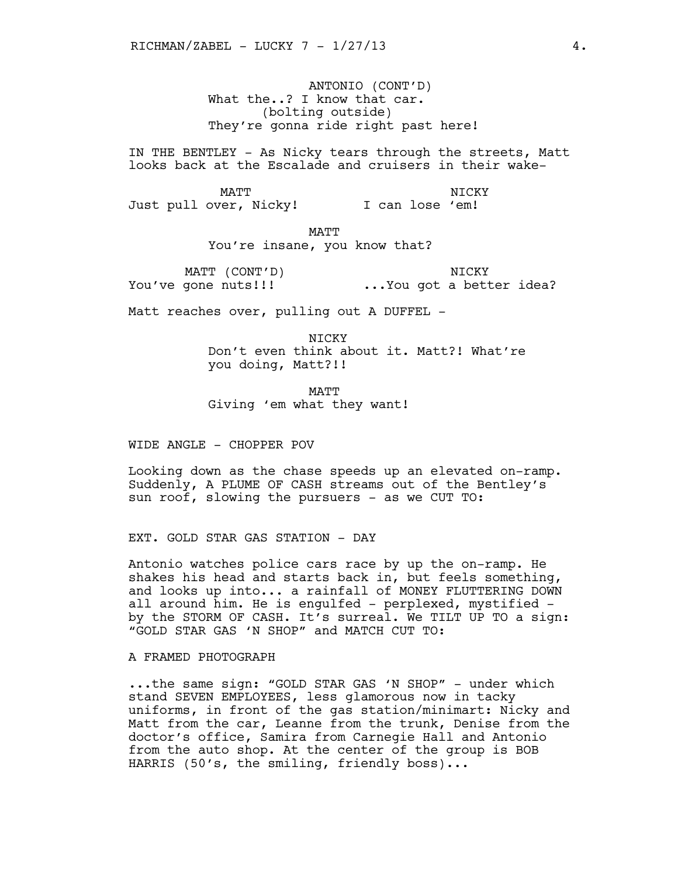ANTONIO (CONT'D)
What the..? I know that car.
(bolting outside)
They're gonna ride right past here!

IN THE BENTLEY - As Nicky tears through the streets, Matt looks back at the Escalade and cruisers in their wake-

MATT
Just pull over, Nicky!

NICKY
I can lose 'em!

MATT
You're insane, you know that?

MATT (CONT'D)
You've gone nuts!!!

NICKY
...You got a better idea?

Matt reaches over, pulling out A DUFFEL -

NICKY
Don't even think about it. Matt?! What're you doing, Matt?!!

MATT
Giving 'em what they want!

WIDE ANGLE - CHOPPER POV

Looking down as the chase speeds up an elevated on-ramp. Suddenly, A PLUME OF CASH streams out of the Bentley's sun roof, slowing the pursuers - as we CUT TO:

EXT. GOLD STAR GAS STATION - DAY

Antonio watches police cars race by up the on-ramp. He shakes his head and starts back in, but feels something, and looks up into... a rainfall of MONEY FLUTTERING DOWN all around him. He is engulfed - perplexed, mystified - by the STORM OF CASH. It's surreal. We TILT UP TO a sign: "GOLD STAR GAS 'N SHOP" and MATCH CUT TO:

A FRAMED PHOTOGRAPH

...the same sign: "GOLD STAR GAS 'N SHOP" - under which stand SEVEN EMPLOYEES, less glamorous now in tacky uniforms, in front of the gas station/minimart: Nicky and Matt from the car, Leanne from the trunk, Denise from the doctor's office, Samira from Carnegie Hall and Antonio from the auto shop. At the center of the group is BOB HARRIS (50's, the smiling, friendly boss)...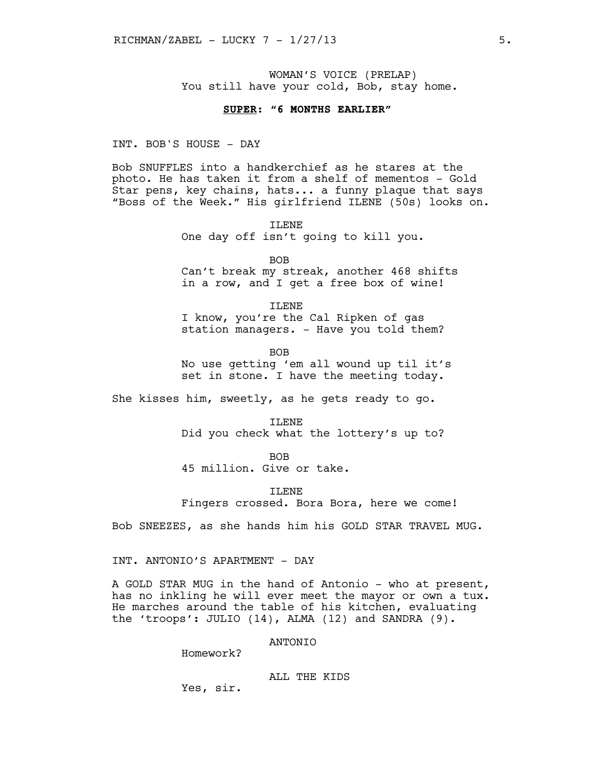WOMAN'S VOICE (PRELAP)
You still have your cold, Bob, stay home.

**<u>SUPER</u>: "6 MONTHS EARLIER"**

INT. BOB'S HOUSE - DAY

Bob SNUFFLES into a handkerchief as he stares at the photo. He has taken it from a shelf of mementos - Gold Star pens, key chains, hats... a funny plaque that says "Boss of the Week." His girlfriend ILENE (50s) looks on.

ILENE
One day off isn't going to kill you.

BOB
Can't break my streak, another 468 shifts in a row, and I get a free box of wine!

ILENE
I know, you're the Cal Ripken of gas station managers. - Have you told them?

BOB
No use getting 'em all wound up til it's set in stone. I have the meeting today.

She kisses him, sweetly, as he gets ready to go.

ILENE
Did you check what the lottery's up to?

BOB
45 million. Give or take.

ILENE
Fingers crossed. Bora Bora, here we come!

Bob SNEEZES, as she hands him his GOLD STAR TRAVEL MUG.

INT. ANTONIO'S APARTMENT - DAY

A GOLD STAR MUG in the hand of Antonio - who at present, has no inkling he will ever meet the mayor or own a tux. He marches around the table of his kitchen, evaluating the 'troops': JULIO (14), ALMA (12) and SANDRA (9).

ANTONIO
Homework?

ALL THE KIDS
Yes, sir.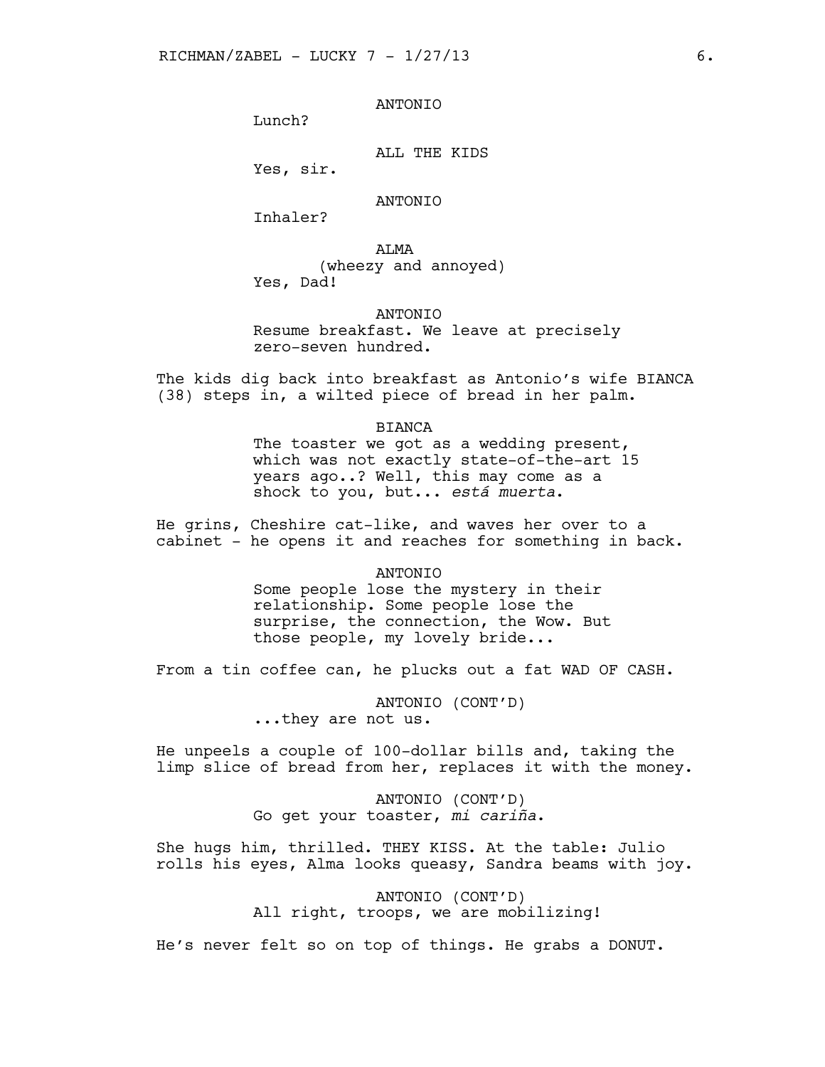ANTONIO
Lunch?

ALL THE KIDS
Yes, sir.

ANTONIO
Inhaler?

ALMA
(wheezy and annoyed)
Yes, Dad!

ANTONIO
Resume breakfast. We leave at precisely zero-seven hundred.

The kids dig back into breakfast as Antonio's wife BIANCA (38) steps in, a wilted piece of bread in her palm.

BIANCA
The toaster we got as a wedding present, which was not exactly state-of-the-art 15 years ago..? Well, this may come as a shock to you, but... *está muerta*.

He grins, Cheshire cat-like, and waves her over to a cabinet - he opens it and reaches for something in back.

ANTONIO
Some people lose the mystery in their relationship. Some people lose the surprise, the connection, the Wow. But those people, my lovely bride...

From a tin coffee can, he plucks out a fat WAD OF CASH.

ANTONIO (CONT'D)
...they are not us.

He unpeels a couple of 100-dollar bills and, taking the limp slice of bread from her, replaces it with the money.

ANTONIO (CONT'D)
Go get your toaster, *mi cariña*.

She hugs him, thrilled. THEY KISS. At the table: Julio rolls his eyes, Alma looks queasy, Sandra beams with joy.

ANTONIO (CONT'D)
All right, troops, we are mobilizing!

He's never felt so on top of things. He grabs a DONUT.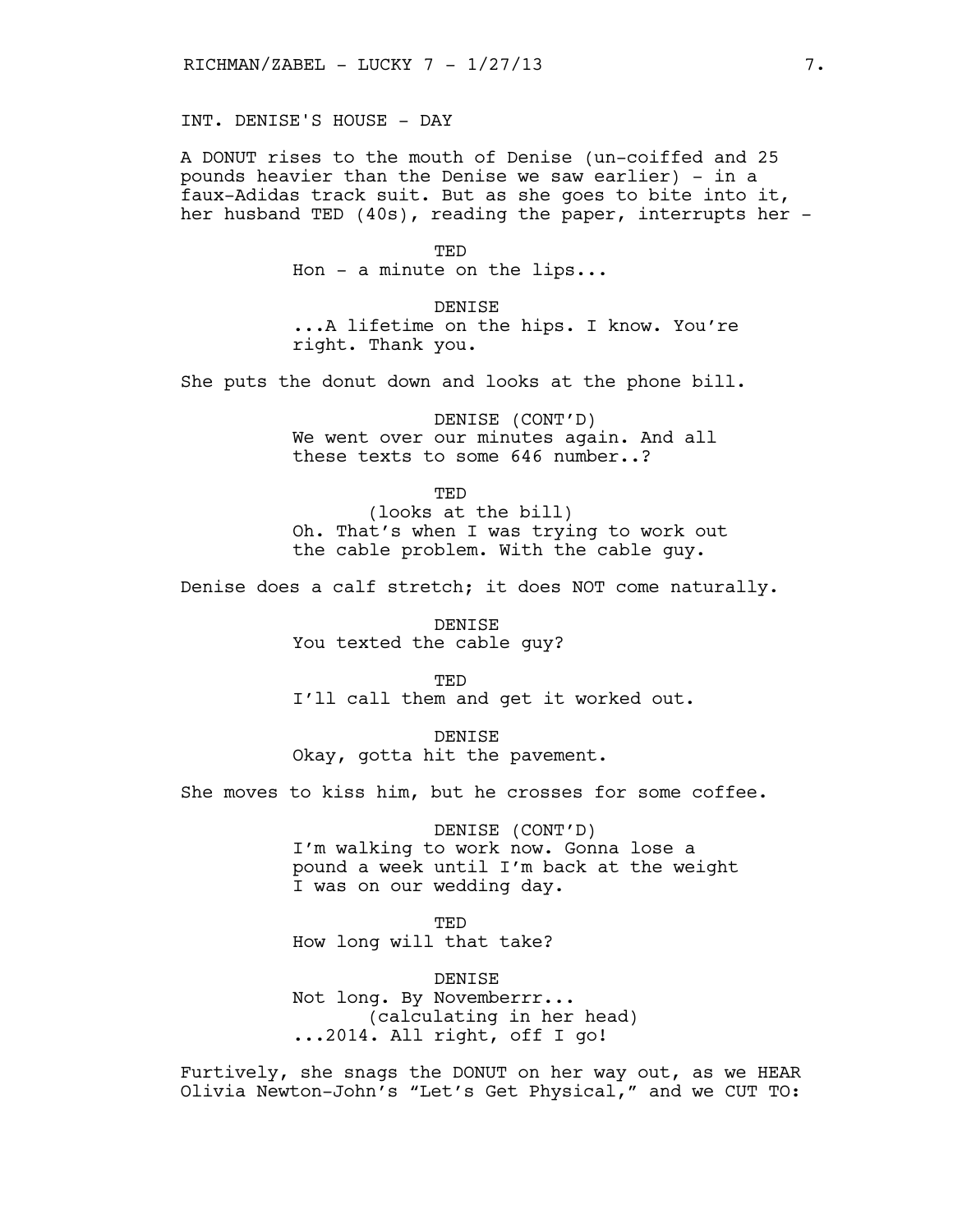INT. DENISE'S HOUSE - DAY

A DONUT rises to the mouth of Denise (un-coiffed and 25 pounds heavier than the Denise we saw earlier) - in a faux-Adidas track suit. But as she goes to bite into it, her husband TED (40s), reading the paper, interrupts her -

TED
Hon - a minute on the lips...

DENISE
...A lifetime on the hips. I know. You're right. Thank you.

She puts the donut down and looks at the phone bill.

DENISE (CONT'D)
We went over our minutes again. And all these texts to some 646 number..?

TED
(looks at the bill)
Oh. That's when I was trying to work out the cable problem. With the cable guy.

Denise does a calf stretch; it does NOT come naturally.

DENISE
You texted the cable guy?

TED
I'll call them and get it worked out.

DENISE
Okay, gotta hit the pavement.

She moves to kiss him, but he crosses for some coffee.

DENISE (CONT'D)
I'm walking to work now. Gonna lose a pound a week until I'm back at the weight I was on our wedding day.

TED
How long will that take?

DENISE
Not long. By Novemberrr...
(calculating in her head)
...2014. All right, off I go!

Furtively, she snags the DONUT on her way out, as we HEAR Olivia Newton-John's "Let's Get Physical," and we CUT TO: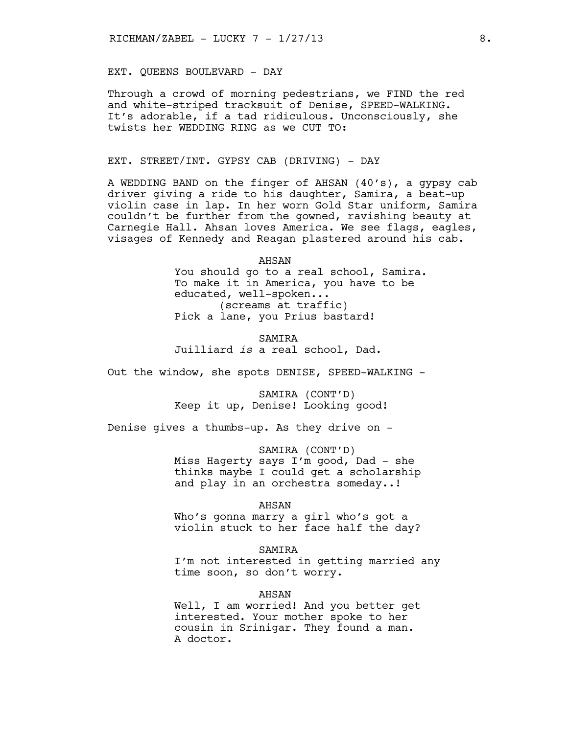EXT. QUEENS BOULEVARD - DAY

Through a crowd of morning pedestrians, we FIND the red and white-striped tracksuit of Denise, SPEED-WALKING. It's adorable, if a tad ridiculous. Unconsciously, she twists her WEDDING RING as we CUT TO:

EXT. STREET/INT. GYPSY CAB (DRIVING) - DAY

A WEDDING BAND on the finger of AHSAN (40's), a gypsy cab driver giving a ride to his daughter, Samira, a beat-up violin case in lap. In her worn Gold Star uniform, Samira couldn't be further from the gowned, ravishing beauty at Carnegie Hall. Ahsan loves America. We see flags, eagles, visages of Kennedy and Reagan plastered around his cab.

AHSAN
You should go to a real school, Samira. To make it in America, you have to be educated, well-spoken...
(screams at traffic)
Pick a lane, you Prius bastard!

SAMIRA
Juilliard *is* a real school, Dad.

Out the window, she spots DENISE, SPEED-WALKING -

SAMIRA (CONT'D)
Keep it up, Denise! Looking good!

Denise gives a thumbs-up. As they drive on -

SAMIRA (CONT'D)
Miss Hagerty says I'm good, Dad - she thinks maybe I could get a scholarship and play in an orchestra someday..!

AHSAN
Who's gonna marry a girl who's got a violin stuck to her face half the day?

SAMIRA
I'm not interested in getting married any time soon, so don't worry.

AHSAN
Well, I am worried! And you better get interested. Your mother spoke to her cousin in Srinigar. They found a man. A doctor.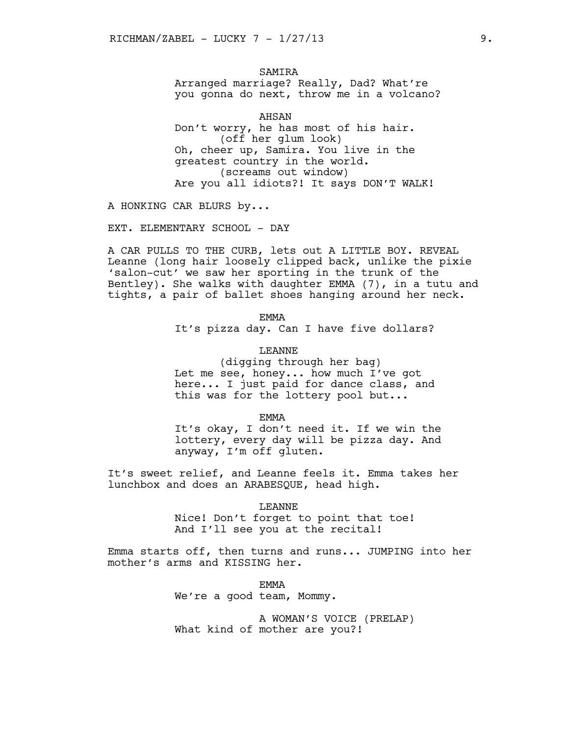SAMIRA
Arranged marriage? Really, Dad? What're you gonna do next, throw me in a volcano?

AHSAN
Don't worry, he has most of his hair.
(off her glum look)
Oh, cheer up, Samira. You live in the greatest country in the world.
(screams out window)
Are you all idiots?! It says DON'T WALK!

A HONKING CAR BLURS by...

EXT. ELEMENTARY SCHOOL - DAY

A CAR PULLS TO THE CURB, lets out A LITTLE BOY. REVEAL Leanne (long hair loosely clipped back, unlike the pixie 'salon-cut' we saw her sporting in the trunk of the Bentley). She walks with daughter EMMA (7), in a tutu and tights, a pair of ballet shoes hanging around her neck.

EMMA
It's pizza day. Can I have five dollars?

LEANNE
(digging through her bag)
Let me see, honey... how much I've got here... I just paid for dance class, and this was for the lottery pool but...

EMMA
It's okay, I don't need it. If we win the lottery, every day will be pizza day. And anyway, I'm off gluten.

It's sweet relief, and Leanne feels it. Emma takes her lunchbox and does an ARABESQUE, head high.

LEANNE
Nice! Don't forget to point that toe! And I'll see you at the recital!

Emma starts off, then turns and runs... JUMPING into her mother's arms and KISSING her.

EMMA
We're a good team, Mommy.

A WOMAN'S VOICE (PRELAP)
What kind of mother are you?!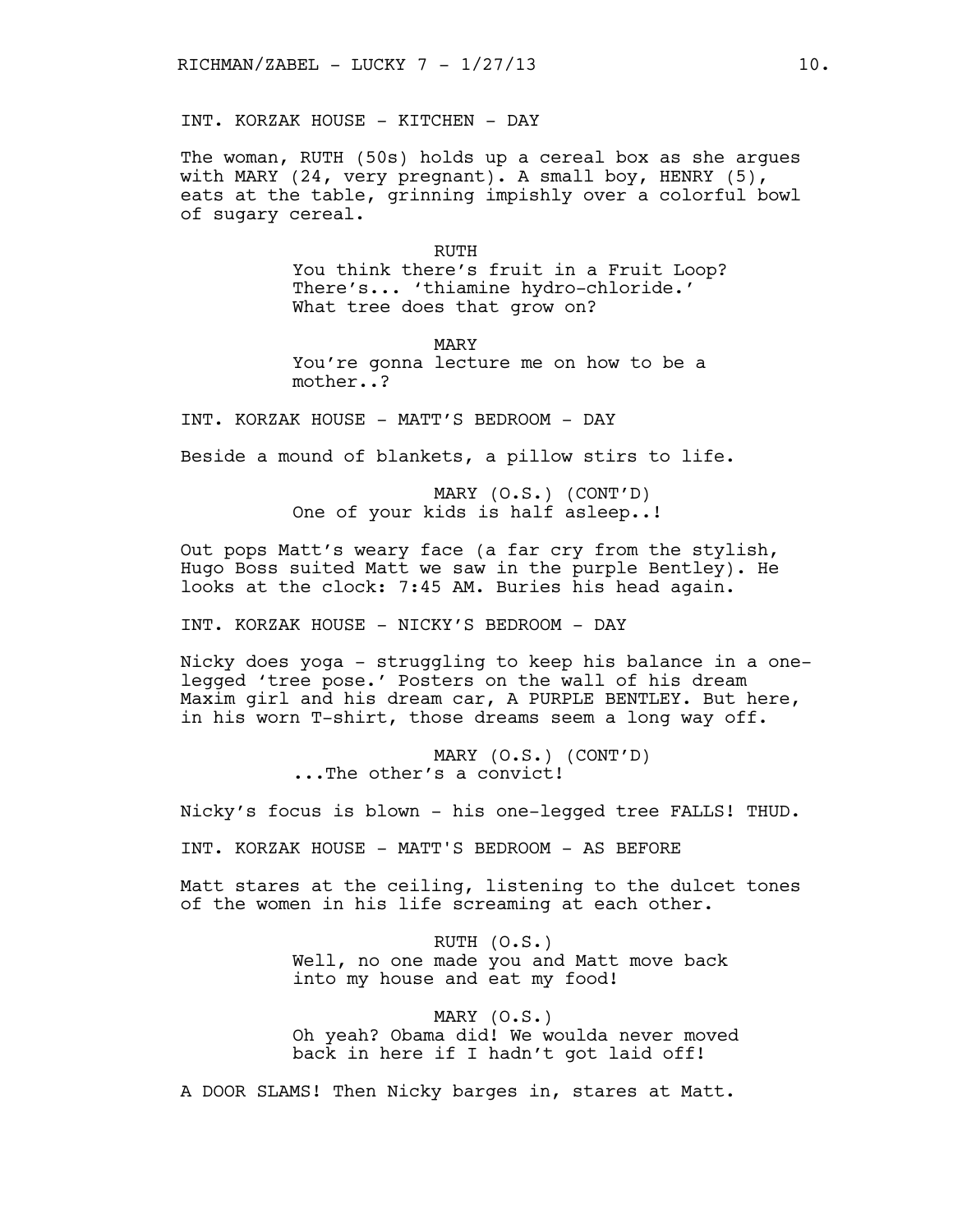INT. KORZAK HOUSE - KITCHEN - DAY

The woman, RUTH (50s) holds up a cereal box as she argues with MARY (24, very pregnant). A small boy, HENRY (5), eats at the table, grinning impishly over a colorful bowl of sugary cereal.

RUTH
You think there's fruit in a Fruit Loop? There's... 'thiamine hydro-chloride.' What tree does that grow on?

MARY
You're gonna lecture me on how to be a mother..?

INT. KORZAK HOUSE - MATT'S BEDROOM - DAY

Beside a mound of blankets, a pillow stirs to life.

MARY (O.S.) (CONT'D)
One of your kids is half asleep..!

Out pops Matt's weary face (a far cry from the stylish, Hugo Boss suited Matt we saw in the purple Bentley). He looks at the clock: 7:45 AM. Buries his head again.

INT. KORZAK HOUSE - NICKY'S BEDROOM - DAY

Nicky does yoga - struggling to keep his balance in a one-legged 'tree pose.' Posters on the wall of his dream Maxim girl and his dream car, A PURPLE BENTLEY. But here, in his worn T-shirt, those dreams seem a long way off.

MARY (O.S.) (CONT'D)
...The other's a convict!

Nicky's focus is blown - his one-legged tree FALLS! THUD.

INT. KORZAK HOUSE - MATT'S BEDROOM - AS BEFORE

Matt stares at the ceiling, listening to the dulcet tones of the women in his life screaming at each other.

RUTH (O.S.)
Well, no one made you and Matt move back into my house and eat my food!

MARY (O.S.)
Oh yeah? Obama did! We woulda never moved back in here if I hadn't got laid off!

A DOOR SLAMS! Then Nicky barges in, stares at Matt.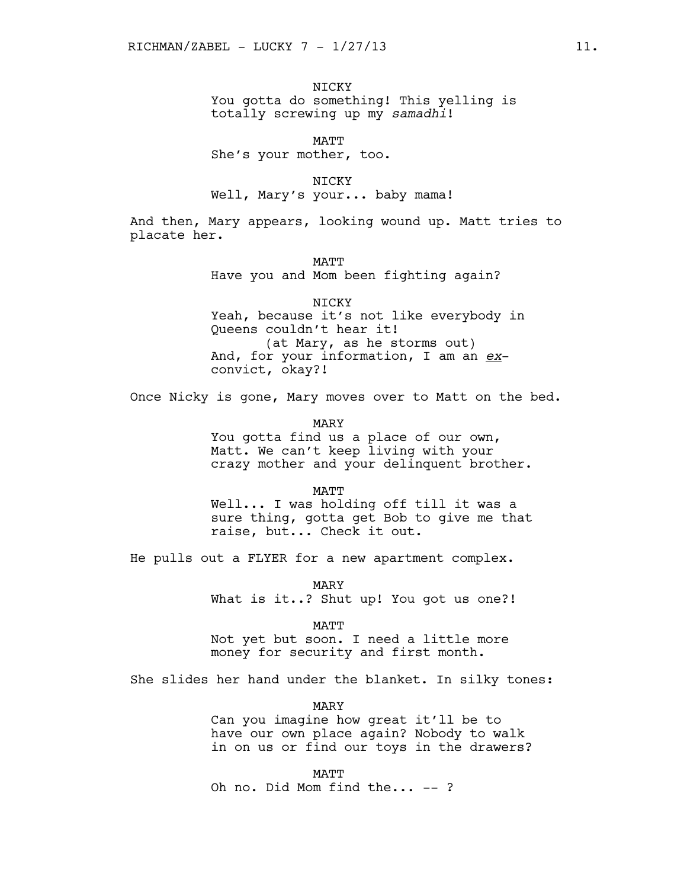NICKY
You gotta do something! This yelling is totally screwing up my *samadhi*!

MATT
She's your mother, too.

NICKY
Well, Mary's your... baby mama!

And then, Mary appears, looking wound up. Matt tries to placate her.

MATT
Have you and Mom been fighting again?

NICKY
Yeah, because it's not like everybody in Queens couldn't hear it!
(at Mary, as he storms out)
And, for your information, I am an ***ex***-convict, okay?!

Once Nicky is gone, Mary moves over to Matt on the bed.

MARY
You gotta find us a place of our own, Matt. We can't keep living with your crazy mother and your delinquent brother.

MATT
Well... I was holding off till it was a sure thing, gotta get Bob to give me that raise, but... Check it out.

He pulls out a FLYER for a new apartment complex.

MARY
What is it..? Shut up! You got us one?!

MATT
Not yet but soon. I need a little more money for security and first month.

She slides her hand under the blanket. In silky tones:

MARY
Can you imagine how great it'll be to have our own place again? Nobody to walk in on us or find our toys in the drawers?

MATT
Oh no. Did Mom find the... -- ?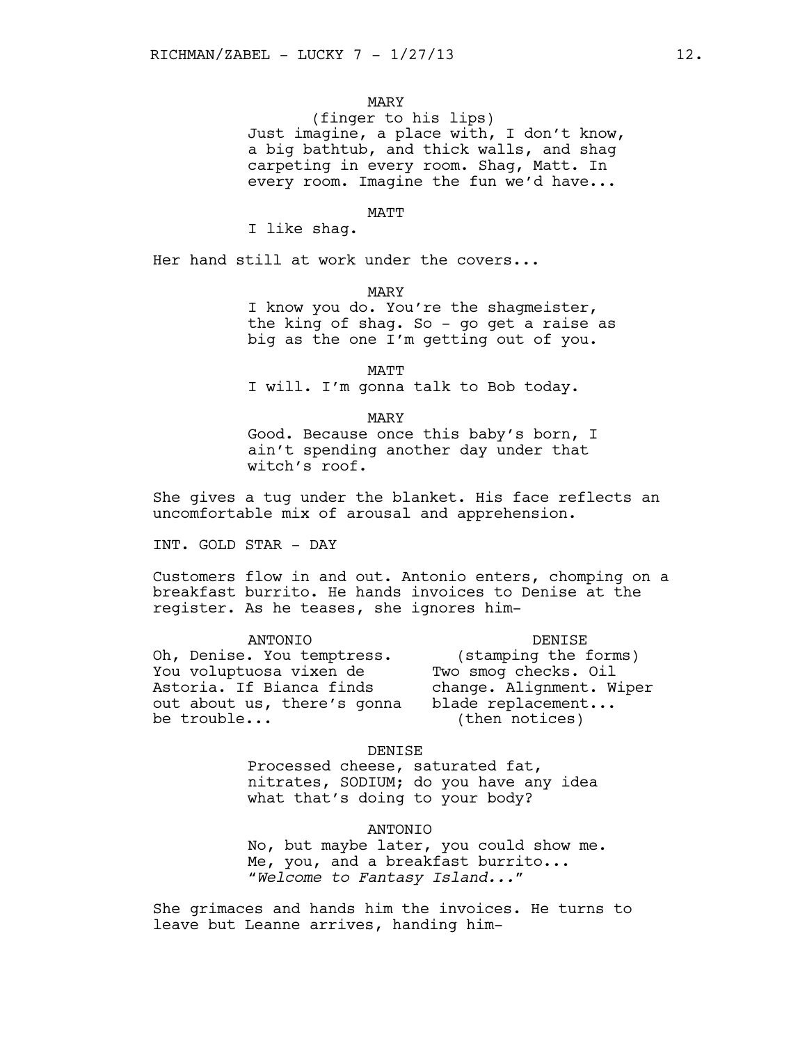MARY
(finger to his lips)
Just imagine, a place with, I don't know, a big bathtub, and thick walls, and shag carpeting in every room. Shag, Matt. In every room. Imagine the fun we'd have...

MATT
I like shag.

Her hand still at work under the covers...

MARY
I know you do. You're the shagmeister, the king of shag. So - go get a raise as big as the one I'm getting out of you.

MATT
I will. I'm gonna talk to Bob today.

MARY
Good. Because once this baby's born, I ain't spending another day under that witch's roof.

She gives a tug under the blanket. His face reflects an uncomfortable mix of arousal and apprehension.

INT. GOLD STAR - DAY

Customers flow in and out. Antonio enters, chomping on a breakfast burrito. He hands invoices to Denise at the register. As he teases, she ignores him-

ANTONIO
Oh, Denise. You temptress. You voluptuosa vixen de Astoria. If Bianca finds out about us, there's gonna be trouble...

DENISE
(stamping the forms)
Two smog checks. Oil change. Alignment. Wiper blade replacement...
(then notices)

DENISE
Processed cheese, saturated fat, nitrates, SODIUM; do you have any idea what that's doing to your body?

ANTONIO
No, but maybe later, you could show me. Me, you, and a breakfast burrito...
"*Welcome to Fantasy Island...*"

She grimaces and hands him the invoices. He turns to leave but Leanne arrives, handing him-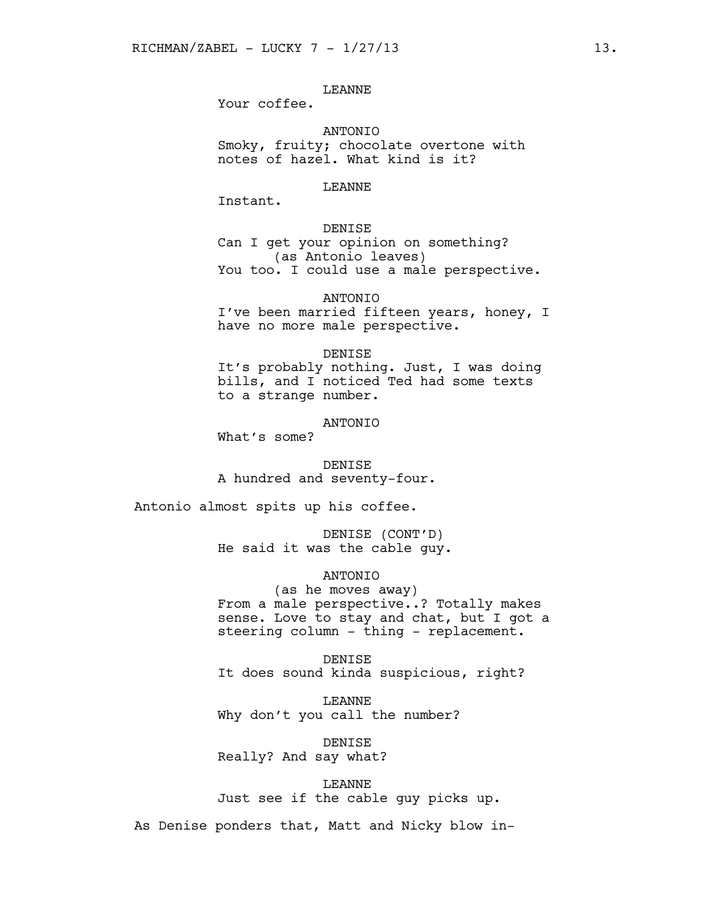LEANNE

Your coffee.

ANTONIO

Smoky, fruity; chocolate overtone with notes of hazel. What kind is it?

LEANNE

Instant.

DENISE

Can I get your opinion on something?

(as Antonio leaves)

You too. I could use a male perspective.

ANTONIO

I've been married fifteen years, honey, I have no more male perspective.

DENISE

It's probably nothing. Just, I was doing bills, and I noticed Ted had some texts to a strange number.

ANTONIO

What's some?

DENISE

A hundred and seventy-four.

Antonio almost spits up his coffee.

DENISE (CONT'D)

He said it was the cable guy.

ANTONIO

(as he moves away)

From a male perspective..? Totally makes sense. Love to stay and chat, but I got a steering column - thing - replacement.

DENISE

It does sound kinda suspicious, right?

LEANNE

Why don't you call the number?

DENISE

Really? And say what?

LEANNE

Just see if the cable guy picks up.

As Denise ponders that, Matt and Nicky blow in-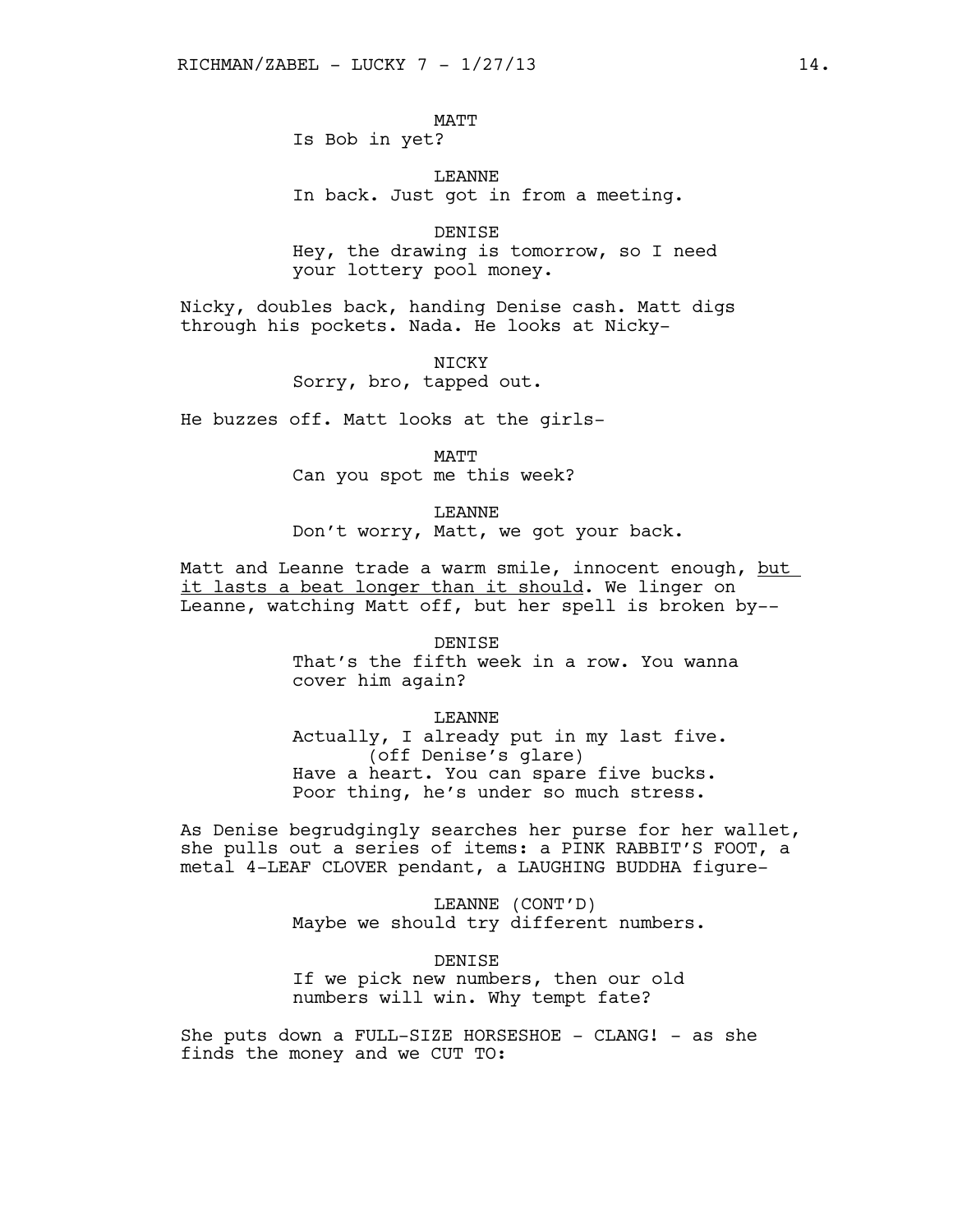MATT

Is Bob in yet?

LEANNE

In back. Just got in from a meeting.

DENISE

Hey, the drawing is tomorrow, so I need your lottery pool money.

Nicky, doubles back, handing Denise cash. Matt digs through his pockets. Nada. He looks at Nicky-

NICKY

Sorry, bro, tapped out.

He buzzes off. Matt looks at the girls-

MATT

Can you spot me this week?

LEANNE

Don't worry, Matt, we got your back.

Matt and Leanne trade a warm smile, innocent enough, <u>but it lasts a beat longer than it should</u>. We linger on Leanne, watching Matt off, but her spell is broken by--

DENISE

That's the fifth week in a row. You wanna cover him again?

LEANNE

Actually, I already put in my last five.

(off Denise's glare)

Have a heart. You can spare five bucks. Poor thing, he's under so much stress.

As Denise begrudgingly searches her purse for her wallet, she pulls out a series of items: a PINK RABBIT'S FOOT, a metal 4-LEAF CLOVER pendant, a LAUGHING BUDDHA figure-

LEANNE (CONT'D)

Maybe we should try different numbers.

DENISE

If we pick new numbers, then our old numbers will win. Why tempt fate?

She puts down a FULL-SIZE HORSESHOE - CLANG! - as she finds the money and we CUT TO: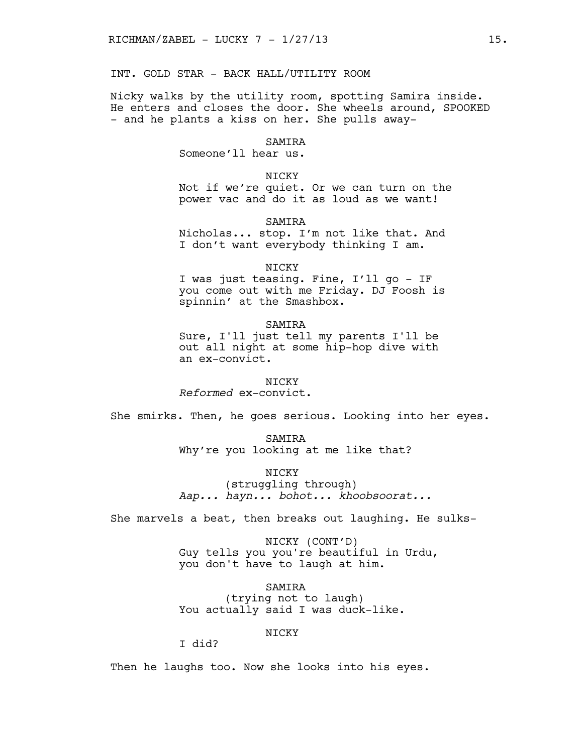INT. GOLD STAR - BACK HALL/UTILITY ROOM

Nicky walks by the utility room, spotting Samira inside. He enters and closes the door. She wheels around, SPOOKED - and he plants a kiss on her. She pulls away-

SAMIRA
Someone'll hear us.

NICKY
Not if we're quiet. Or we can turn on the power vac and do it as loud as we want!

SAMIRA
Nicholas... stop. I'm not like that. And I don't want everybody thinking I am.

NICKY
I was just teasing. Fine, I'll go - IF you come out with me Friday. DJ Foosh is spinnin' at the Smashbox.

SAMIRA
Sure, I'll just tell my parents I'll be out all night at some hip-hop dive with an ex-convict.

NICKY
*Reformed* ex-convict.

She smirks. Then, he goes serious. Looking into her eyes.

SAMIRA
Why're you looking at me like that?

NICKY
(struggling through)
*Aap... hayn... bohot... khoobsoorat...*

She marvels a beat, then breaks out laughing. He sulks-

NICKY (CONT'D)
Guy tells you you're beautiful in Urdu, you don't have to laugh at him.

SAMIRA
(trying not to laugh)
You actually said I was duck-like.

NICKY
I did?

Then he laughs too. Now she looks into his eyes.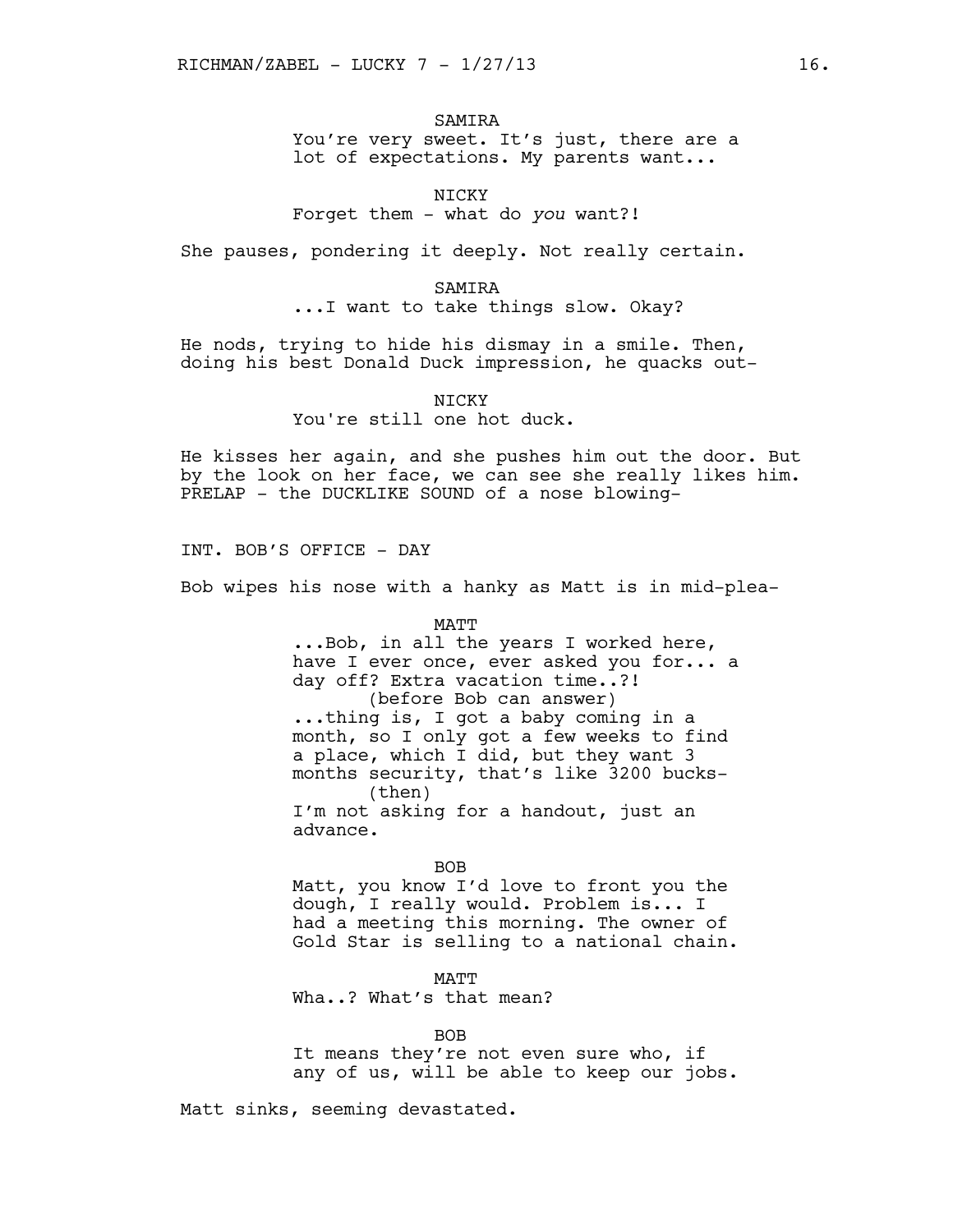SAMIRA

You're very sweet. It's just, there are a lot of expectations. My parents want...

NICKY

Forget them - what do *you* want?!

She pauses, pondering it deeply. Not really certain.

SAMIRA

...I want to take things slow. Okay?

He nods, trying to hide his dismay in a smile. Then, doing his best Donald Duck impression, he quacks out-

NICKY

You're still one hot duck.

He kisses her again, and she pushes him out the door. But by the look on her face, we can see she really likes him. PRELAP - the DUCKLIKE SOUND of a nose blowing-

INT. BOB'S OFFICE - DAY

Bob wipes his nose with a hanky as Matt is in mid-plea-

MATT

...Bob, in all the years I worked here, have I ever once, ever asked you for... a day off? Extra vacation time..?!

(before Bob can answer)

...thing is, I got a baby coming in a month, so I only got a few weeks to find a place, which I did, but they want 3 months security, that's like 3200 bucks-

(then)

I'm not asking for a handout, just an advance.

BOB

Matt, you know I'd love to front you the dough, I really would. Problem is... I had a meeting this morning. The owner of Gold Star is selling to a national chain.

MATT

Wha..? What's that mean?

BOB

It means they're not even sure who, if any of us, will be able to keep our jobs.

Matt sinks, seeming devastated.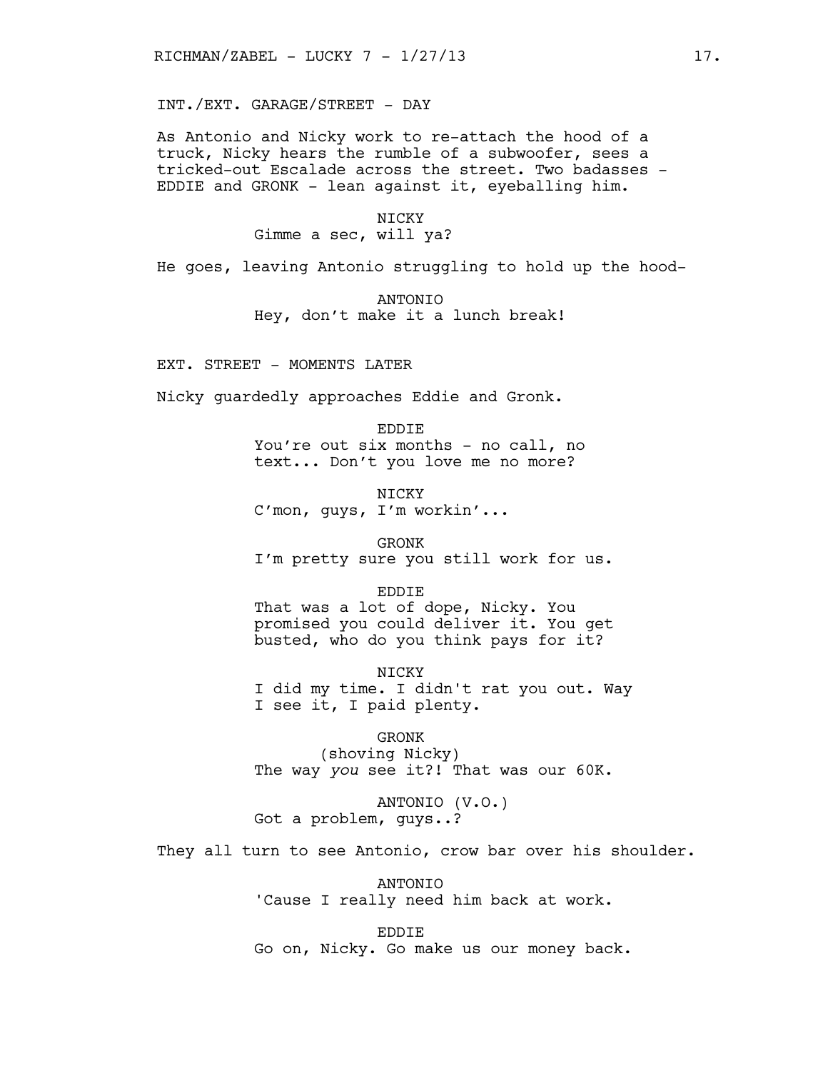INT./EXT. GARAGE/STREET - DAY

As Antonio and Nicky work to re-attach the hood of a truck, Nicky hears the rumble of a subwoofer, sees a tricked-out Escalade across the street. Two badasses - EDDIE and GRONK - lean against it, eyeballing him.

NICKY
Gimme a sec, will ya?

He goes, leaving Antonio struggling to hold up the hood-

ANTONIO
Hey, don't make it a lunch break!

EXT. STREET - MOMENTS LATER

Nicky guardedly approaches Eddie and Gronk.

EDDIE
You're out six months - no call, no text... Don't you love me no more?

NICKY
C'mon, guys, I'm workin'...

GRONK
I'm pretty sure you still work for us.

EDDIE
That was a lot of dope, Nicky. You promised you could deliver it. You get busted, who do you think pays for it?

NICKY
I did my time. I didn't rat you out. Way I see it, I paid plenty.

GRONK
(shoving Nicky)
The way *you* see it?! That was our 60K.

ANTONIO (V.O.)
Got a problem, guys..?

They all turn to see Antonio, crow bar over his shoulder.

ANTONIO
'Cause I really need him back at work.

EDDIE
Go on, Nicky. Go make us our money back.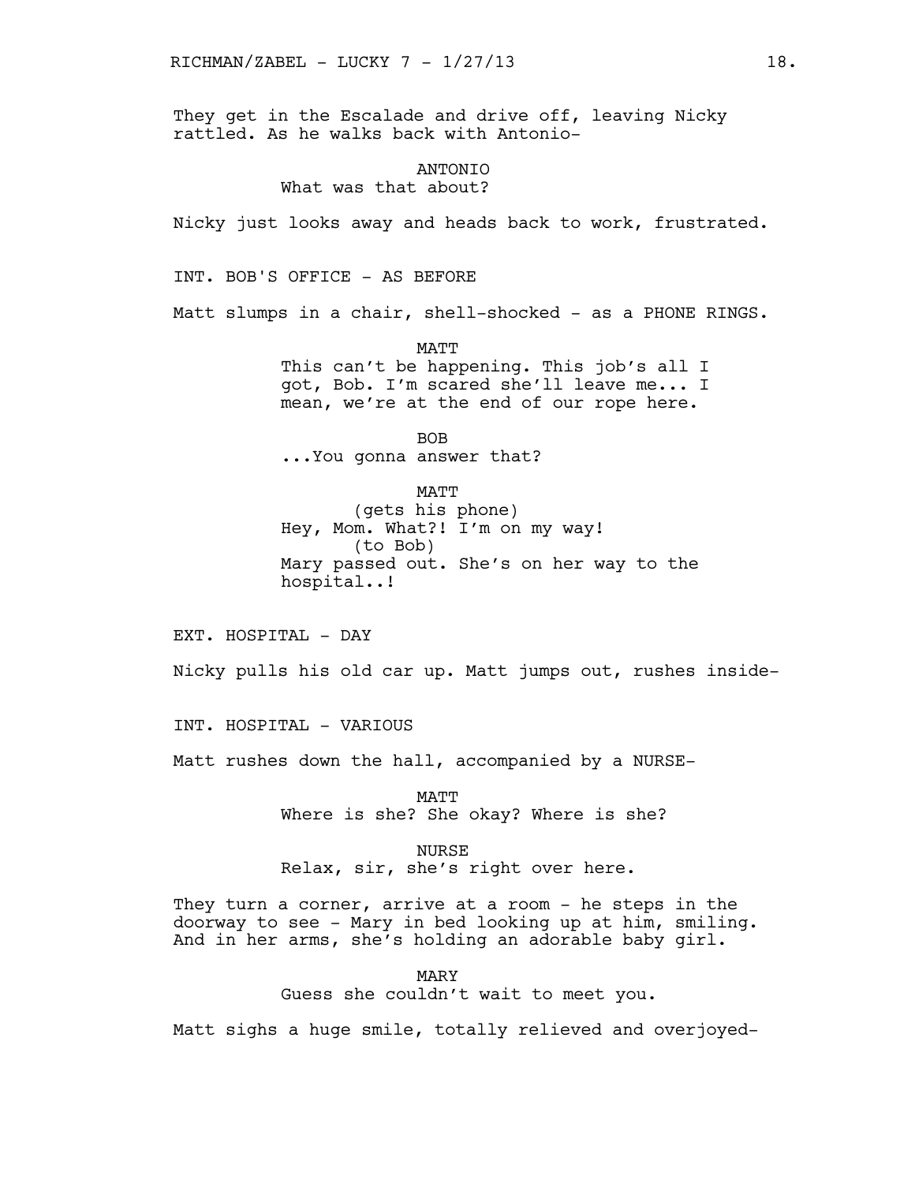They get in the Escalade and drive off, leaving Nicky rattled. As he walks back with Antonio-

ANTONIO
What was that about?

Nicky just looks away and heads back to work, frustrated.

INT. BOB'S OFFICE - AS BEFORE

Matt slumps in a chair, shell-shocked - as a PHONE RINGS.

MATT
This can't be happening. This job's all I got, Bob. I'm scared she'll leave me... I mean, we're at the end of our rope here.

BOB
...You gonna answer that?

MATT
(gets his phone)
Hey, Mom. What?! I'm on my way!
(to Bob)
Mary passed out. She's on her way to the hospital..!

EXT. HOSPITAL - DAY

Nicky pulls his old car up. Matt jumps out, rushes inside-

INT. HOSPITAL - VARIOUS

Matt rushes down the hall, accompanied by a NURSE-

MATT
Where is she? She okay? Where is she?

NURSE
Relax, sir, she's right over here.

They turn a corner, arrive at a room - he steps in the doorway to see - Mary in bed looking up at him, smiling. And in her arms, she's holding an adorable baby girl.

MARY
Guess she couldn't wait to meet you.

Matt sighs a huge smile, totally relieved and overjoyed-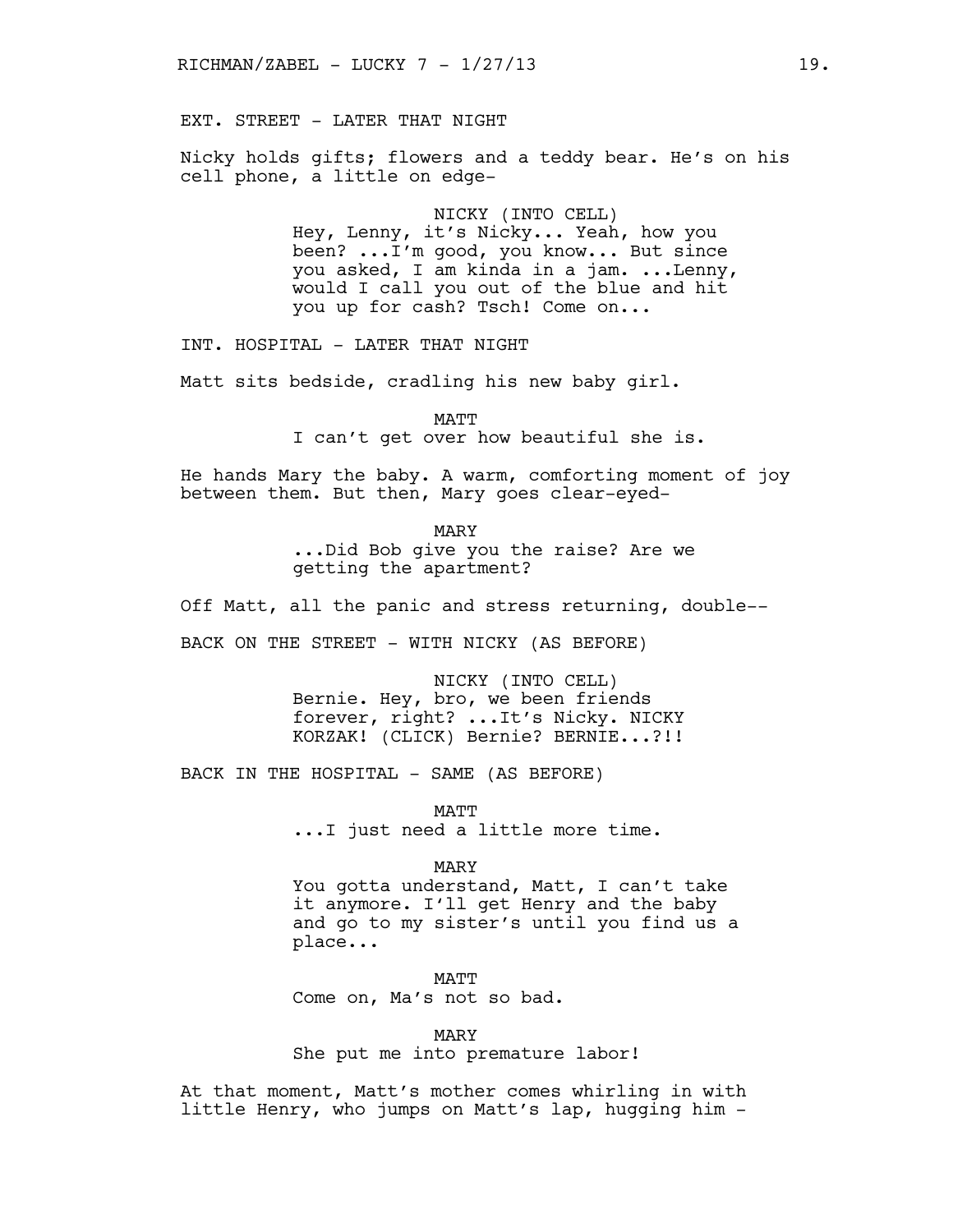EXT. STREET - LATER THAT NIGHT

Nicky holds gifts; flowers and a teddy bear. He's on his cell phone, a little on edge-

NICKY (INTO CELL)
Hey, Lenny, it's Nicky... Yeah, how you been? ...I'm good, you know... But since you asked, I am kinda in a jam. ...Lenny, would I call you out of the blue and hit you up for cash? Tsch! Come on...

INT. HOSPITAL - LATER THAT NIGHT

Matt sits bedside, cradling his new baby girl.

MATT
I can't get over how beautiful she is.

He hands Mary the baby. A warm, comforting moment of joy between them. But then, Mary goes clear-eyed-

MARY
...Did Bob give you the raise? Are we getting the apartment?

Off Matt, all the panic and stress returning, double--

BACK ON THE STREET - WITH NICKY (AS BEFORE)

NICKY (INTO CELL)
Bernie. Hey, bro, we been friends forever, right? ...It's Nicky. NICKY KORZAK! (CLICK) Bernie? BERNIE...?!!

BACK IN THE HOSPITAL - SAME (AS BEFORE)

MATT
...I just need a little more time.

MARY
You gotta understand, Matt, I can't take it anymore. I'll get Henry and the baby and go to my sister's until you find us a place...

MATT
Come on, Ma's not so bad.

MARY
She put me into premature labor!

At that moment, Matt's mother comes whirling in with little Henry, who jumps on Matt's lap, hugging him -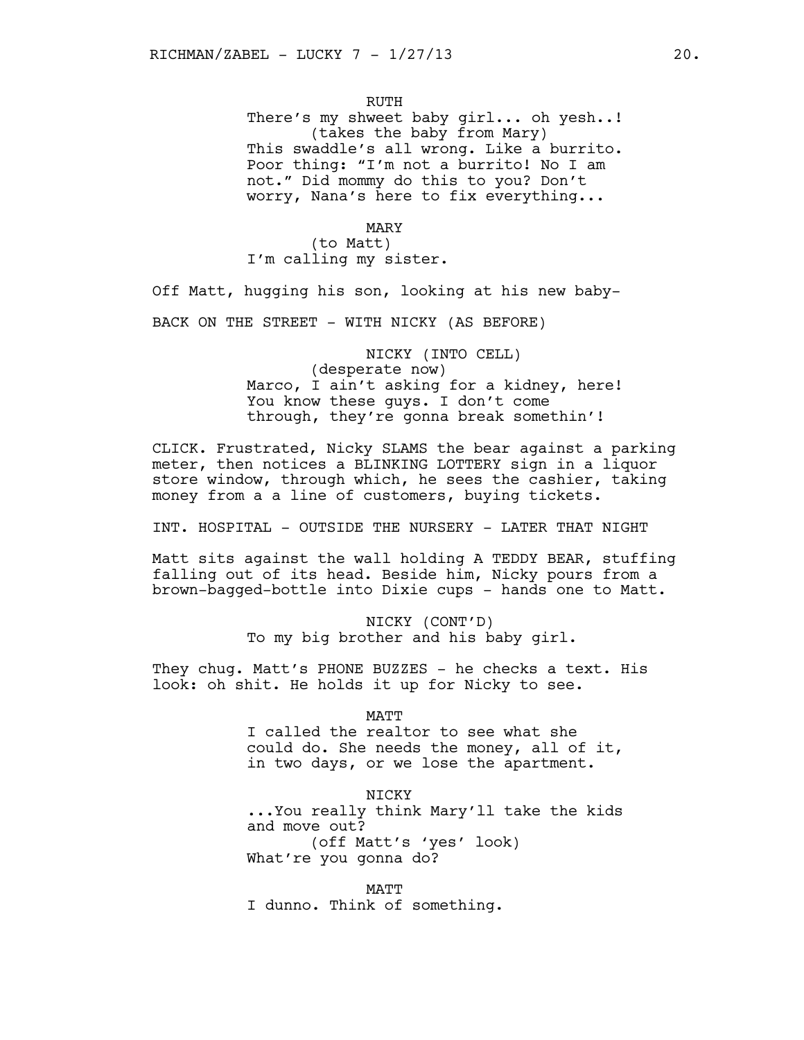RUTH

There's my shweet baby girl... oh yesh..!

(takes the baby from Mary)

This swaddle's all wrong. Like a burrito. Poor thing: "I'm not a burrito! No I am not." Did mommy do this to you? Don't worry, Nana's here to fix everything...

MARY

(to Matt)

I'm calling my sister.

Off Matt, hugging his son, looking at his new baby-

BACK ON THE STREET - WITH NICKY (AS BEFORE)

NICKY (INTO CELL)

(desperate now)

Marco, I ain't asking for a kidney, here! You know these guys. I don't come through, they're gonna break somethin'!

CLICK. Frustrated, Nicky SLAMS the bear against a parking meter, then notices a BLINKING LOTTERY sign in a liquor store window, through which, he sees the cashier, taking money from a a line of customers, buying tickets.

INT. HOSPITAL - OUTSIDE THE NURSERY - LATER THAT NIGHT

Matt sits against the wall holding A TEDDY BEAR, stuffing falling out of its head. Beside him, Nicky pours from a brown-bagged-bottle into Dixie cups - hands one to Matt.

NICKY (CONT'D)

To my big brother and his baby girl.

They chug. Matt's PHONE BUZZES - he checks a text. His look: oh shit. He holds it up for Nicky to see.

MATT

I called the realtor to see what she could do. She needs the money, all of it, in two days, or we lose the apartment.

NICKY

...You really think Mary'll take the kids and move out?

(off Matt's 'yes' look)

What're you gonna do?

MATT

I dunno. Think of something.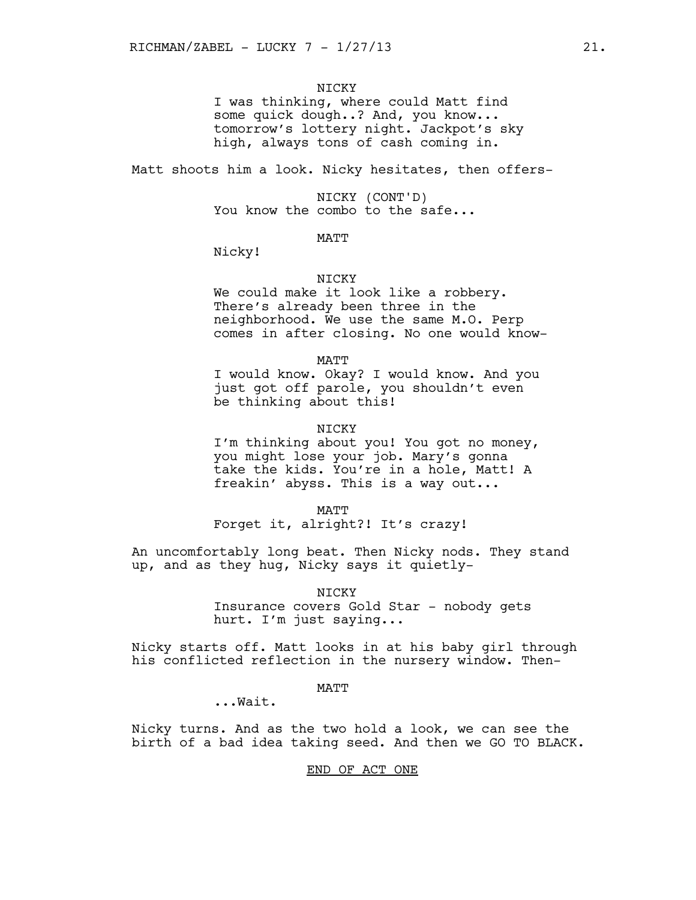NICKY

I was thinking, where could Matt find some quick dough..? And, you know... tomorrow's lottery night. Jackpot's sky high, always tons of cash coming in.

Matt shoots him a look. Nicky hesitates, then offers-

NICKY (CONT'D)

You know the combo to the safe...

MATT

Nicky!

NICKY

We could make it look like a robbery. There's already been three in the neighborhood. We use the same M.O. Perp comes in after closing. No one would know-

MATT

I would know. Okay? I would know. And you just got off parole, you shouldn't even be thinking about this!

NICKY

I'm thinking about you! You got no money, you might lose your job. Mary's gonna take the kids. You're in a hole, Matt! A freakin' abyss. This is a way out...

MATT

Forget it, alright?! It's crazy!

An uncomfortably long beat. Then Nicky nods. They stand up, and as they hug, Nicky says it quietly-

NICKY

Insurance covers Gold Star - nobody gets hurt. I'm just saying...

Nicky starts off. Matt looks in at his baby girl through his conflicted reflection in the nursery window. Then-

MATT

...Wait.

Nicky turns. And as the two hold a look, we can see the birth of a bad idea taking seed. And then we GO TO BLACK.

<u>END OF ACT ONE</u>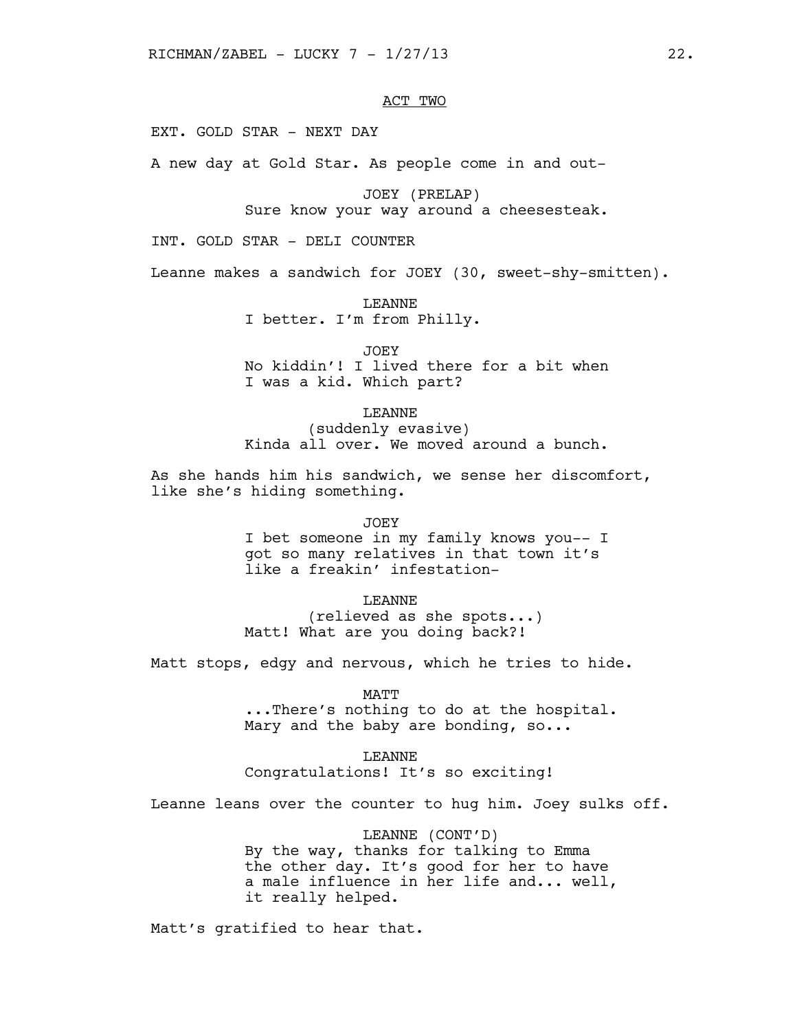ACT TWO

EXT. GOLD STAR - NEXT DAY

A new day at Gold Star. As people come in and out-

JOEY (PRELAP)
Sure know your way around a cheesesteak.

INT. GOLD STAR - DELI COUNTER

Leanne makes a sandwich for JOEY (30, sweet-shy-smitten).

LEANNE
I better. I'm from Philly.

JOEY
No kiddin'! I lived there for a bit when I was a kid. Which part?

LEANNE
(suddenly evasive)
Kinda all over. We moved around a bunch.

As she hands him his sandwich, we sense her discomfort, like she's hiding something.

JOEY
I bet someone in my family knows you-- I got so many relatives in that town it's like a freakin' infestation-

LEANNE
(relieved as she spots...)
Matt! What are you doing back?!

Matt stops, edgy and nervous, which he tries to hide.

MATT
...There's nothing to do at the hospital. Mary and the baby are bonding, so...

LEANNE
Congratulations! It's so exciting!

Leanne leans over the counter to hug him. Joey sulks off.

LEANNE (CONT'D)
By the way, thanks for talking to Emma the other day. It's good for her to have a male influence in her life and... well, it really helped.

Matt's gratified to hear that.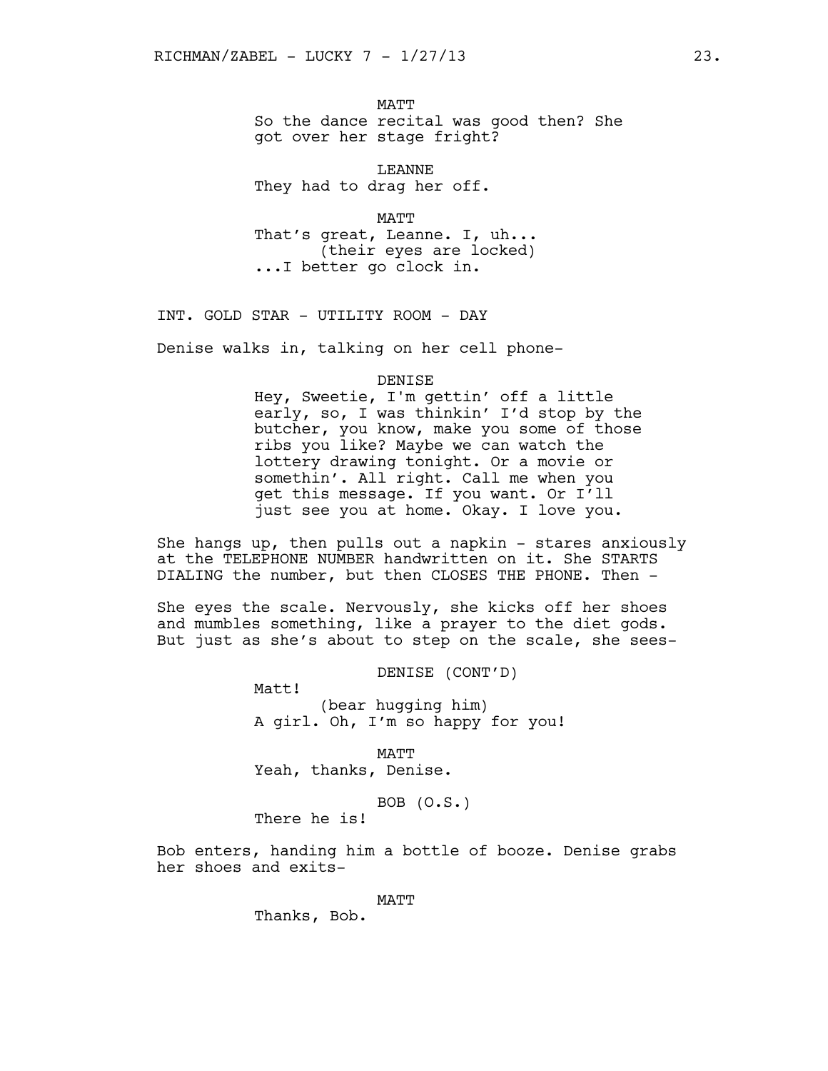MATT
So the dance recital was good then? She got over her stage fright?

LEANNE
They had to drag her off.

MATT
That's great, Leanne. I, uh...
(their eyes are locked)
...I better go clock in.

INT. GOLD STAR - UTILITY ROOM - DAY

Denise walks in, talking on her cell phone-

DENISE
Hey, Sweetie, I'm gettin' off a little early, so, I was thinkin' I'd stop by the butcher, you know, make you some of those ribs you like? Maybe we can watch the lottery drawing tonight. Or a movie or somethin'. All right. Call me when you get this message. If you want. Or I'll just see you at home. Okay. I love you.

She hangs up, then pulls out a napkin - stares anxiously at the TELEPHONE NUMBER handwritten on it. She STARTS DIALING the number, but then CLOSES THE PHONE. Then -

She eyes the scale. Nervously, she kicks off her shoes and mumbles something, like a prayer to the diet gods. But just as she's about to step on the scale, she sees-

DENISE (CONT'D)
Matt!
(bear hugging him)
A girl. Oh, I'm so happy for you!

MATT
Yeah, thanks, Denise.

BOB (O.S.)
There he is!

Bob enters, handing him a bottle of booze. Denise grabs her shoes and exits-

MATT
Thanks, Bob.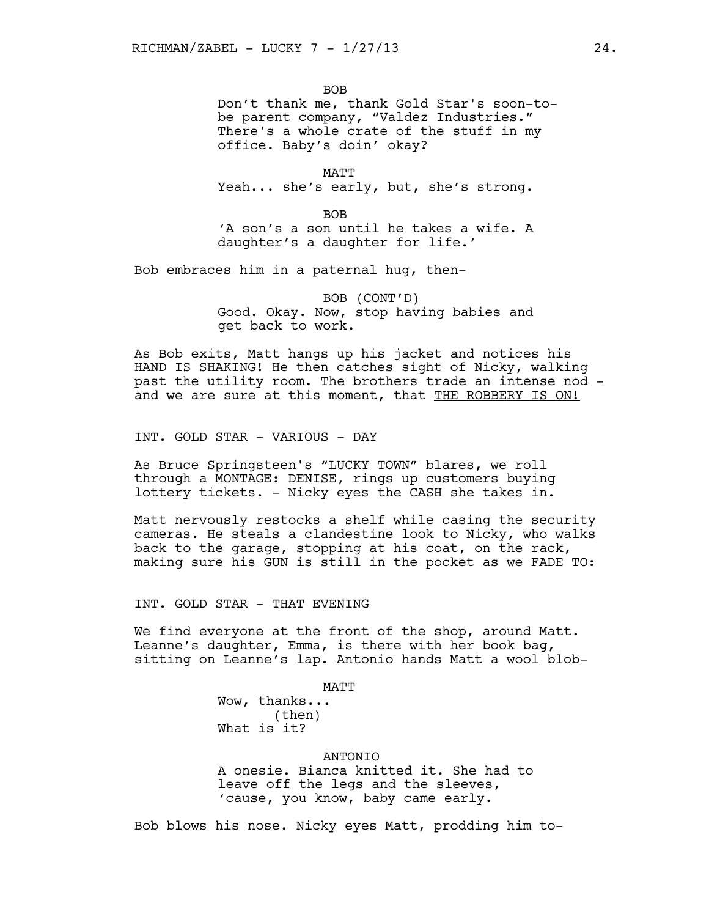BOB

Don't thank me, thank Gold Star's soon-to-be parent company, "Valdez Industries." There's a whole crate of the stuff in my office. Baby's doin' okay?

MATT

Yeah... she's early, but, she's strong.

BOB

'A son's a son until he takes a wife. A daughter's a daughter for life.'

Bob embraces him in a paternal hug, then-

BOB (CONT'D)

Good. Okay. Now, stop having babies and get back to work.

As Bob exits, Matt hangs up his jacket and notices his HAND IS SHAKING! He then catches sight of Nicky, walking past the utility room. The brothers trade an intense nod - and we are sure at this moment, that <u>THE ROBBERY IS ON!</u>

INT. GOLD STAR - VARIOUS - DAY

As Bruce Springsteen's "LUCKY TOWN" blares, we roll through a MONTAGE: DENISE, rings up customers buying lottery tickets. - Nicky eyes the CASH she takes in.

Matt nervously restocks a shelf while casing the security cameras. He steals a clandestine look to Nicky, who walks back to the garage, stopping at his coat, on the rack, making sure his GUN is still in the pocket as we FADE TO:

INT. GOLD STAR - THAT EVENING

We find everyone at the front of the shop, around Matt. Leanne's daughter, Emma, is there with her book bag, sitting on Leanne's lap. Antonio hands Matt a wool blob-

MATT

Wow, thanks...
(then)
What is it?

ANTONIO

A onesie. Bianca knitted it. She had to leave off the legs and the sleeves, 'cause, you know, baby came early.

Bob blows his nose. Nicky eyes Matt, prodding him to-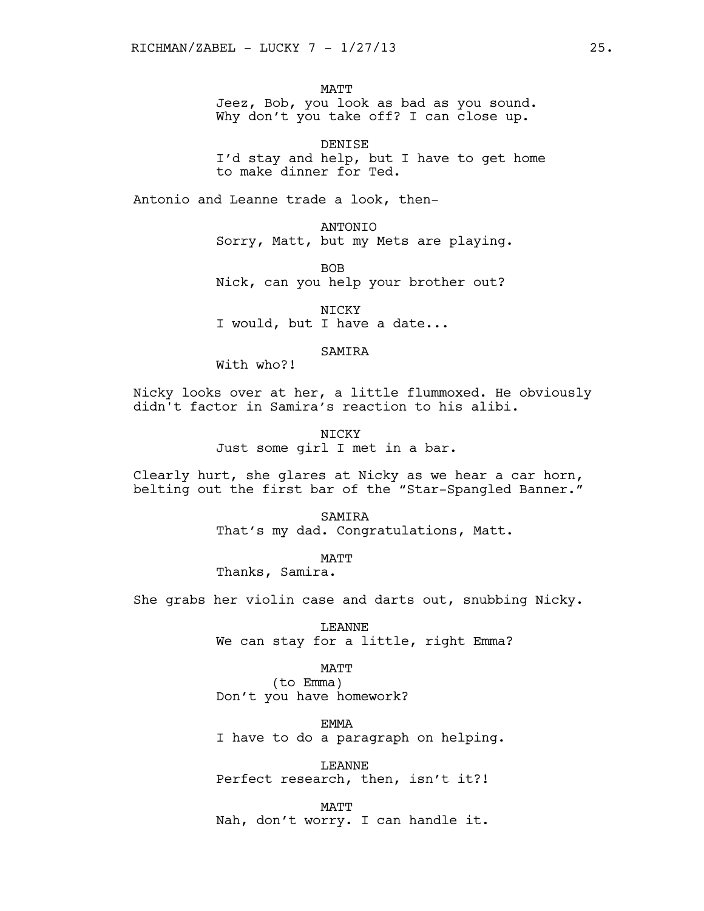MATT
Jeez, Bob, you look as bad as you sound. Why don't you take off? I can close up.

DENISE
I'd stay and help, but I have to get home to make dinner for Ted.

Antonio and Leanne trade a look, then-

ANTONIO
Sorry, Matt, but my Mets are playing.

BOB
Nick, can you help your brother out?

NICKY
I would, but I have a date...

SAMIRA
With who?!

Nicky looks over at her, a little flummoxed. He obviously didn't factor in Samira's reaction to his alibi.

NICKY
Just some girl I met in a bar.

Clearly hurt, she glares at Nicky as we hear a car horn, belting out the first bar of the "Star-Spangled Banner."

SAMIRA
That's my dad. Congratulations, Matt.

MATT
Thanks, Samira.

She grabs her violin case and darts out, snubbing Nicky.

LEANNE
We can stay for a little, right Emma?

MATT
(to Emma)
Don't you have homework?

EMMA
I have to do a paragraph on helping.

LEANNE
Perfect research, then, isn't it?!

MATT
Nah, don't worry. I can handle it.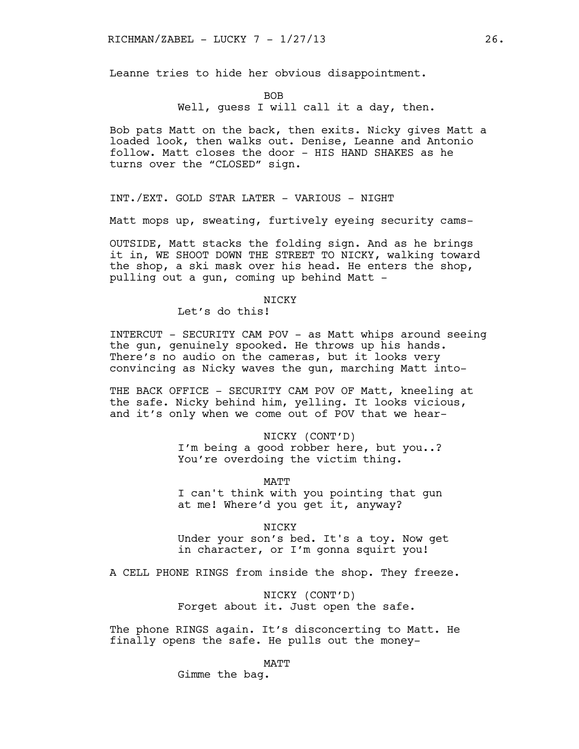Leanne tries to hide her obvious disappointment.

BOB
Well, guess I will call it a day, then.

Bob pats Matt on the back, then exits. Nicky gives Matt a loaded look, then walks out. Denise, Leanne and Antonio follow. Matt closes the door - HIS HAND SHAKES as he turns over the "CLOSED" sign.

INT./EXT. GOLD STAR LATER - VARIOUS - NIGHT

Matt mops up, sweating, furtively eyeing security cams-

OUTSIDE, Matt stacks the folding sign. And as he brings it in, WE SHOOT DOWN THE STREET TO NICKY, walking toward the shop, a ski mask over his head. He enters the shop, pulling out a gun, coming up behind Matt -

NICKY
Let's do this!

INTERCUT - SECURITY CAM POV - as Matt whips around seeing the gun, genuinely spooked. He throws up his hands. There's no audio on the cameras, but it looks very convincing as Nicky waves the gun, marching Matt into-

THE BACK OFFICE - SECURITY CAM POV OF Matt, kneeling at the safe. Nicky behind him, yelling. It looks vicious, and it's only when we come out of POV that we hear-

NICKY (CONT'D)
I'm being a good robber here, but you..? You're overdoing the victim thing.

MATT
I can't think with you pointing that gun at me! Where'd you get it, anyway?

NICKY
Under your son's bed. It's a toy. Now get in character, or I'm gonna squirt you!

A CELL PHONE RINGS from inside the shop. They freeze.

NICKY (CONT'D)
Forget about it. Just open the safe.

The phone RINGS again. It's disconcerting to Matt. He finally opens the safe. He pulls out the money-

MATT
Gimme the bag.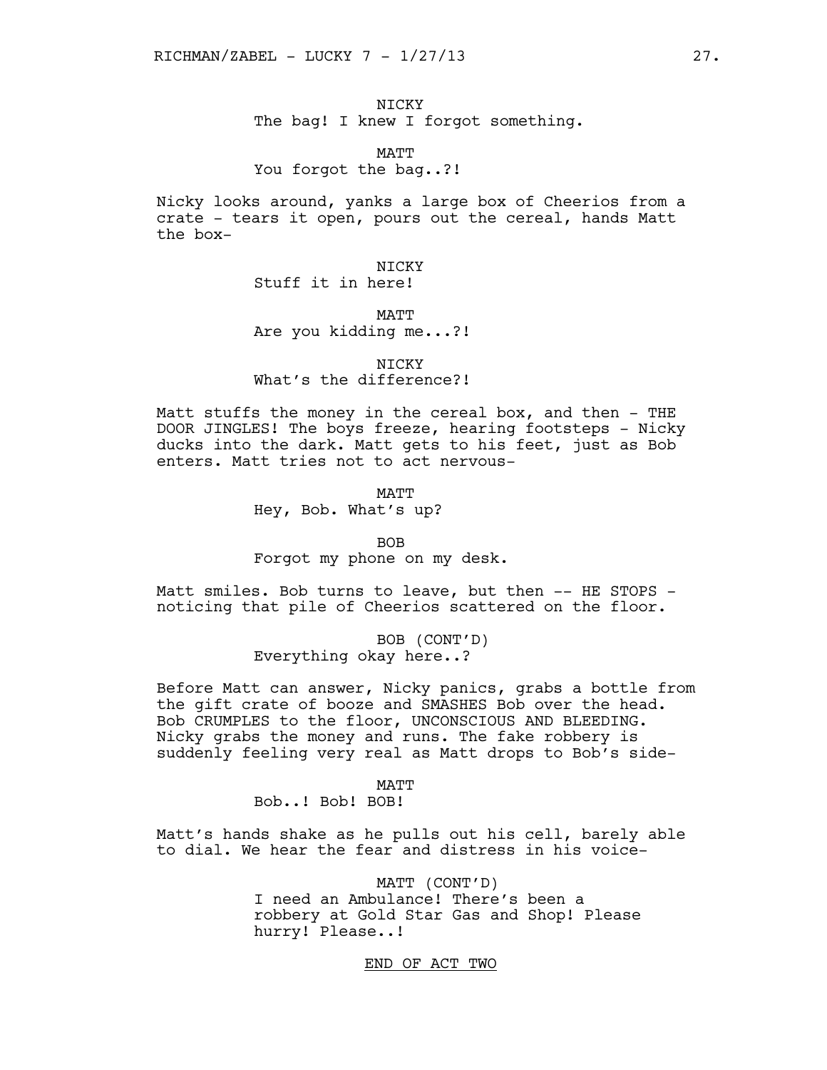NICKY
The bag! I knew I forgot something.

MATT
You forgot the bag..?!

Nicky looks around, yanks a large box of Cheerios from a crate - tears it open, pours out the cereal, hands Matt the box-

NICKY
Stuff it in here!

MATT
Are you kidding me...?!

NICKY
What's the difference?!

Matt stuffs the money in the cereal box, and then - THE DOOR JINGLES! The boys freeze, hearing footsteps - Nicky ducks into the dark. Matt gets to his feet, just as Bob enters. Matt tries not to act nervous-

MATT
Hey, Bob. What's up?

BOB
Forgot my phone on my desk.

Matt smiles. Bob turns to leave, but then -- HE STOPS - noticing that pile of Cheerios scattered on the floor.

BOB (CONT'D)
Everything okay here..?

Before Matt can answer, Nicky panics, grabs a bottle from the gift crate of booze and SMASHES Bob over the head. Bob CRUMPLES to the floor, UNCONSCIOUS AND BLEEDING. Nicky grabs the money and runs. The fake robbery is suddenly feeling very real as Matt drops to Bob's side-

MATT
Bob..! Bob! BOB!

Matt's hands shake as he pulls out his cell, barely able to dial. We hear the fear and distress in his voice-

MATT (CONT'D)
I need an Ambulance! There's been a robbery at Gold Star Gas and Shop! Please hurry! Please..!

END OF ACT TWO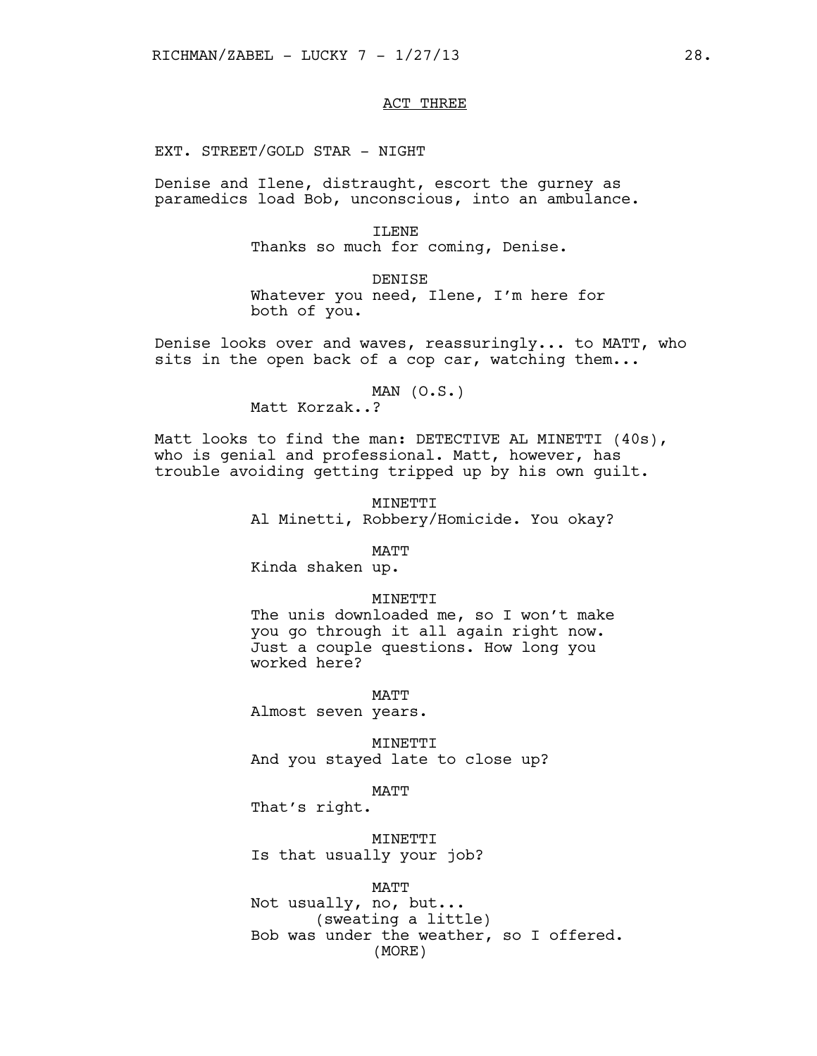ACT THREE

EXT. STREET/GOLD STAR - NIGHT

Denise and Ilene, distraught, escort the gurney as paramedics load Bob, unconscious, into an ambulance.

ILENE
Thanks so much for coming, Denise.

DENISE
Whatever you need, Ilene, I'm here for both of you.

Denise looks over and waves, reassuringly... to MATT, who sits in the open back of a cop car, watching them...

MAN (O.S.)
Matt Korzak..?

Matt looks to find the man: DETECTIVE AL MINETTI (40s), who is genial and professional. Matt, however, has trouble avoiding getting tripped up by his own guilt.

MINETTI
Al Minetti, Robbery/Homicide. You okay?

MATT
Kinda shaken up.

MINETTI
The unis downloaded me, so I won't make you go through it all again right now. Just a couple questions. How long you worked here?

MATT
Almost seven years.

MINETTI
And you stayed late to close up?

MATT
That's right.

MINETTI
Is that usually your job?

MATT
Not usually, no, but...
(sweating a little)
Bob was under the weather, so I offered.
(MORE)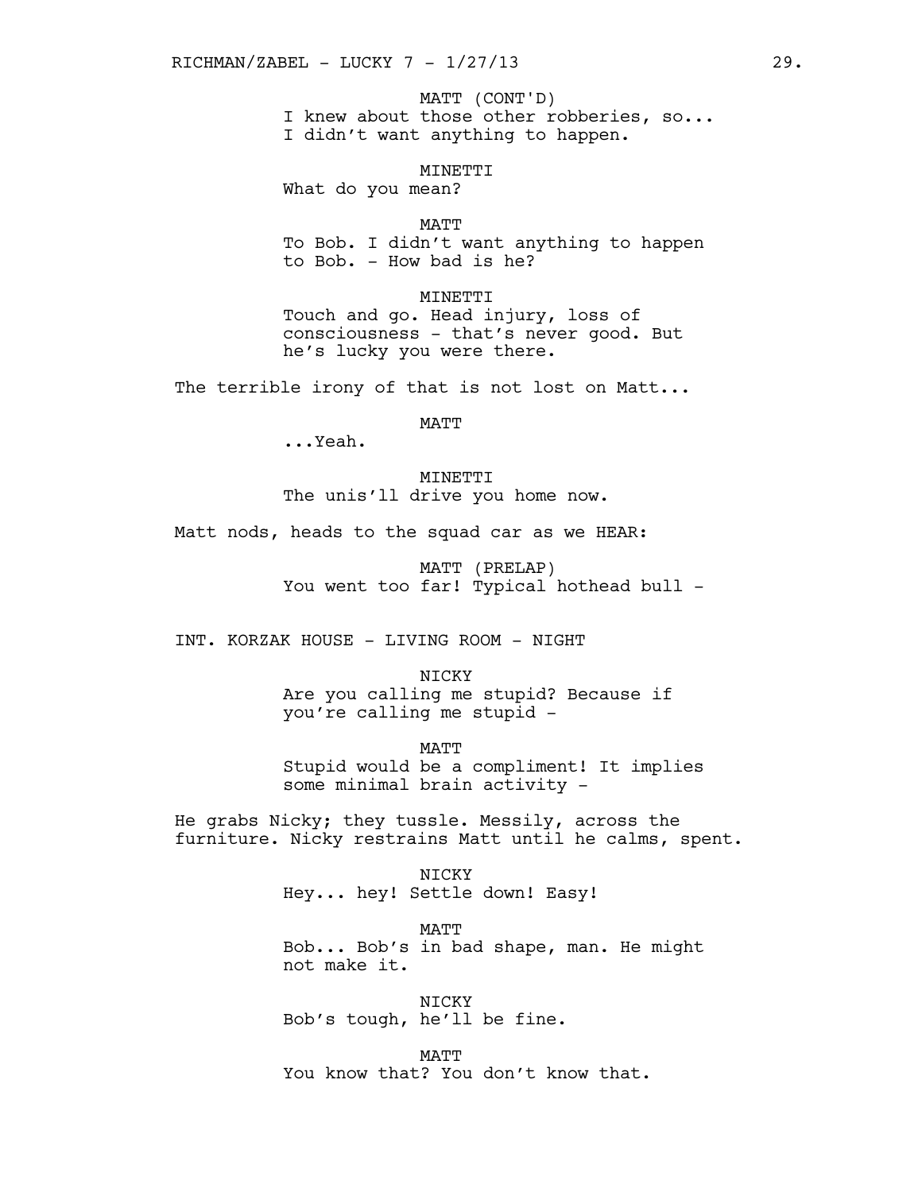MATT (CONT'D)
I knew about those other robberies, so...
I didn't want anything to happen.

MINETTI
What do you mean?

MATT
To Bob. I didn't want anything to happen
to Bob. - How bad is he?

MINETTI
Touch and go. Head injury, loss of
consciousness - that's never good. But
he's lucky you were there.

The terrible irony of that is not lost on Matt...

MATT
...Yeah.

MINETTI
The unis'll drive you home now.

Matt nods, heads to the squad car as we HEAR:

MATT (PRELAP)
You went too far! Typical hothead bull -

INT. KORZAK HOUSE - LIVING ROOM - NIGHT

NICKY
Are you calling me stupid? Because if
you're calling me stupid -

MATT
Stupid would be a compliment! It implies
some minimal brain activity -

He grabs Nicky; they tussle. Messily, across the
furniture. Nicky restrains Matt until he calms, spent.

NICKY
Hey... hey! Settle down! Easy!

MATT
Bob... Bob's in bad shape, man. He might
not make it.

NICKY
Bob's tough, he'll be fine.

MATT
You know that? You don't know that.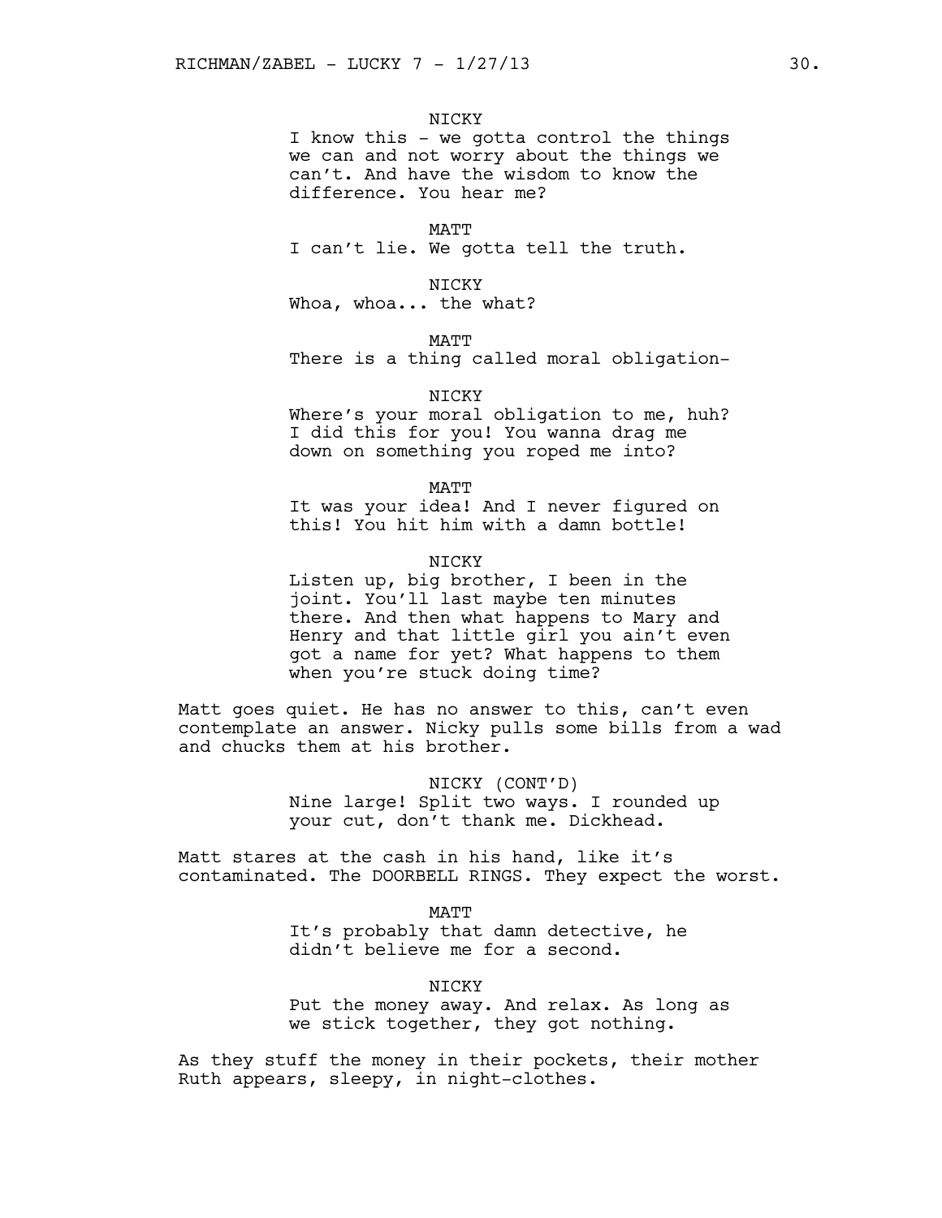NICKY

I know this - we gotta control the things we can and not worry about the things we can't. And have the wisdom to know the difference. You hear me?

MATT

I can't lie. We gotta tell the truth.

NICKY

Whoa, whoa... the what?

MATT

There is a thing called moral obligation-

NICKY

Where's your moral obligation to me, huh? I did this for you! You wanna drag me down on something you roped me into?

MATT

It was your idea! And I never figured on this! You hit him with a damn bottle!

NICKY

Listen up, big brother, I been in the joint. You'll last maybe ten minutes there. And then what happens to Mary and Henry and that little girl you ain't even got a name for yet? What happens to them when you're stuck doing time?

Matt goes quiet. He has no answer to this, can't even contemplate an answer. Nicky pulls some bills from a wad and chucks them at his brother.

NICKY (CONT'D)

Nine large! Split two ways. I rounded up your cut, don't thank me. Dickhead.

Matt stares at the cash in his hand, like it's contaminated. The DOORBELL RINGS. They expect the worst.

MATT

It's probably that damn detective, he didn't believe me for a second.

NICKY

Put the money away. And relax. As long as we stick together, they got nothing.

As they stuff the money in their pockets, their mother Ruth appears, sleepy, in night-clothes.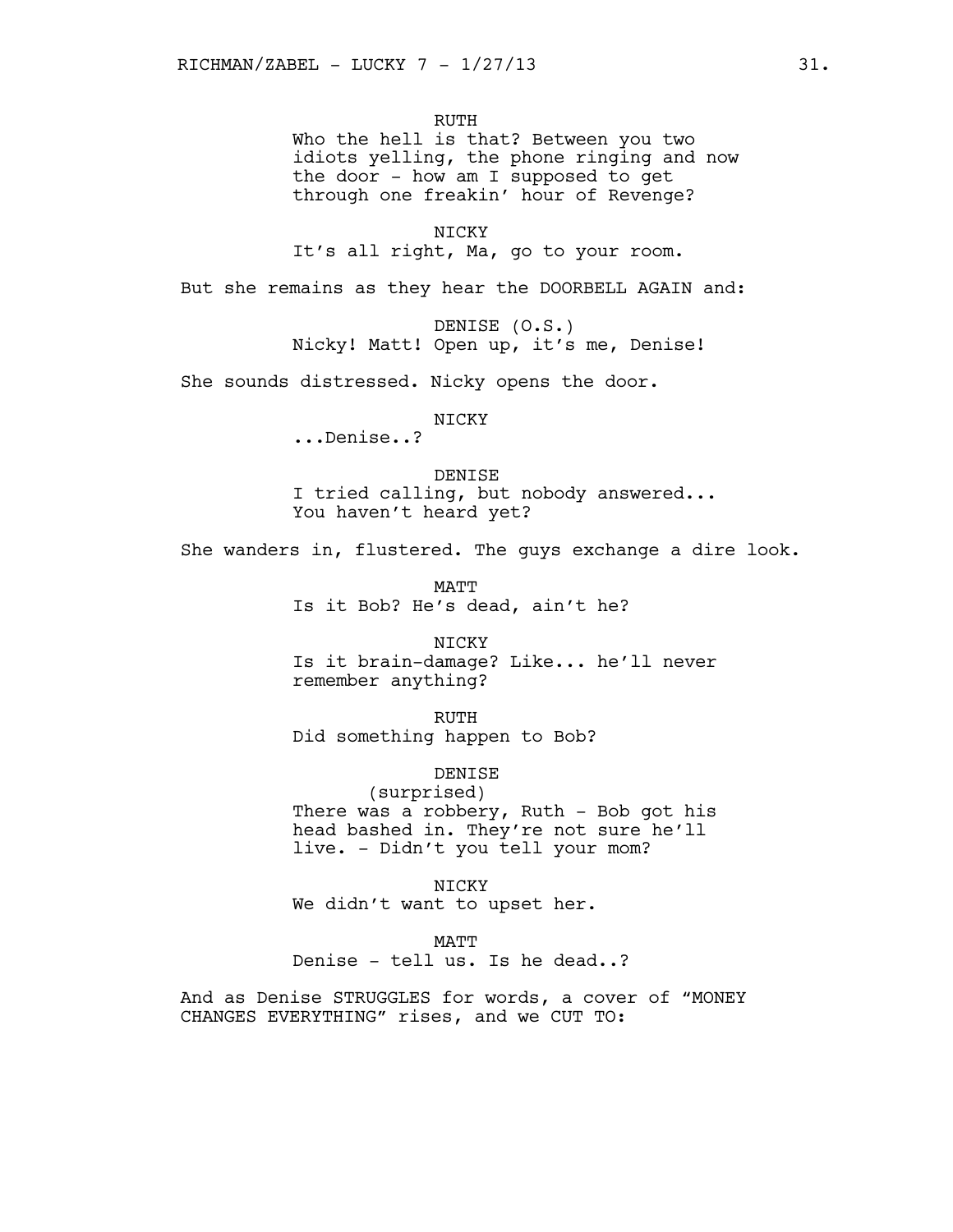RUTH
Who the hell is that? Between you two idiots yelling, the phone ringing and now the door - how am I supposed to get through one freakin' hour of Revenge?

NICKY
It's all right, Ma, go to your room.

But she remains as they hear the DOORBELL AGAIN and:

DENISE (O.S.)
Nicky! Matt! Open up, it's me, Denise!

She sounds distressed. Nicky opens the door.

NICKY
...Denise..?

DENISE
I tried calling, but nobody answered... You haven't heard yet?

She wanders in, flustered. The guys exchange a dire look.

MATT
Is it Bob? He's dead, ain't he?

NICKY
Is it brain-damage? Like... he'll never remember anything?

RUTH
Did something happen to Bob?

DENISE
(surprised)
There was a robbery, Ruth - Bob got his head bashed in. They're not sure he'll live. - Didn't you tell your mom?

NICKY
We didn't want to upset her.

MATT
Denise - tell us. Is he dead..?

And as Denise STRUGGLES for words, a cover of "MONEY CHANGES EVERYTHING" rises, and we CUT TO: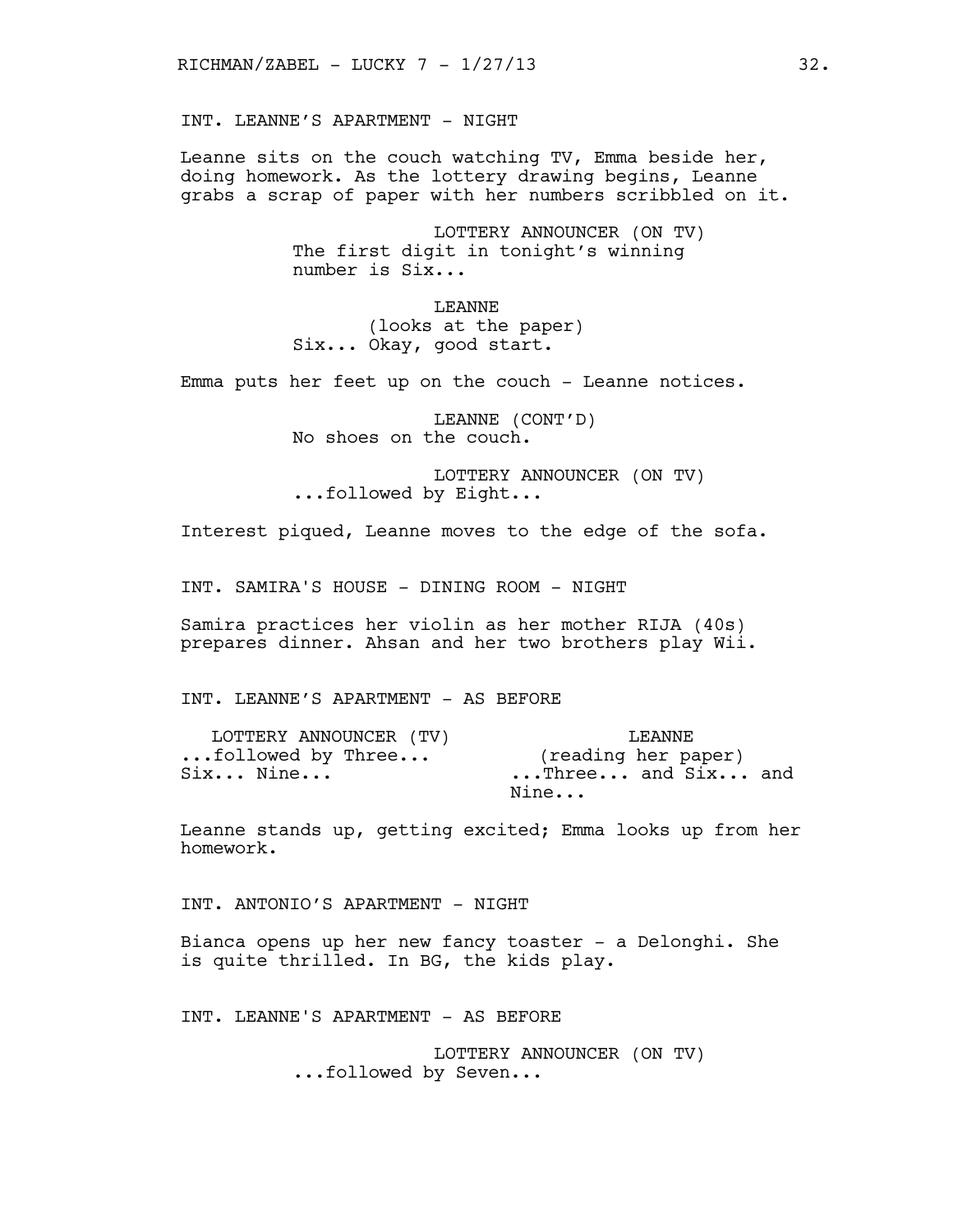INT. LEANNE'S APARTMENT - NIGHT

Leanne sits on the couch watching TV, Emma beside her, doing homework. As the lottery drawing begins, Leanne grabs a scrap of paper with her numbers scribbled on it.

LOTTERY ANNOUNCER (ON TV)
The first digit in tonight's winning number is Six...

LEANNE
(looks at the paper)
Six... Okay, good start.

Emma puts her feet up on the couch - Leanne notices.

LEANNE (CONT'D)
No shoes on the couch.

LOTTERY ANNOUNCER (ON TV)
...followed by Eight...

Interest piqued, Leanne moves to the edge of the sofa.

INT. SAMIRA'S HOUSE - DINING ROOM - NIGHT

Samira practices her violin as her mother RIJA (40s) prepares dinner. Ahsan and her two brothers play Wii.

INT. LEANNE'S APARTMENT - AS BEFORE

LOTTERY ANNOUNCER (TV)
...followed by Three... Six... Nine...

LEANNE
(reading her paper)
...Three... and Six... and Nine...

Leanne stands up, getting excited; Emma looks up from her homework.

INT. ANTONIO'S APARTMENT - NIGHT

Bianca opens up her new fancy toaster - a Delonghi. She is quite thrilled. In BG, the kids play.

INT. LEANNE'S APARTMENT - AS BEFORE

LOTTERY ANNOUNCER (ON TV)
...followed by Seven...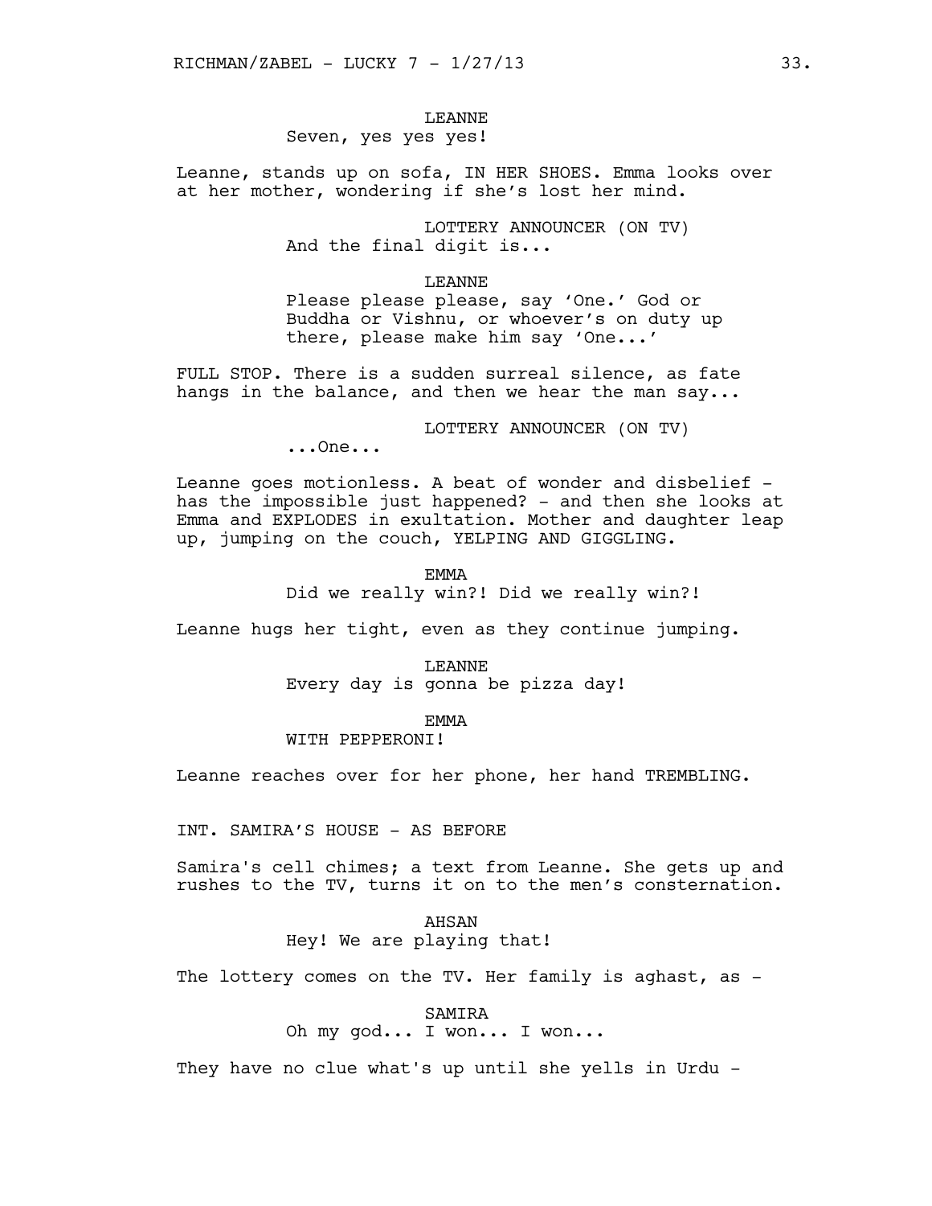LEANNE
Seven, yes yes yes!

Leanne, stands up on sofa, IN HER SHOES. Emma looks over at her mother, wondering if she's lost her mind.

LOTTERY ANNOUNCER (ON TV)
And the final digit is...

LEANNE
Please please please, say 'One.' God or Buddha or Vishnu, or whoever's on duty up there, please make him say 'One...'

FULL STOP. There is a sudden surreal silence, as fate hangs in the balance, and then we hear the man say...

LOTTERY ANNOUNCER (ON TV)
...One...

Leanne goes motionless. A beat of wonder and disbelief - has the impossible just happened? - and then she looks at Emma and EXPLODES in exultation. Mother and daughter leap up, jumping on the couch, YELPING AND GIGGLING.

EMMA
Did we really win?! Did we really win?!

Leanne hugs her tight, even as they continue jumping.

LEANNE
Every day is gonna be pizza day!

EMMA
WITH PEPPERONI!

Leanne reaches over for her phone, her hand TREMBLING.

INT. SAMIRA'S HOUSE - AS BEFORE

Samira's cell chimes; a text from Leanne. She gets up and rushes to the TV, turns it on to the men's consternation.

AHSAN
Hey! We are playing that!

The lottery comes on the TV. Her family is aghast, as -

SAMIRA
Oh my god... I won... I won...

They have no clue what's up until she yells in Urdu -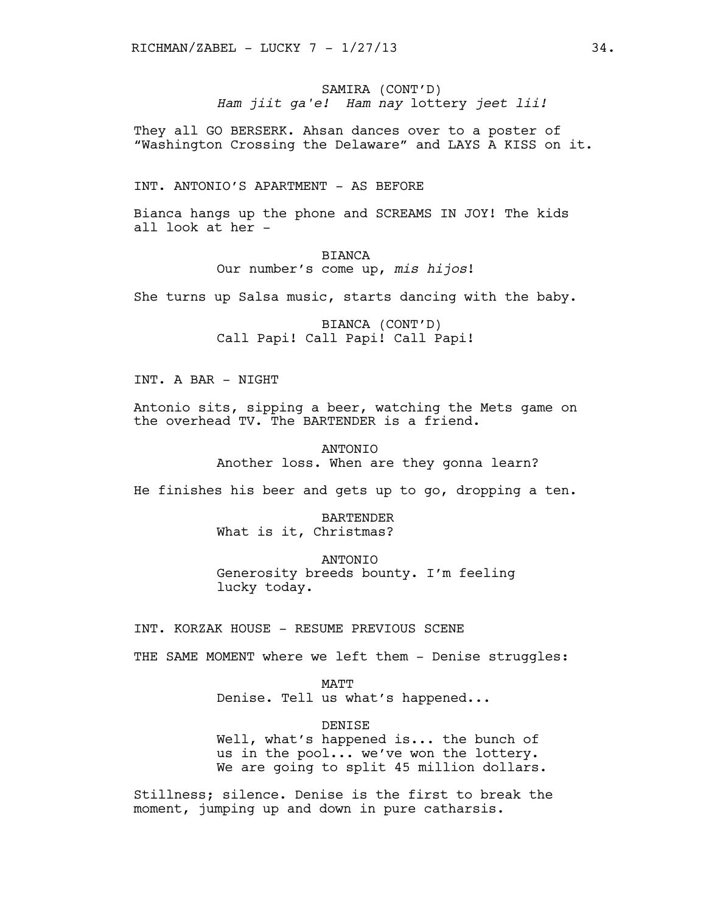SAMIRA (CONT'D)
*Ham jiit ga'e! Ham nay* lottery *jeet lii!*

They all GO BERSERK. Ahsan dances over to a poster of "Washington Crossing the Delaware" and LAYS A KISS on it.

INT. ANTONIO'S APARTMENT - AS BEFORE

Bianca hangs up the phone and SCREAMS IN JOY! The kids all look at her -

BIANCA
Our number's come up, *mis hijos*!

She turns up Salsa music, starts dancing with the baby.

BIANCA (CONT'D)
Call Papi! Call Papi! Call Papi!

INT. A BAR - NIGHT

Antonio sits, sipping a beer, watching the Mets game on the overhead TV. The BARTENDER is a friend.

ANTONIO
Another loss. When are they gonna learn?

He finishes his beer and gets up to go, dropping a ten.

BARTENDER
What is it, Christmas?

ANTONIO
Generosity breeds bounty. I'm feeling lucky today.

INT. KORZAK HOUSE - RESUME PREVIOUS SCENE

THE SAME MOMENT where we left them - Denise struggles:

MATT
Denise. Tell us what's happened...

DENISE
Well, what's happened is... the bunch of us in the pool... we've won the lottery. We are going to split 45 million dollars.

Stillness; silence. Denise is the first to break the moment, jumping up and down in pure catharsis.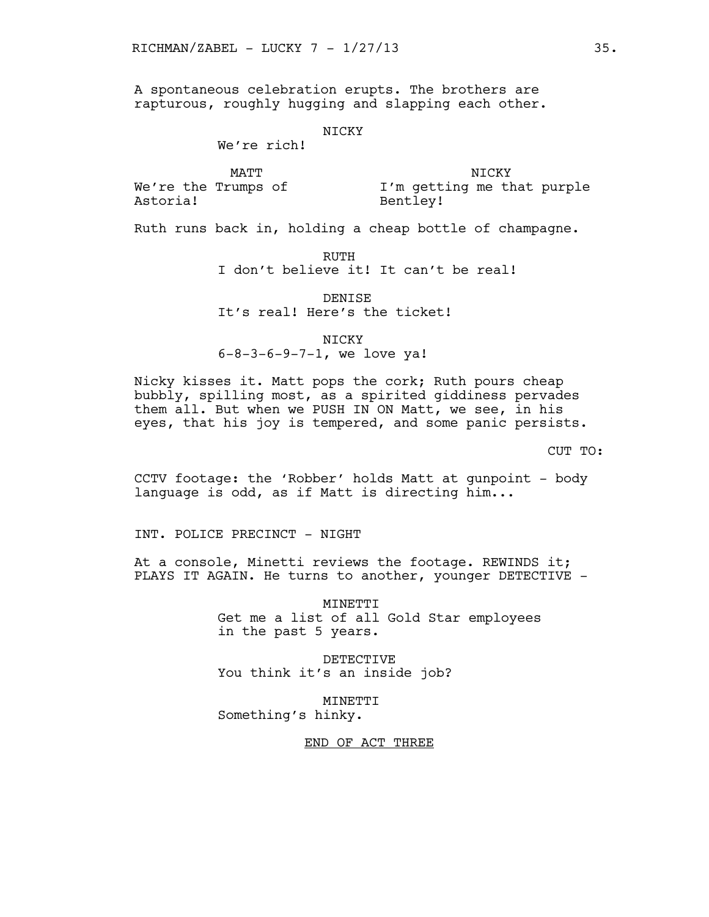A spontaneous celebration erupts. The brothers are rapturous, roughly hugging and slapping each other.

NICKY

We're rich!

MATT

We're the Trumps of Astoria!

NICKY

I'm getting me that purple Bentley!

Ruth runs back in, holding a cheap bottle of champagne.

RUTH

I don't believe it! It can't be real!

DENISE

It's real! Here's the ticket!

NICKY

6-8-3-6-9-7-1, we love ya!

Nicky kisses it. Matt pops the cork; Ruth pours cheap bubbly, spilling most, as a spirited giddiness pervades them all. But when we PUSH IN ON Matt, we see, in his eyes, that his joy is tempered, and some panic persists.

CUT TO:

CCTV footage: the 'Robber' holds Matt at gunpoint - body language is odd, as if Matt is directing him...

INT. POLICE PRECINCT - NIGHT

At a console, Minetti reviews the footage. REWINDS it; PLAYS IT AGAIN. He turns to another, younger DETECTIVE -

MINETTI

Get me a list of all Gold Star employees in the past 5 years.

DETECTIVE

You think it's an inside job?

MINETTI

Something's hinky.

END OF ACT THREE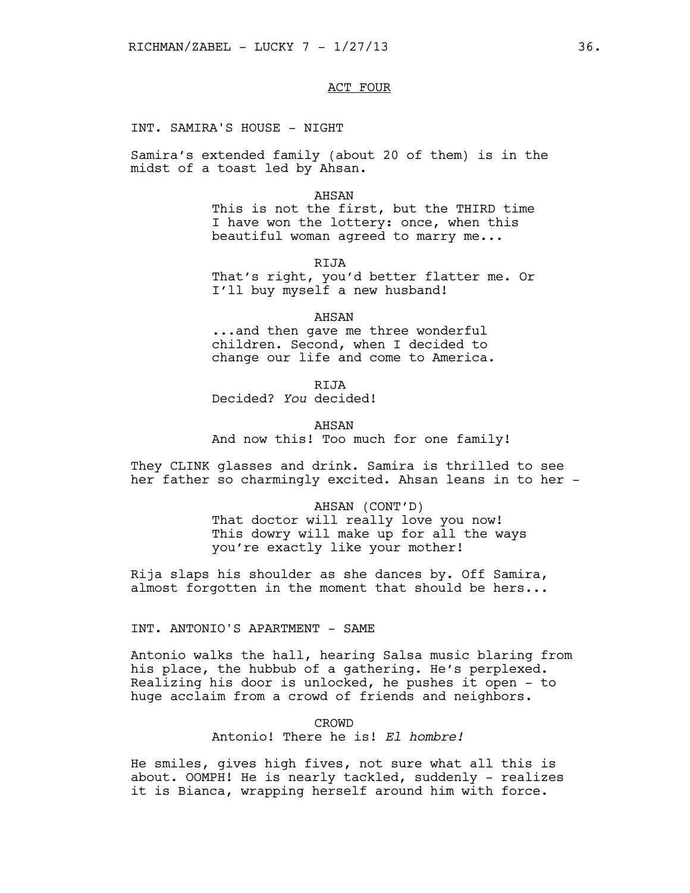ACT FOUR

INT. SAMIRA'S HOUSE - NIGHT

Samira's extended family (about 20 of them) is in the midst of a toast led by Ahsan.

AHSAN
This is not the first, but the THIRD time I have won the lottery: once, when this beautiful woman agreed to marry me...

RIJA
That's right, you'd better flatter me. Or I'll buy myself a new husband!

AHSAN
...and then gave me three wonderful children. Second, when I decided to change our life and come to America.

RIJA
Decided? *You* decided!

AHSAN
And now this! Too much for one family!

They CLINK glasses and drink. Samira is thrilled to see her father so charmingly excited. Ahsan leans in to her -

AHSAN (CONT'D)
That doctor will really love you now! This dowry will make up for all the ways you're exactly like your mother!

Rija slaps his shoulder as she dances by. Off Samira, almost forgotten in the moment that should be hers...

INT. ANTONIO'S APARTMENT - SAME

Antonio walks the hall, hearing Salsa music blaring from his place, the hubbub of a gathering. He's perplexed. Realizing his door is unlocked, he pushes it open - to huge acclaim from a crowd of friends and neighbors.

CROWD
Antonio! There he is! *El hombre!*

He smiles, gives high fives, not sure what all this is about. OOMPH! He is nearly tackled, suddenly - realizes it is Bianca, wrapping herself around him with force.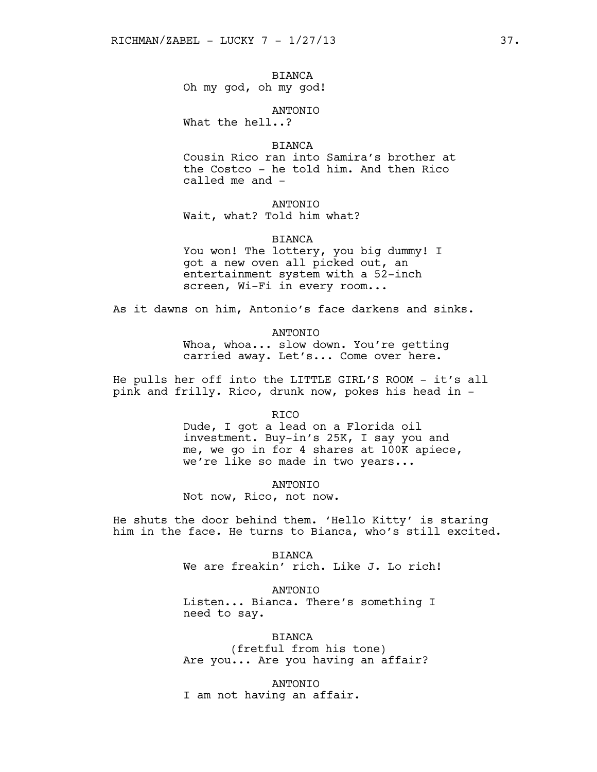BIANCA
Oh my god, oh my god!

ANTONIO
What the hell..?

BIANCA
Cousin Rico ran into Samira's brother at the Costco - he told him. And then Rico called me and -

ANTONIO
Wait, what? Told him what?

BIANCA
You won! The lottery, you big dummy! I got a new oven all picked out, an entertainment system with a 52-inch screen, Wi-Fi in every room...

As it dawns on him, Antonio's face darkens and sinks.

ANTONIO
Whoa, whoa... slow down. You're getting carried away. Let's... Come over here.

He pulls her off into the LITTLE GIRL'S ROOM - it's all pink and frilly. Rico, drunk now, pokes his head in -

RICO
Dude, I got a lead on a Florida oil investment. Buy-in's 25K, I say you and me, we go in for 4 shares at 100K apiece, we're like so made in two years...

ANTONIO
Not now, Rico, not now.

He shuts the door behind them. 'Hello Kitty' is staring him in the face. He turns to Bianca, who's still excited.

BIANCA
We are freakin' rich. Like J. Lo rich!

ANTONIO
Listen... Bianca. There's something I need to say.

BIANCA
(fretful from his tone)
Are you... Are you having an affair?

ANTONIO
I am not having an affair.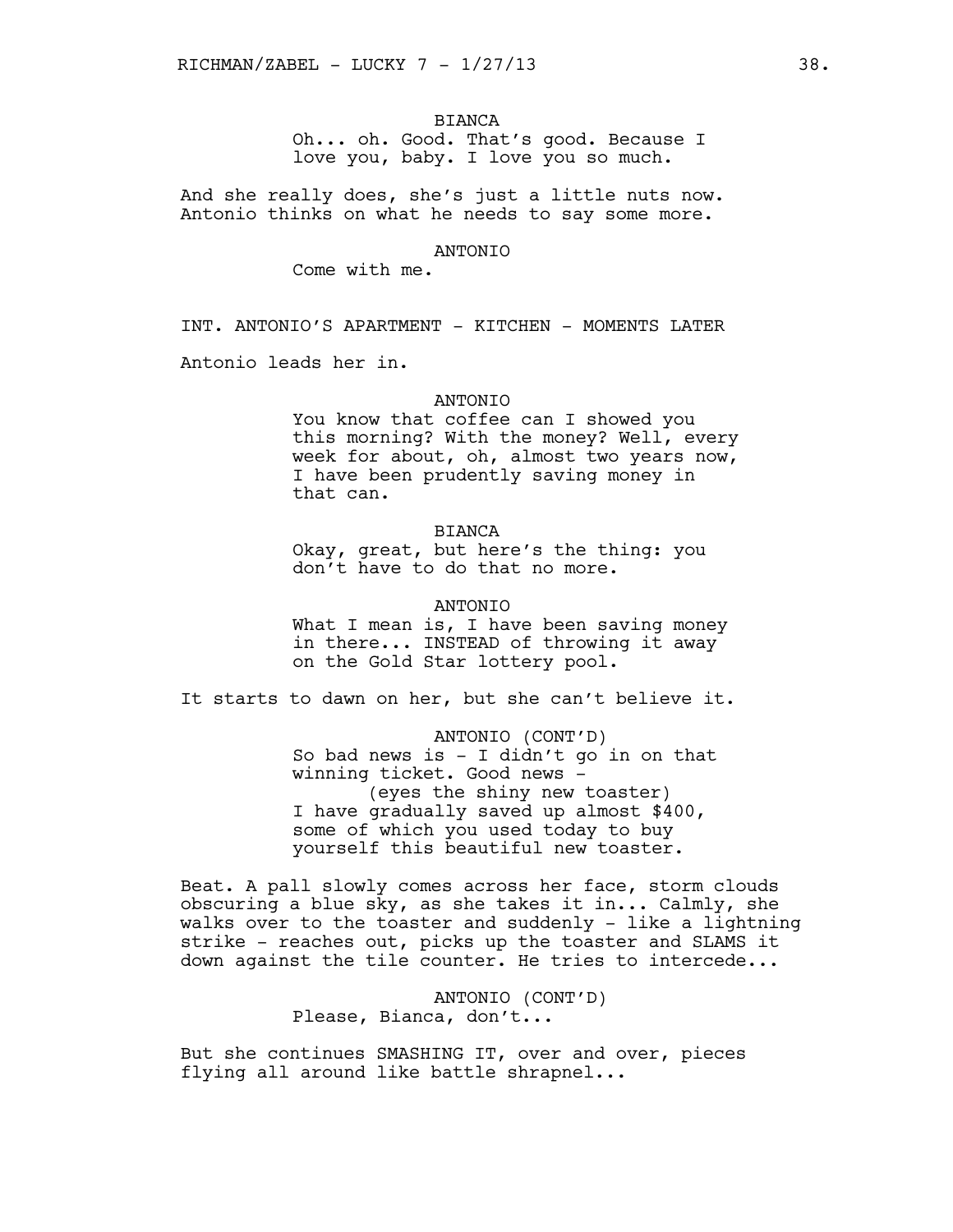BIANCA

Oh... oh. Good. That's good. Because I love you, baby. I love you so much.

And she really does, she's just a little nuts now. Antonio thinks on what he needs to say some more.

ANTONIO

Come with me.

INT. ANTONIO'S APARTMENT - KITCHEN - MOMENTS LATER

Antonio leads her in.

ANTONIO

You know that coffee can I showed you this morning? With the money? Well, every week for about, oh, almost two years now, I have been prudently saving money in that can.

BIANCA

Okay, great, but here's the thing: you don't have to do that no more.

ANTONIO

What I mean is, I have been saving money in there... INSTEAD of throwing it away on the Gold Star lottery pool.

It starts to dawn on her, but she can't believe it.

ANTONIO (CONT'D)

So bad news is - I didn't go in on that winning ticket. Good news -
(eyes the shiny new toaster)
I have gradually saved up almost $400, some of which you used today to buy yourself this beautiful new toaster.

Beat. A pall slowly comes across her face, storm clouds obscuring a blue sky, as she takes it in... Calmly, she walks over to the toaster and suddenly - like a lightning strike - reaches out, picks up the toaster and SLAMS it down against the tile counter. He tries to intercede...

ANTONIO (CONT'D)

Please, Bianca, don't...

But she continues SMASHING IT, over and over, pieces flying all around like battle shrapnel...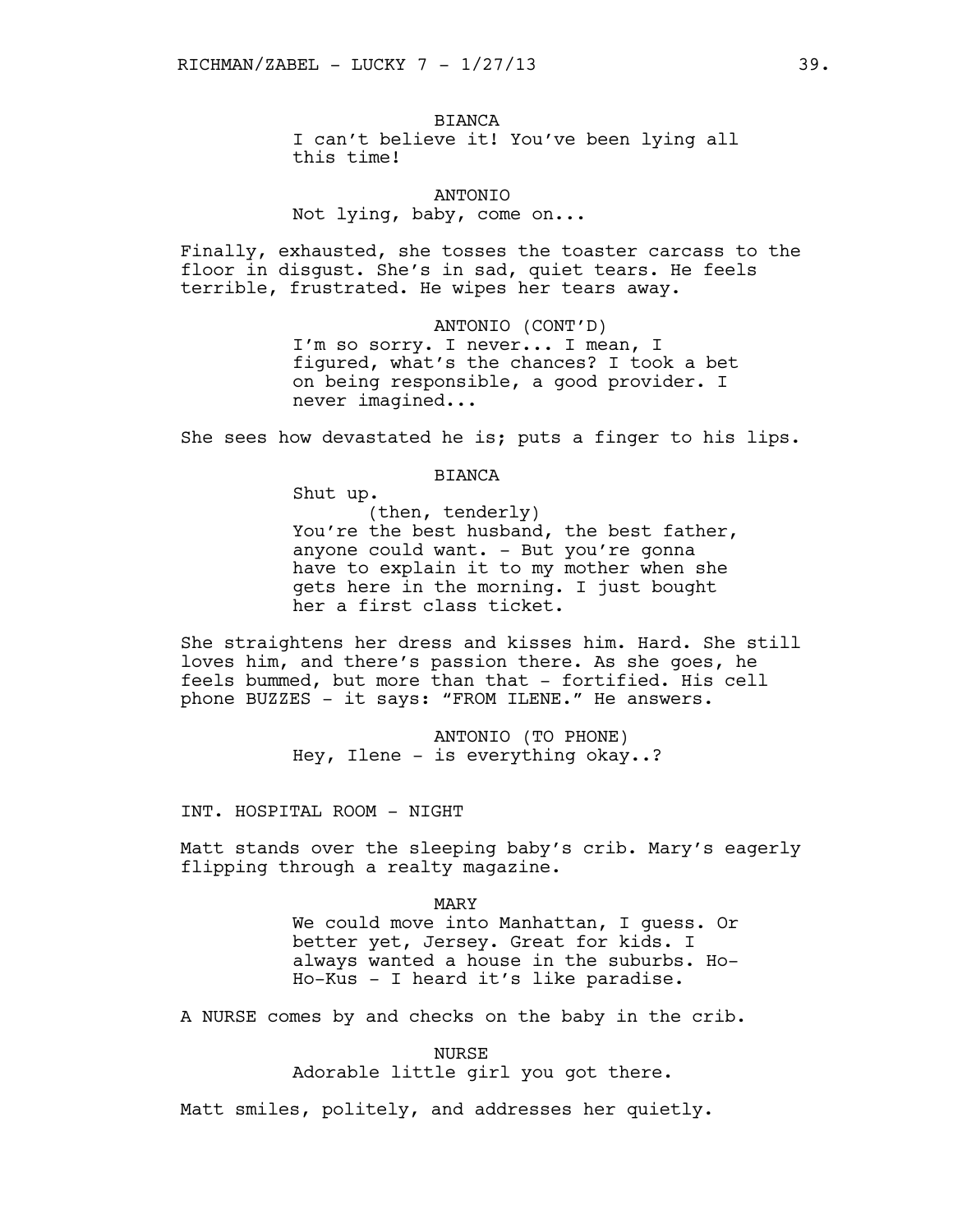BIANCA

I can't believe it! You've been lying all this time!

ANTONIO

Not lying, baby, come on...

Finally, exhausted, she tosses the toaster carcass to the floor in disgust. She's in sad, quiet tears. He feels terrible, frustrated. He wipes her tears away.

ANTONIO (CONT'D)

I'm so sorry. I never... I mean, I figured, what's the chances? I took a bet on being responsible, a good provider. I never imagined...

She sees how devastated he is; puts a finger to his lips.

BIANCA

Shut up.

(then, tenderly)

You're the best husband, the best father, anyone could want. - But you're gonna have to explain it to my mother when she gets here in the morning. I just bought her a first class ticket.

She straightens her dress and kisses him. Hard. She still loves him, and there's passion there. As she goes, he feels bummed, but more than that - fortified. His cell phone BUZZES - it says: "FROM ILENE." He answers.

ANTONIO (TO PHONE)

Hey, Ilene - is everything okay..?

INT. HOSPITAL ROOM - NIGHT

Matt stands over the sleeping baby's crib. Mary's eagerly flipping through a realty magazine.

MARY

We could move into Manhattan, I guess. Or better yet, Jersey. Great for kids. I always wanted a house in the suburbs. Ho-Ho-Kus - I heard it's like paradise.

A NURSE comes by and checks on the baby in the crib.

NURSE

Adorable little girl you got there.

Matt smiles, politely, and addresses her quietly.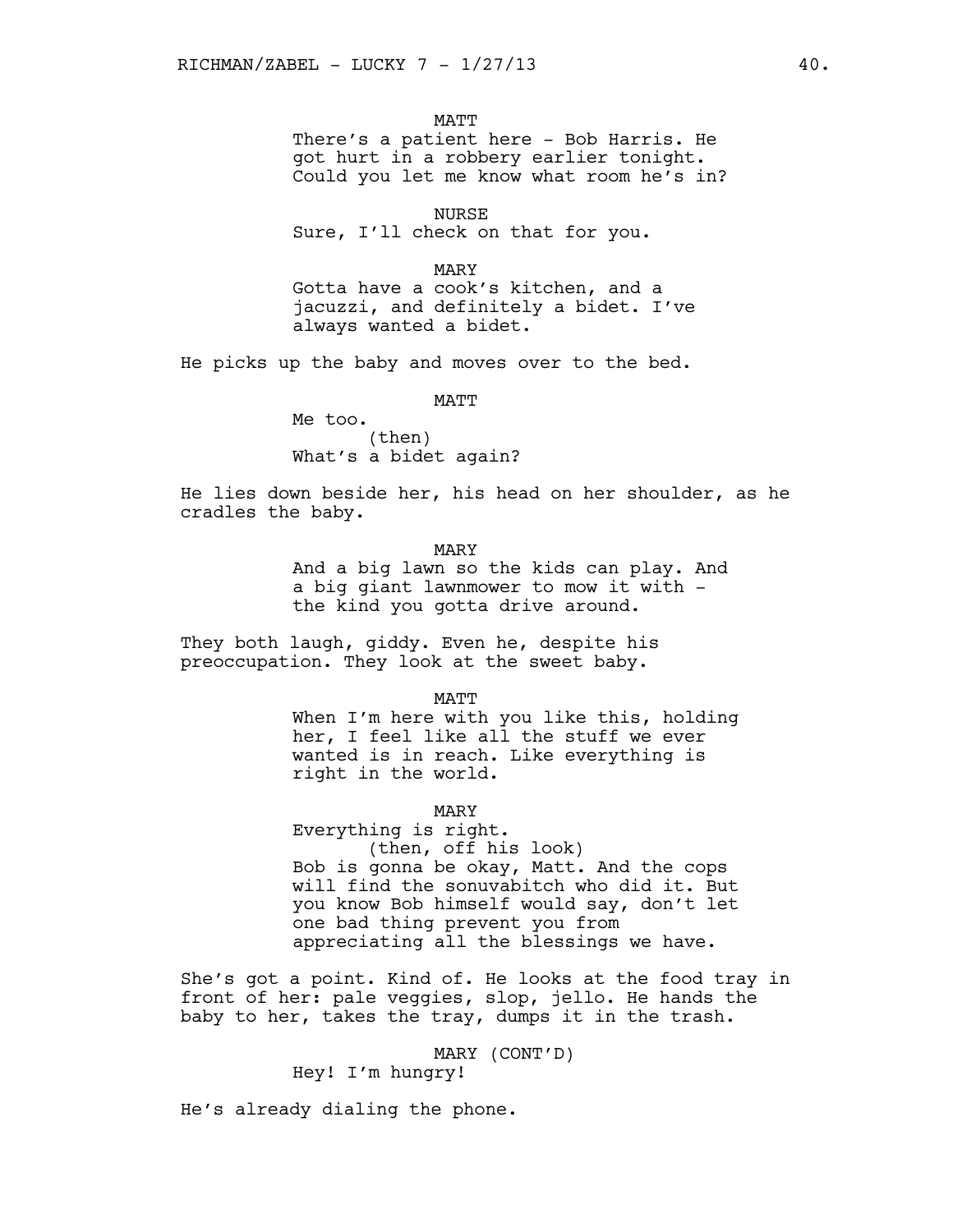MATT

There's a patient here - Bob Harris. He got hurt in a robbery earlier tonight. Could you let me know what room he's in?

NURSE

Sure, I'll check on that for you.

MARY

Gotta have a cook's kitchen, and a jacuzzi, and definitely a bidet. I've always wanted a bidet.

He picks up the baby and moves over to the bed.

MATT

Me too.

(then)

What's a bidet again?

He lies down beside her, his head on her shoulder, as he cradles the baby.

MARY

And a big lawn so the kids can play. And a big giant lawnmower to mow it with - the kind you gotta drive around.

They both laugh, giddy. Even he, despite his preoccupation. They look at the sweet baby.

MATT

When I'm here with you like this, holding her, I feel like all the stuff we ever wanted is in reach. Like everything is right in the world.

MARY

Everything is right.

(then, off his look)

Bob is gonna be okay, Matt. And the cops will find the sonuvabitch who did it. But you know Bob himself would say, don't let one bad thing prevent you from appreciating all the blessings we have.

She's got a point. Kind of. He looks at the food tray in front of her: pale veggies, slop, jello. He hands the baby to her, takes the tray, dumps it in the trash.

MARY (CONT'D)

Hey! I'm hungry!

He's already dialing the phone.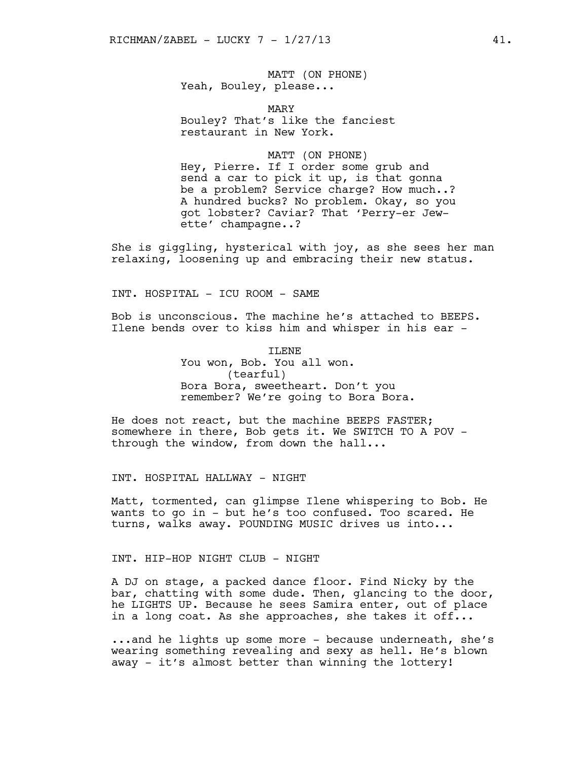MATT (ON PHONE)
Yeah, Bouley, please...

MARY
Bouley? That's like the fanciest restaurant in New York.

MATT (ON PHONE)
Hey, Pierre. If I order some grub and send a car to pick it up, is that gonna be a problem? Service charge? How much..? A hundred bucks? No problem. Okay, so you got lobster? Caviar? That 'Perry-er Jew-ette' champagne..?

She is giggling, hysterical with joy, as she sees her man relaxing, loosening up and embracing their new status.

INT. HOSPITAL - ICU ROOM - SAME

Bob is unconscious. The machine he's attached to BEEPS. Ilene bends over to kiss him and whisper in his ear -

ILENE
You won, Bob. You all won.
(tearful)
Bora Bora, sweetheart. Don't you remember? We're going to Bora Bora.

He does not react, but the machine BEEPS FASTER; somewhere in there, Bob gets it. We SWITCH TO A POV - through the window, from down the hall...

INT. HOSPITAL HALLWAY - NIGHT

Matt, tormented, can glimpse Ilene whispering to Bob. He wants to go in - but he's too confused. Too scared. He turns, walks away. POUNDING MUSIC drives us into...

INT. HIP-HOP NIGHT CLUB - NIGHT

A DJ on stage, a packed dance floor. Find Nicky by the bar, chatting with some dude. Then, glancing to the door, he LIGHTS UP. Because he sees Samira enter, out of place in a long coat. As she approaches, she takes it off...

...and he lights up some more - because underneath, she's wearing something revealing and sexy as hell. He's blown away - it's almost better than winning the lottery!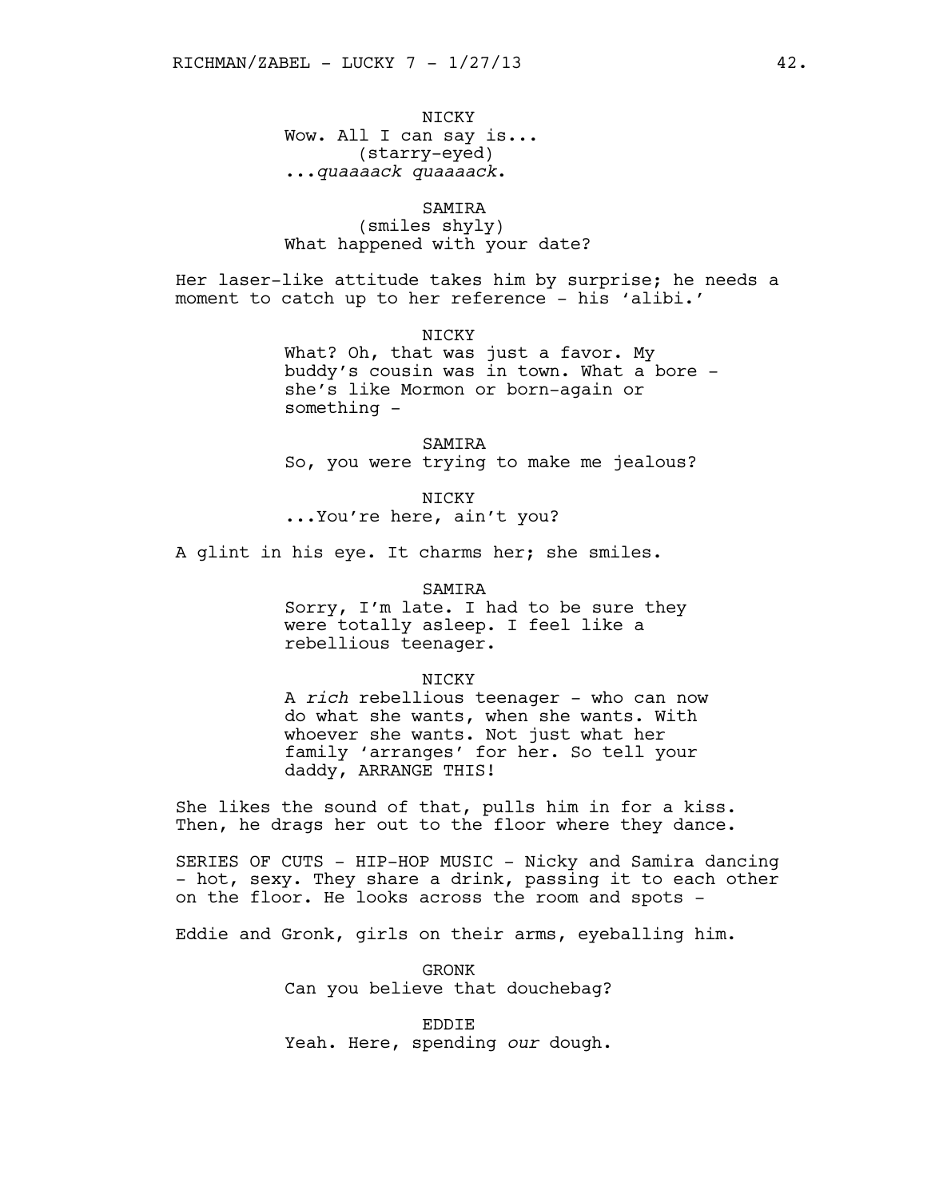NICKY
Wow. All I can say is...
(starry-eyed)
...*quaaaack quaaaack*.

SAMIRA
(smiles shyly)
What happened with your date?

Her laser-like attitude takes him by surprise; he needs a moment to catch up to her reference - his 'alibi.'

NICKY
What? Oh, that was just a favor. My buddy's cousin was in town. What a bore - she's like Mormon or born-again or something -

SAMIRA
So, you were trying to make me jealous?

NICKY
...You're here, ain't you?

A glint in his eye. It charms her; she smiles.

SAMIRA
Sorry, I'm late. I had to be sure they were totally asleep. I feel like a rebellious teenager.

NICKY
A *rich* rebellious teenager - who can now do what she wants, when she wants. With whoever she wants. Not just what her family 'arranges' for her. So tell your daddy, ARRANGE THIS!

She likes the sound of that, pulls him in for a kiss. Then, he drags her out to the floor where they dance.

SERIES OF CUTS - HIP-HOP MUSIC - Nicky and Samira dancing - hot, sexy. They share a drink, passing it to each other on the floor. He looks across the room and spots -

Eddie and Gronk, girls on their arms, eyeballing him.

GRONK
Can you believe that douchebag?

EDDIE
Yeah. Here, spending *our* dough.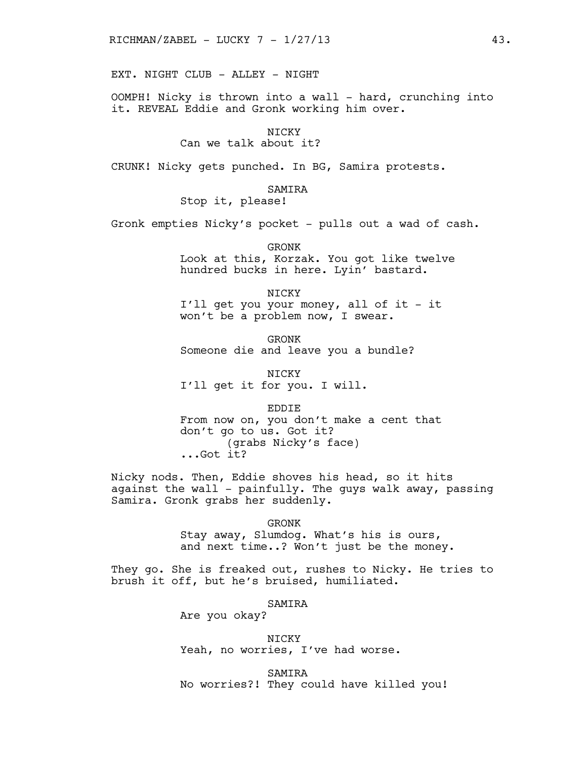EXT. NIGHT CLUB - ALLEY - NIGHT

OOMPH! Nicky is thrown into a wall - hard, crunching into it. REVEAL Eddie and Gronk working him over.

NICKY
Can we talk about it?

CRUNK! Nicky gets punched. In BG, Samira protests.

SAMIRA
Stop it, please!

Gronk empties Nicky's pocket - pulls out a wad of cash.

GRONK
Look at this, Korzak. You got like twelve hundred bucks in here. Lyin' bastard.

NICKY
I'll get you your money, all of it - it won't be a problem now, I swear.

GRONK
Someone die and leave you a bundle?

NICKY
I'll get it for you. I will.

EDDIE
From now on, you don't make a cent that don't go to us. Got it?
(grabs Nicky's face)
...Got it?

Nicky nods. Then, Eddie shoves his head, so it hits against the wall - painfully. The guys walk away, passing Samira. Gronk grabs her suddenly.

GRONK
Stay away, Slumdog. What's his is ours, and next time..? Won't just be the money.

They go. She is freaked out, rushes to Nicky. He tries to brush it off, but he's bruised, humiliated.

SAMIRA
Are you okay?

NICKY
Yeah, no worries, I've had worse.

SAMIRA
No worries?! They could have killed you!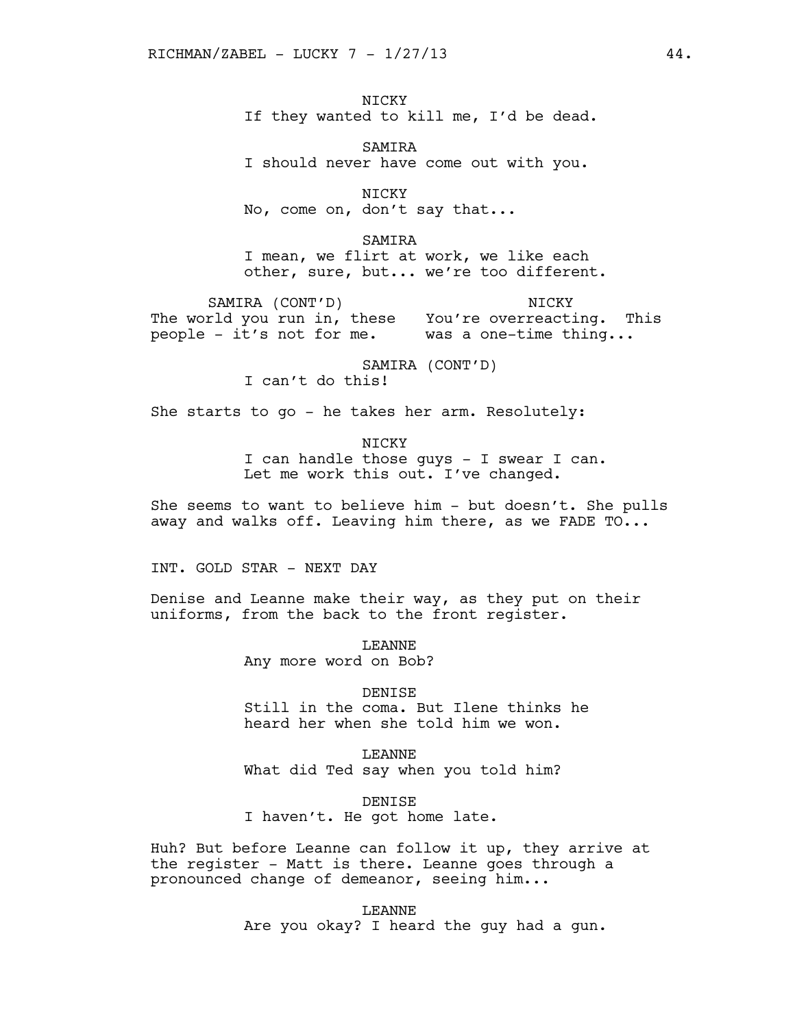NICKY
If they wanted to kill me, I'd be dead.

SAMIRA
I should never have come out with you.

NICKY
No, come on, don't say that...

SAMIRA
I mean, we flirt at work, we like each other, sure, but... we're too different.

SAMIRA (CONT'D)
The world you run in, these people - it's not for me.

NICKY
You're overreacting. This was a one-time thing...

SAMIRA (CONT'D)
I can't do this!

She starts to go - he takes her arm. Resolutely:

NICKY
I can handle those guys - I swear I can. Let me work this out. I've changed.

She seems to want to believe him - but doesn't. She pulls away and walks off. Leaving him there, as we FADE TO...

INT. GOLD STAR - NEXT DAY

Denise and Leanne make their way, as they put on their uniforms, from the back to the front register.

LEANNE
Any more word on Bob?

DENISE
Still in the coma. But Ilene thinks he heard her when she told him we won.

LEANNE
What did Ted say when you told him?

DENISE
I haven't. He got home late.

Huh? But before Leanne can follow it up, they arrive at the register - Matt is there. Leanne goes through a pronounced change of demeanor, seeing him...

LEANNE
Are you okay? I heard the guy had a gun.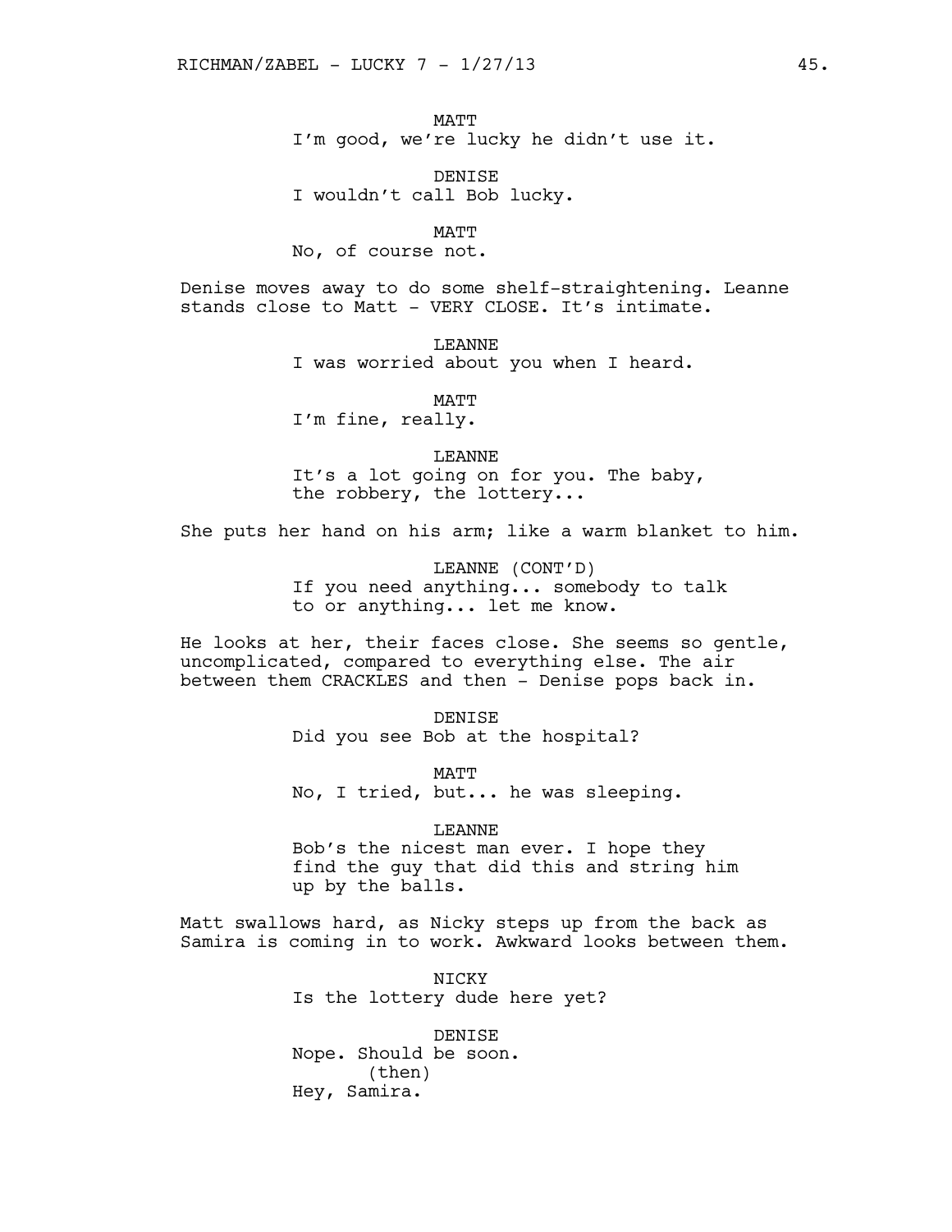MATT
I'm good, we're lucky he didn't use it.

DENISE
I wouldn't call Bob lucky.

MATT
No, of course not.

Denise moves away to do some shelf-straightening. Leanne stands close to Matt - VERY CLOSE. It's intimate.

LEANNE
I was worried about you when I heard.

MATT
I'm fine, really.

LEANNE
It's a lot going on for you. The baby, the robbery, the lottery...

She puts her hand on his arm; like a warm blanket to him.

LEANNE (CONT'D)
If you need anything... somebody to talk to or anything... let me know.

He looks at her, their faces close. She seems so gentle, uncomplicated, compared to everything else. The air between them CRACKLES and then - Denise pops back in.

DENISE
Did you see Bob at the hospital?

MATT
No, I tried, but... he was sleeping.

LEANNE
Bob's the nicest man ever. I hope they find the guy that did this and string him up by the balls.

Matt swallows hard, as Nicky steps up from the back as Samira is coming in to work. Awkward looks between them.

NICKY
Is the lottery dude here yet?

DENISE
Nope. Should be soon.
(then)
Hey, Samira.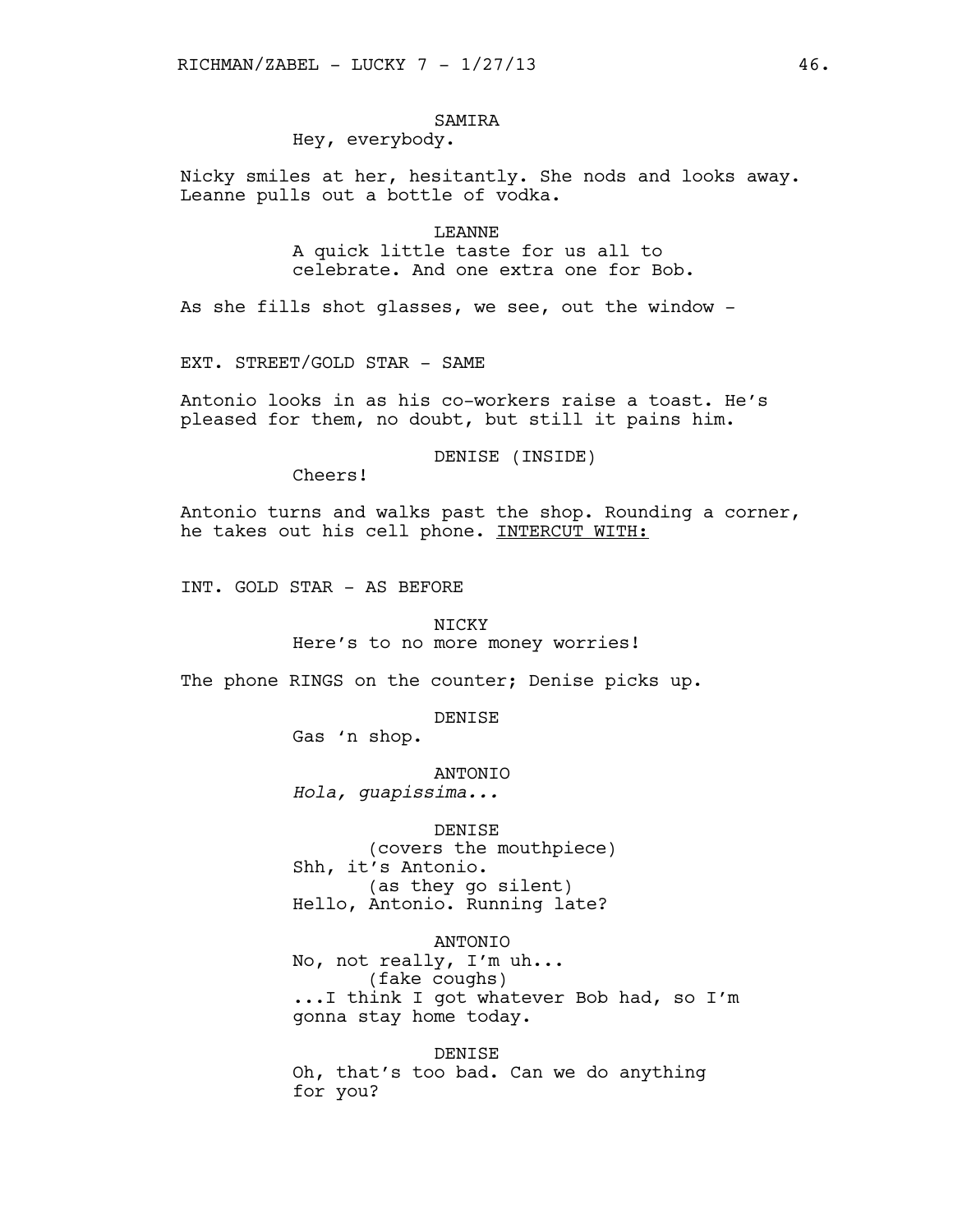SAMIRA
Hey, everybody.

Nicky smiles at her, hesitantly. She nods and looks away. Leanne pulls out a bottle of vodka.

LEANNE
A quick little taste for us all to celebrate. And one extra one for Bob.

As she fills shot glasses, we see, out the window -

EXT. STREET/GOLD STAR - SAME

Antonio looks in as his co-workers raise a toast. He's pleased for them, no doubt, but still it pains him.

DENISE (INSIDE)
Cheers!

Antonio turns and walks past the shop. Rounding a corner, he takes out his cell phone. INTERCUT WITH:

INT. GOLD STAR - AS BEFORE

NICKY
Here's to no more money worries!

The phone RINGS on the counter; Denise picks up.

DENISE
Gas 'n shop.

ANTONIO
*Hola, guapissima...*

DENISE
(covers the mouthpiece)
Shh, it's Antonio.
(as they go silent)
Hello, Antonio. Running late?

ANTONIO
No, not really, I'm uh...
(fake coughs)
...I think I got whatever Bob had, so I'm gonna stay home today.

DENISE
Oh, that's too bad. Can we do anything for you?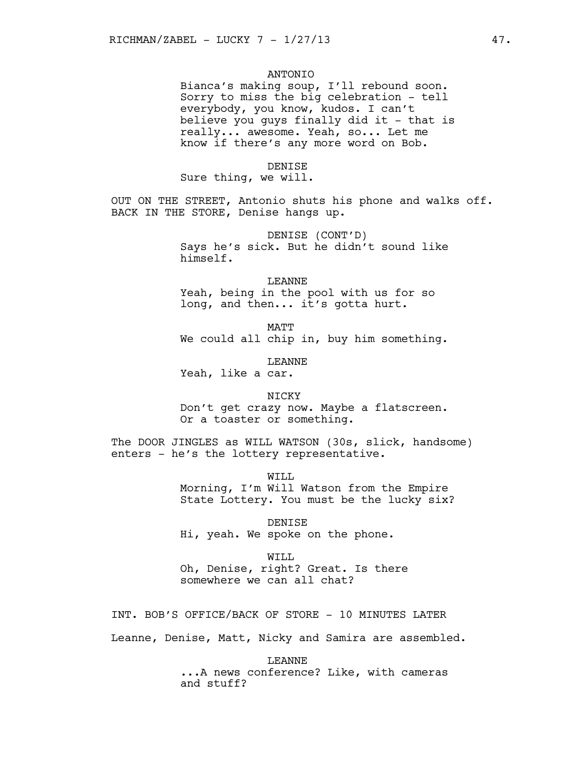ANTONIO
Bianca's making soup, I'll rebound soon. Sorry to miss the big celebration - tell everybody, you know, kudos. I can't believe you guys finally did it - that is really... awesome. Yeah, so... Let me know if there's any more word on Bob.

DENISE
Sure thing, we will.

OUT ON THE STREET, Antonio shuts his phone and walks off. BACK IN THE STORE, Denise hangs up.

DENISE (CONT'D)
Says he's sick. But he didn't sound like himself.

LEANNE
Yeah, being in the pool with us for so long, and then... it's gotta hurt.

MATT
We could all chip in, buy him something.

LEANNE
Yeah, like a car.

NICKY
Don't get crazy now. Maybe a flatscreen. Or a toaster or something.

The DOOR JINGLES as WILL WATSON (30s, slick, handsome) enters - he's the lottery representative.

WILL
Morning, I'm Will Watson from the Empire State Lottery. You must be the lucky six?

DENISE
Hi, yeah. We spoke on the phone.

WILL
Oh, Denise, right? Great. Is there somewhere we can all chat?

INT. BOB'S OFFICE/BACK OF STORE - 10 MINUTES LATER

Leanne, Denise, Matt, Nicky and Samira are assembled.

LEANNE
...A news conference? Like, with cameras and stuff?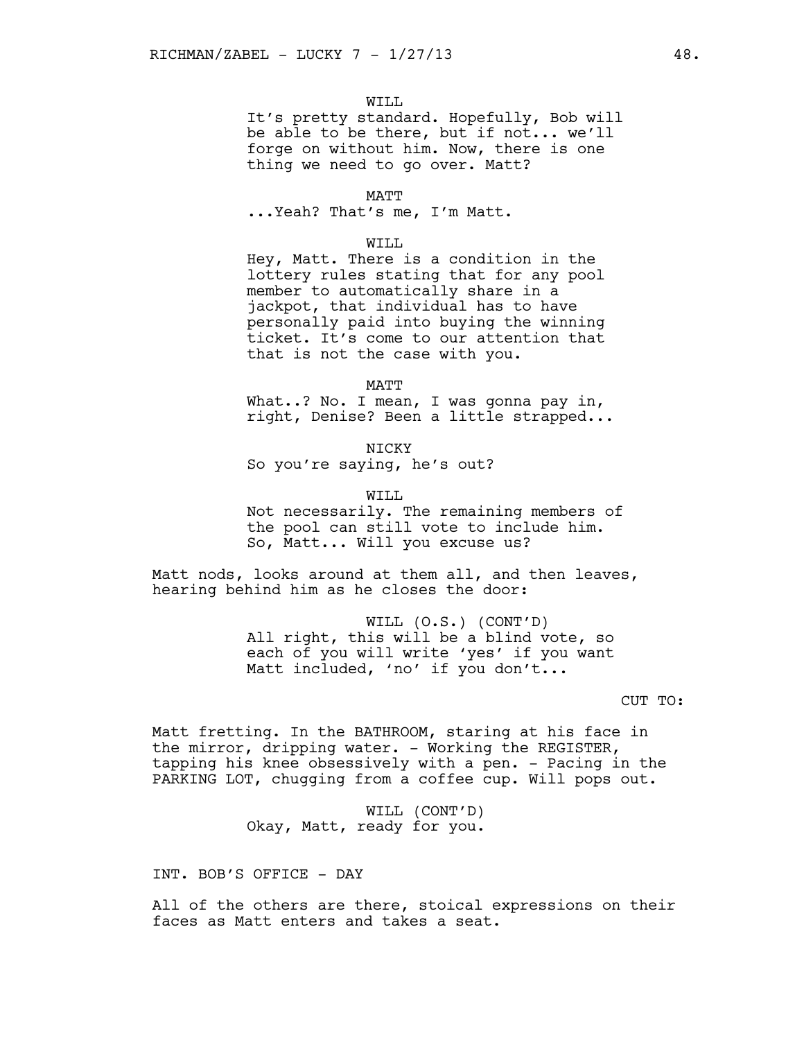WILL

It's pretty standard. Hopefully, Bob will be able to be there, but if not... we'll forge on without him. Now, there is one thing we need to go over. Matt?

MATT

...Yeah? That's me, I'm Matt.

WILL

Hey, Matt. There is a condition in the lottery rules stating that for any pool member to automatically share in a jackpot, that individual has to have personally paid into buying the winning ticket. It's come to our attention that that is not the case with you.

MATT

What..? No. I mean, I was gonna pay in, right, Denise? Been a little strapped...

NICKY

So you're saying, he's out?

WILL

Not necessarily. The remaining members of the pool can still vote to include him. So, Matt... Will you excuse us?

Matt nods, looks around at them all, and then leaves, hearing behind him as he closes the door:

WILL (O.S.) (CONT'D)

All right, this will be a blind vote, so each of you will write 'yes' if you want Matt included, 'no' if you don't...

CUT TO:

Matt fretting. In the BATHROOM, staring at his face in the mirror, dripping water. - Working the REGISTER, tapping his knee obsessively with a pen. - Pacing in the PARKING LOT, chugging from a coffee cup. Will pops out.

WILL (CONT'D)

Okay, Matt, ready for you.

INT. BOB'S OFFICE - DAY

All of the others are there, stoical expressions on their faces as Matt enters and takes a seat.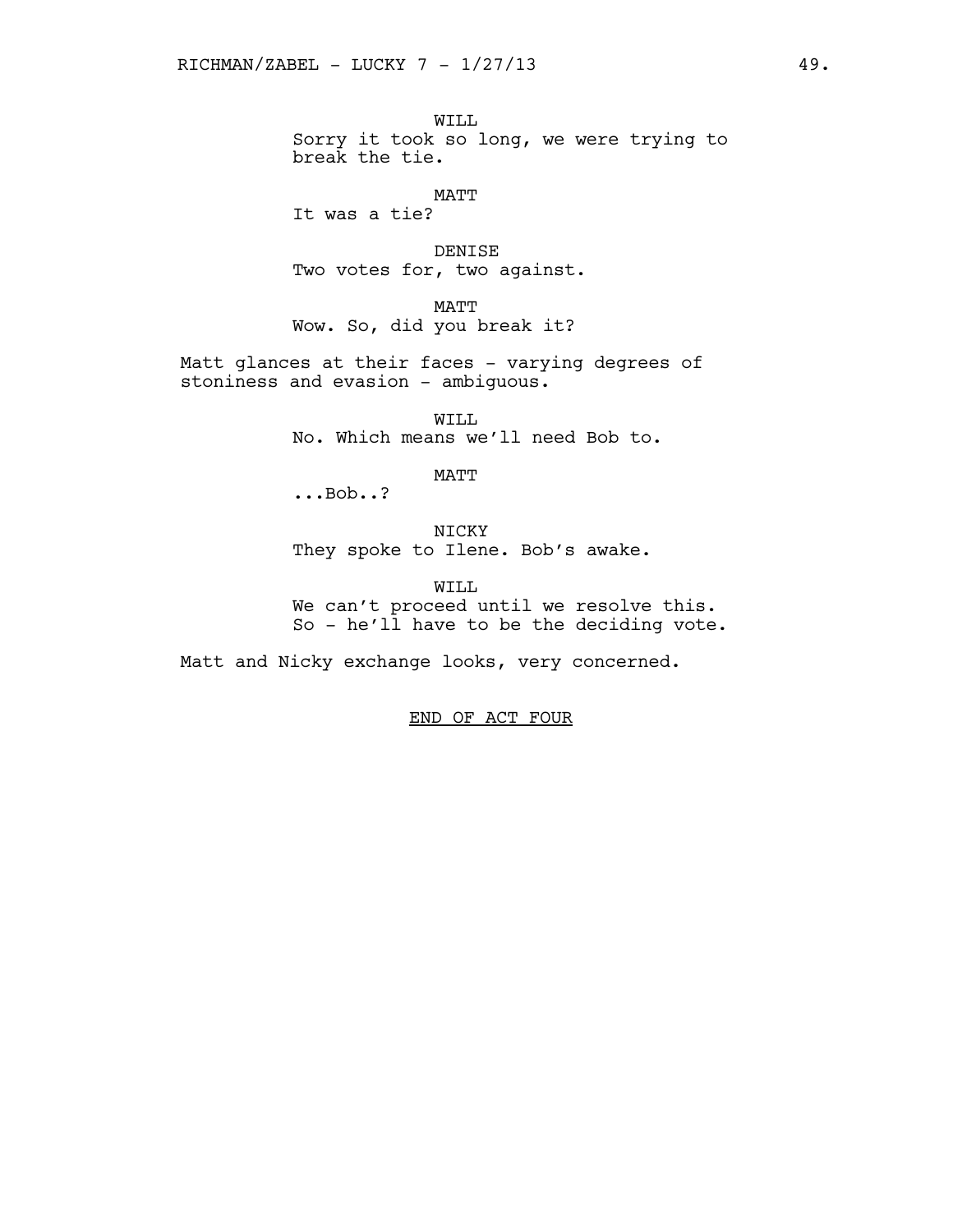WILL

Sorry it took so long, we were trying to break the tie.

MATT

It was a tie?

DENISE

Two votes for, two against.

MATT

Wow. So, did you break it?

Matt glances at their faces - varying degrees of stoniness and evasion - ambiguous.

WILL

No. Which means we'll need Bob to.

MATT

...Bob..?

NICKY

They spoke to Ilene. Bob's awake.

WILL

We can't proceed until we resolve this. So - he'll have to be the deciding vote.

Matt and Nicky exchange looks, very concerned.

END OF ACT FOUR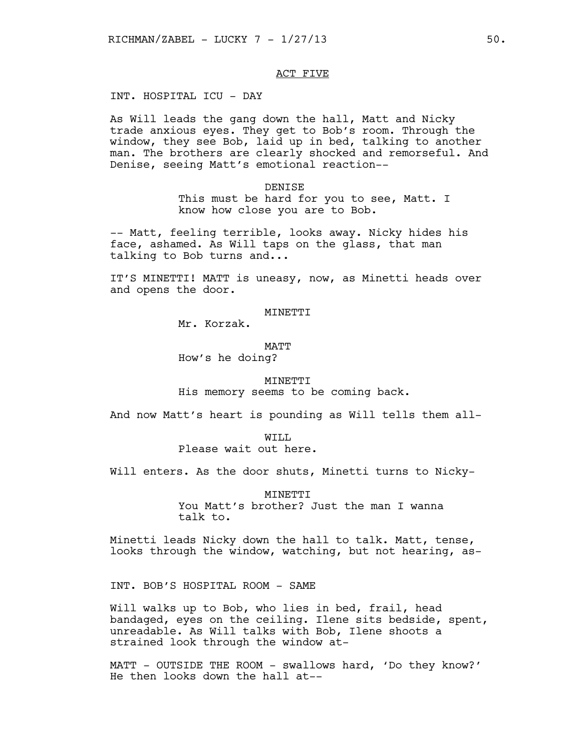ACT FIVE

INT. HOSPITAL ICU - DAY

As Will leads the gang down the hall, Matt and Nicky trade anxious eyes. They get to Bob's room. Through the window, they see Bob, laid up in bed, talking to another man. The brothers are clearly shocked and remorseful. And Denise, seeing Matt's emotional reaction--

DENISE
This must be hard for you to see, Matt. I know how close you are to Bob.

-- Matt, feeling terrible, looks away. Nicky hides his face, ashamed. As Will taps on the glass, that man talking to Bob turns and...

IT'S MINETTI! MATT is uneasy, now, as Minetti heads over and opens the door.

MINETTI
Mr. Korzak.

MATT
How's he doing?

MINETTI
His memory seems to be coming back.

And now Matt's heart is pounding as Will tells them all-

WILL
Please wait out here.

Will enters. As the door shuts, Minetti turns to Nicky-

MINETTI
You Matt's brother? Just the man I wanna talk to.

Minetti leads Nicky down the hall to talk. Matt, tense, looks through the window, watching, but not hearing, as-

INT. BOB'S HOSPITAL ROOM - SAME

Will walks up to Bob, who lies in bed, frail, head bandaged, eyes on the ceiling. Ilene sits bedside, spent, unreadable. As Will talks with Bob, Ilene shoots a strained look through the window at-

MATT - OUTSIDE THE ROOM - swallows hard, 'Do they know?' He then looks down the hall at--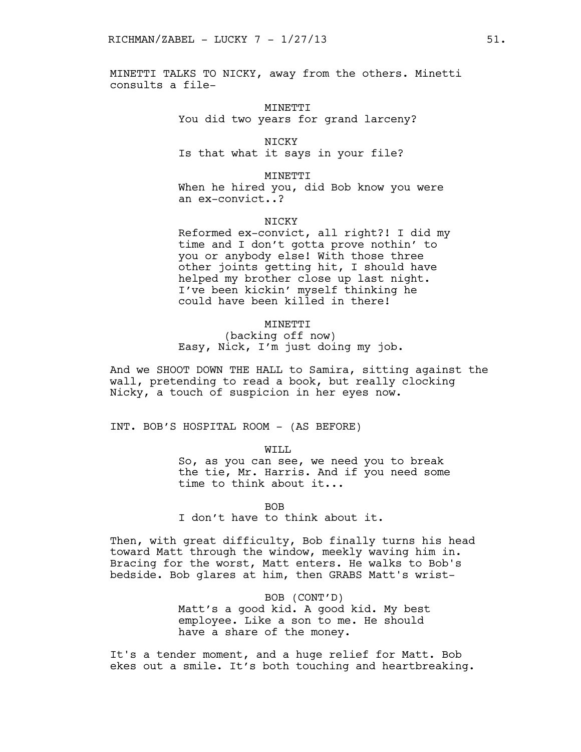MINETTI TALKS TO NICKY, away from the others. Minetti consults a file–

MINETTI
You did two years for grand larceny?

NICKY
Is that what it says in your file?

MINETTI
When he hired you, did Bob know you were an ex-convict..?

NICKY
Reformed ex-convict, all right?! I did my time and I don't gotta prove nothin' to you or anybody else! With those three other joints getting hit, I should have helped my brother close up last night. I've been kickin' myself thinking he could have been killed in there!

MINETTI
(backing off now)
Easy, Nick, I'm just doing my job.

And we SHOOT DOWN THE HALL to Samira, sitting against the wall, pretending to read a book, but really clocking Nicky, a touch of suspicion in her eyes now.

INT. BOB'S HOSPITAL ROOM - (AS BEFORE)

WILL
So, as you can see, we need you to break the tie, Mr. Harris. And if you need some time to think about it...

BOB
I don't have to think about it.

Then, with great difficulty, Bob finally turns his head toward Matt through the window, meekly waving him in. Bracing for the worst, Matt enters. He walks to Bob's bedside. Bob glares at him, then GRABS Matt's wrist–

BOB (CONT'D)
Matt's a good kid. A good kid. My best employee. Like a son to me. He should have a share of the money.

It's a tender moment, and a huge relief for Matt. Bob ekes out a smile. It's both touching and heartbreaking.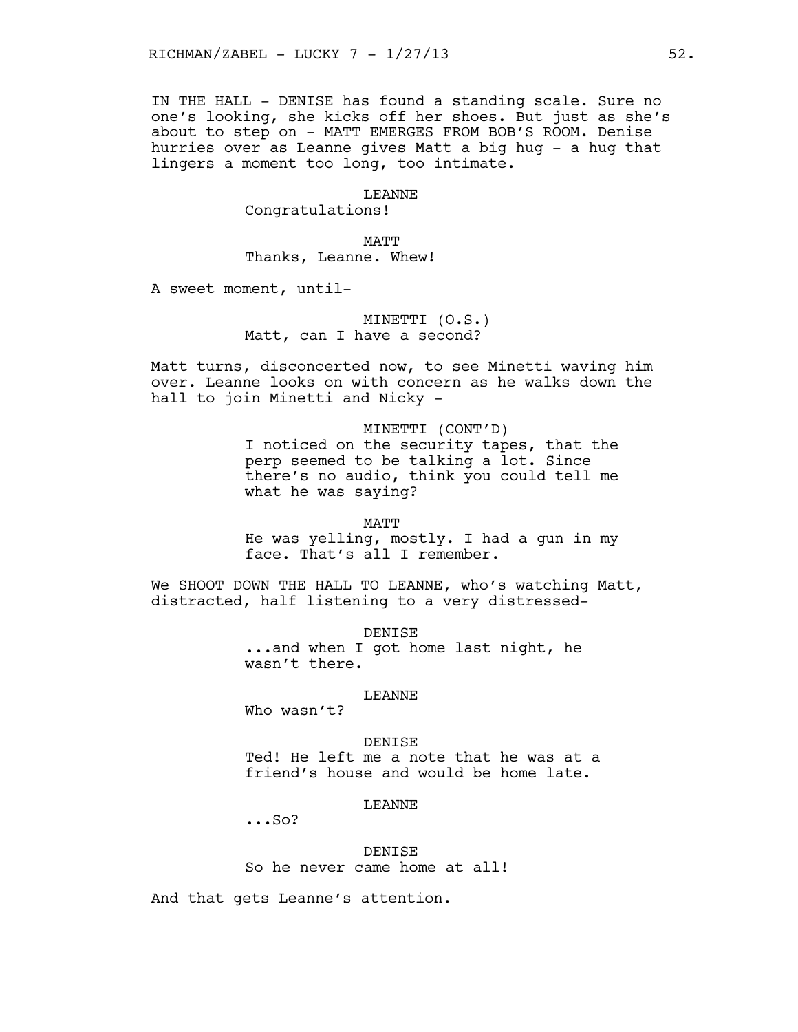IN THE HALL - DENISE has found a standing scale. Sure no one's looking, she kicks off her shoes. But just as she's about to step on - MATT EMERGES FROM BOB'S ROOM. Denise hurries over as Leanne gives Matt a big hug - a hug that lingers a moment too long, too intimate.

LEANNE
Congratulations!

MATT
Thanks, Leanne. Whew!

A sweet moment, until-

MINETTI (O.S.)
Matt, can I have a second?

Matt turns, disconcerted now, to see Minetti waving him over. Leanne looks on with concern as he walks down the hall to join Minetti and Nicky -

MINETTI (CONT'D)
I noticed on the security tapes, that the perp seemed to be talking a lot. Since there's no audio, think you could tell me what he was saying?

MATT
He was yelling, mostly. I had a gun in my face. That's all I remember.

We SHOOT DOWN THE HALL TO LEANNE, who's watching Matt, distracted, half listening to a very distressed-

DENISE
...and when I got home last night, he wasn't there.

LEANNE
Who wasn't?

DENISE
Ted! He left me a note that he was at a friend's house and would be home late.

LEANNE
...So?

DENISE
So he never came home at all!

And that gets Leanne's attention.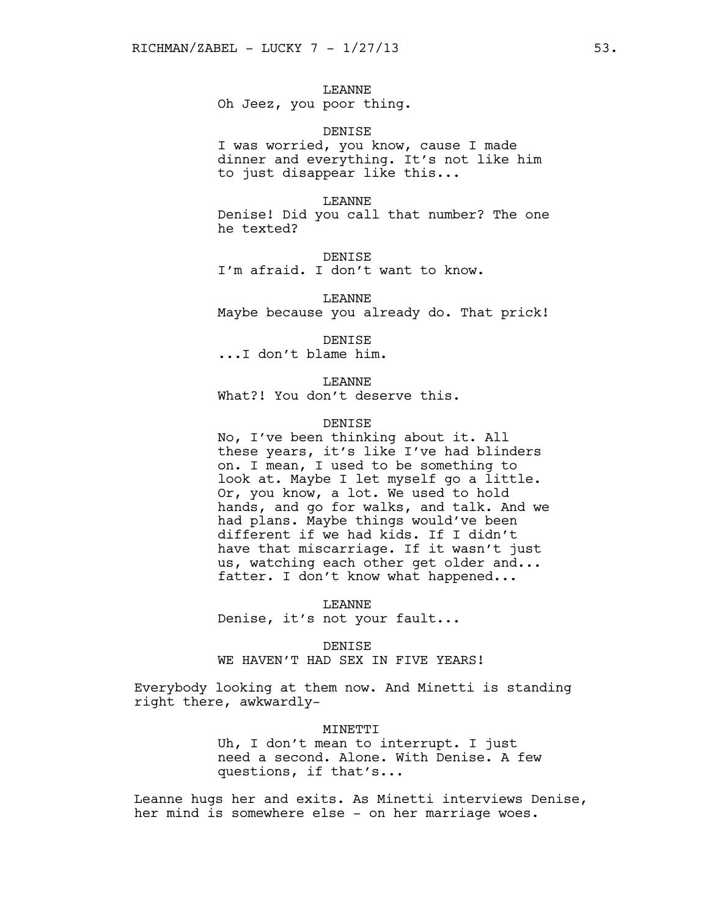LEANNE
Oh Jeez, you poor thing.

DENISE
I was worried, you know, cause I made dinner and everything. It's not like him to just disappear like this...

LEANNE
Denise! Did you call that number? The one he texted?

DENISE
I'm afraid. I don't want to know.

LEANNE
Maybe because you already do. That prick!

DENISE
...I don't blame him.

LEANNE
What?! You don't deserve this.

DENISE
No, I've been thinking about it. All these years, it's like I've had blinders on. I mean, I used to be something to look at. Maybe I let myself go a little. Or, you know, a lot. We used to hold hands, and go for walks, and talk. And we had plans. Maybe things would've been different if we had kids. If I didn't have that miscarriage. If it wasn't just us, watching each other get older and... fatter. I don't know what happened...

LEANNE
Denise, it's not your fault...

DENISE
WE HAVEN'T HAD SEX IN FIVE YEARS!

Everybody looking at them now. And Minetti is standing right there, awkwardly-

MINETTI
Uh, I don't mean to interrupt. I just need a second. Alone. With Denise. A few questions, if that's...

Leanne hugs her and exits. As Minetti interviews Denise, her mind is somewhere else - on her marriage woes.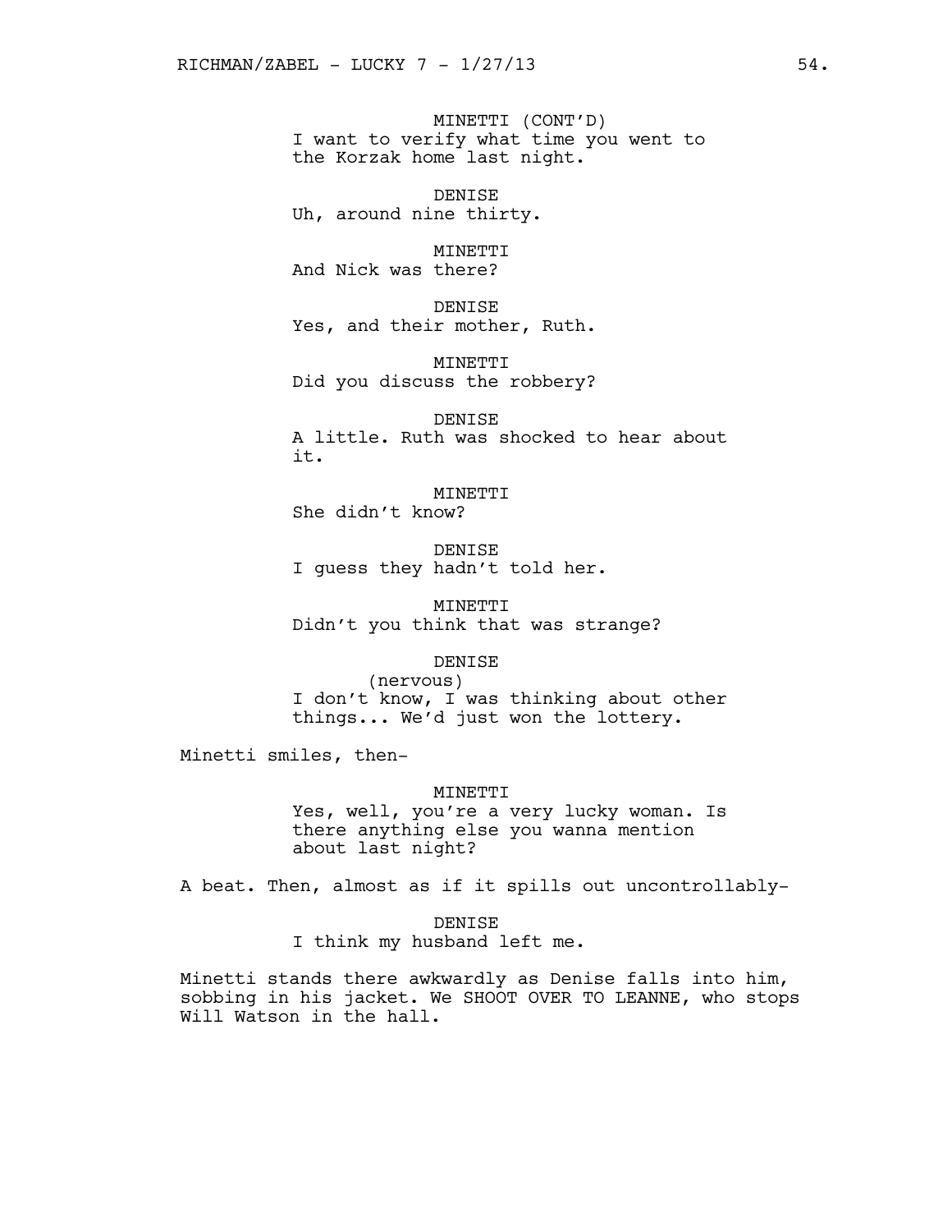MINETTI (CONT'D)
I want to verify what time you went to the Korzak home last night.

DENISE
Uh, around nine thirty.

MINETTI
And Nick was there?

DENISE
Yes, and their mother, Ruth.

MINETTI
Did you discuss the robbery?

DENISE
A little. Ruth was shocked to hear about it.

MINETTI
She didn't know?

DENISE
I guess they hadn't told her.

MINETTI
Didn't you think that was strange?

DENISE
(nervous)
I don't know, I was thinking about other things... We'd just won the lottery.

Minetti smiles, then-

MINETTI
Yes, well, you're a very lucky woman. Is there anything else you wanna mention about last night?

A beat. Then, almost as if it spills out uncontrollably-

DENISE
I think my husband left me.

Minetti stands there awkwardly as Denise falls into him, sobbing in his jacket. We SHOOT OVER TO LEANNE, who stops Will Watson in the hall.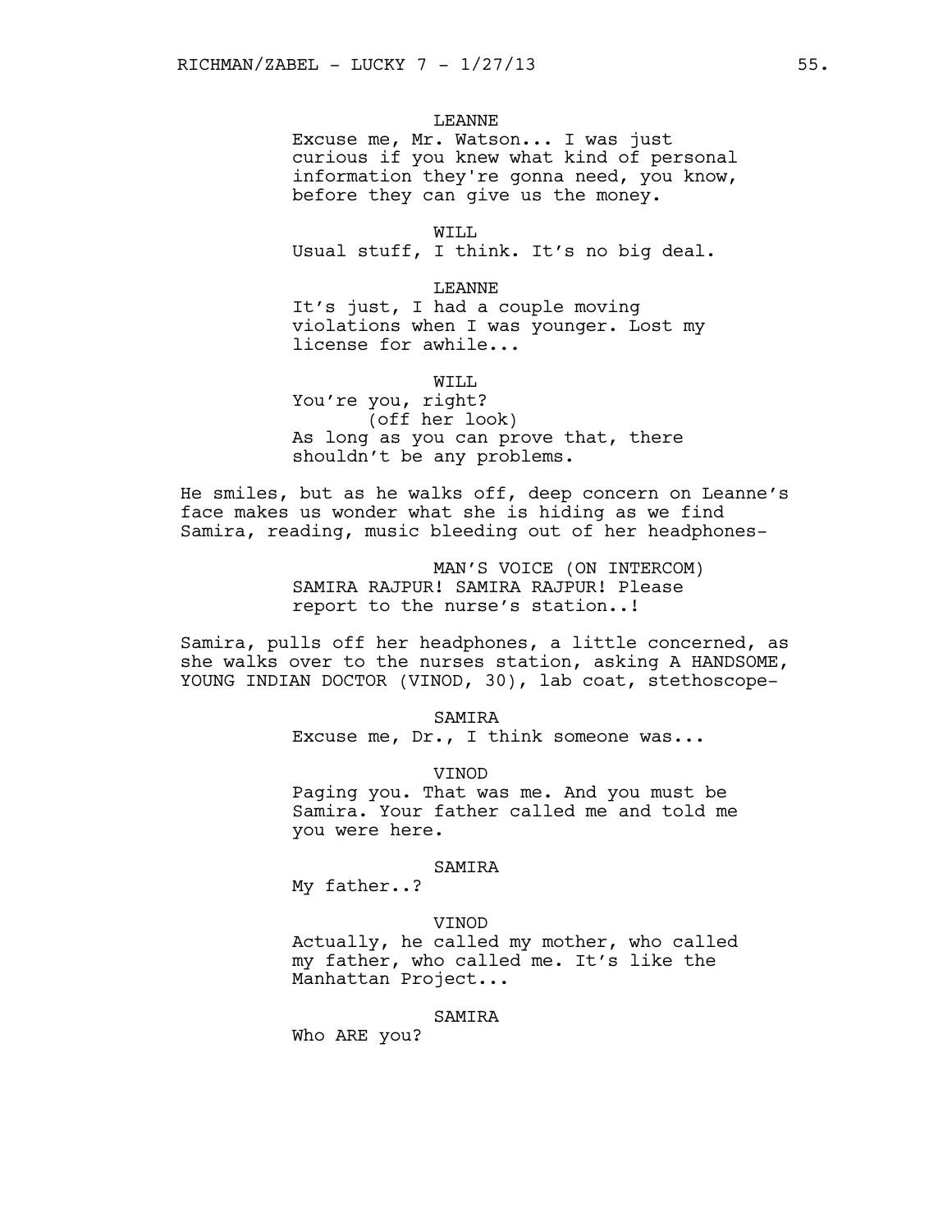LEANNE

Excuse me, Mr. Watson... I was just curious if you knew what kind of personal information they're gonna need, you know, before they can give us the money.

WILL

Usual stuff, I think. It's no big deal.

LEANNE

It's just, I had a couple moving violations when I was younger. Lost my license for awhile...

WILL

You're you, right?
(off her look)
As long as you can prove that, there shouldn't be any problems.

He smiles, but as he walks off, deep concern on Leanne's face makes us wonder what she is hiding as we find Samira, reading, music bleeding out of her headphones-

MAN'S VOICE (ON INTERCOM)

SAMIRA RAJPUR! SAMIRA RAJPUR! Please report to the nurse's station..!

Samira, pulls off her headphones, a little concerned, as she walks over to the nurses station, asking A HANDSOME, YOUNG INDIAN DOCTOR (VINOD, 30), lab coat, stethoscope-

SAMIRA

Excuse me, Dr., I think someone was...

VINOD

Paging you. That was me. And you must be Samira. Your father called me and told me you were here.

SAMIRA

My father..?

VINOD

Actually, he called my mother, who called my father, who called me. It's like the Manhattan Project...

SAMIRA

Who ARE you?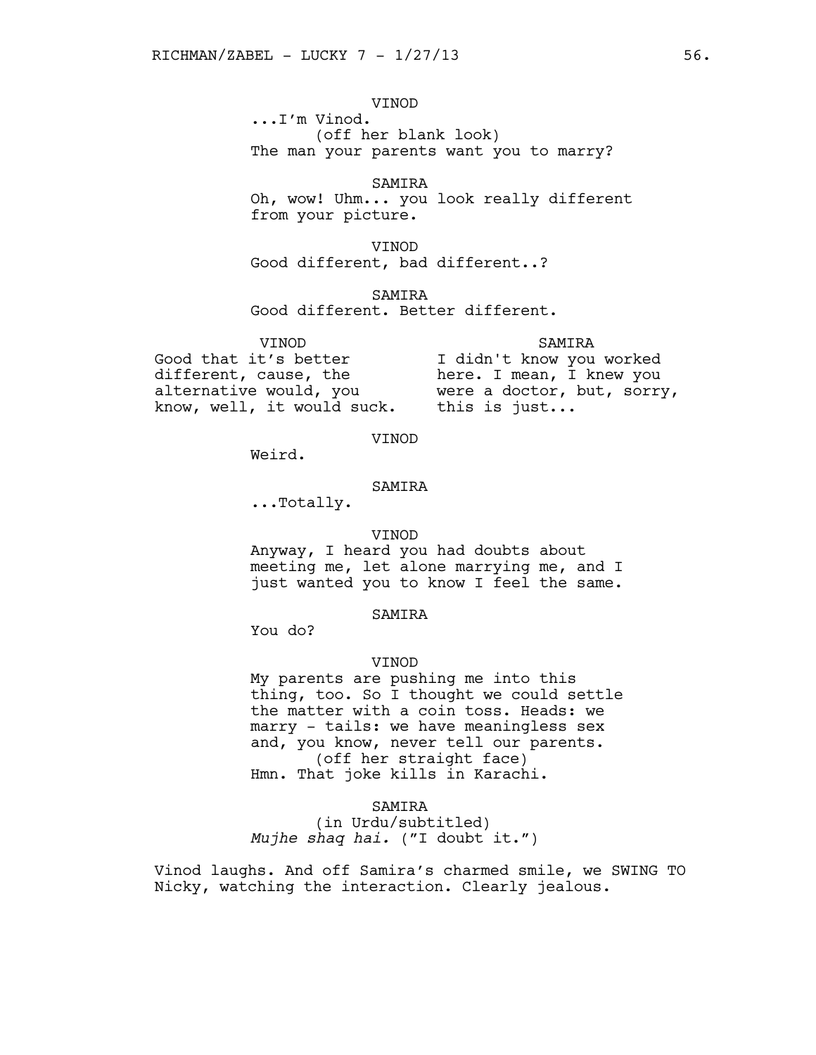VINOD

...I'm Vinod.

(off her blank look)

The man your parents want you to marry?

SAMIRA

Oh, wow! Uhm... you look really different from your picture.

VINOD

Good different, bad different..?

SAMIRA

Good different. Better different.

VINOD

Good that it's better different, cause, the alternative would, you know, well, it would suck.

SAMIRA

I didn't know you worked here. I mean, I knew you were a doctor, but, sorry, this is just...

VINOD

Weird.

SAMIRA

...Totally.

VINOD

Anyway, I heard you had doubts about meeting me, let alone marrying me, and I just wanted you to know I feel the same.

SAMIRA

You do?

VINOD

My parents are pushing me into this thing, too. So I thought we could settle the matter with a coin toss. Heads: we marry - tails: we have meaningless sex and, you know, never tell our parents.

(off her straight face)

Hmn. That joke kills in Karachi.

SAMIRA

(in Urdu/subtitled)

*Mujhe shaq hai.* ("I doubt it.")

Vinod laughs. And off Samira's charmed smile, we SWING TO Nicky, watching the interaction. Clearly jealous.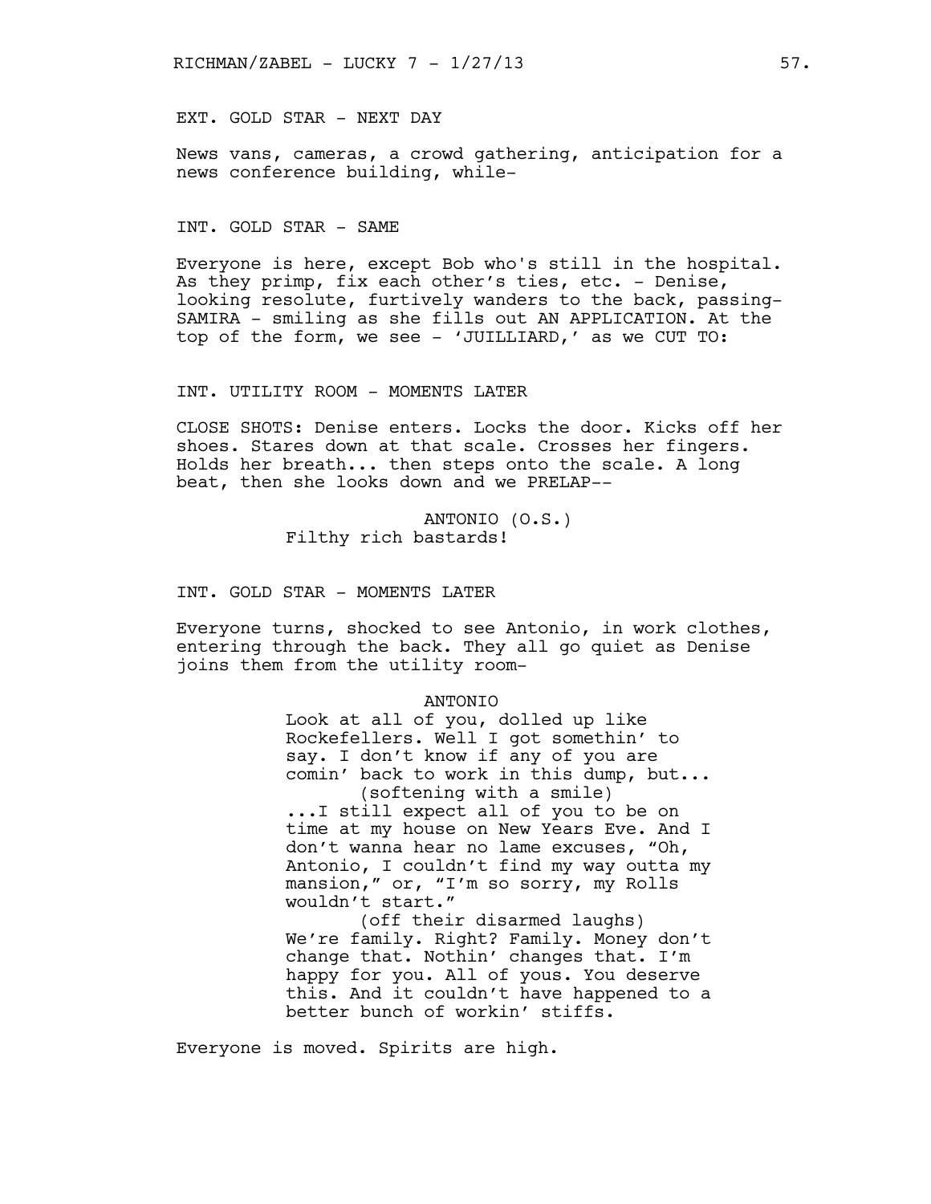EXT. GOLD STAR - NEXT DAY

News vans, cameras, a crowd gathering, anticipation for a news conference building, while-

INT. GOLD STAR - SAME

Everyone is here, except Bob who's still in the hospital. As they primp, fix each other's ties, etc. - Denise, looking resolute, furtively wanders to the back, passing- SAMIRA - smiling as she fills out AN APPLICATION. At the top of the form, we see - 'JUILLIARD,' as we CUT TO:

INT. UTILITY ROOM - MOMENTS LATER

CLOSE SHOTS: Denise enters. Locks the door. Kicks off her shoes. Stares down at that scale. Crosses her fingers. Holds her breath... then steps onto the scale. A long beat, then she looks down and we PRELAP--

ANTONIO (O.S.)
Filthy rich bastards!

INT. GOLD STAR - MOMENTS LATER

Everyone turns, shocked to see Antonio, in work clothes, entering through the back. They all go quiet as Denise joins them from the utility room-

ANTONIO
Look at all of you, dolled up like Rockefellers. Well I got somethin' to say. I don't know if any of you are comin' back to work in this dump, but...
(softening with a smile)
...I still expect all of you to be on time at my house on New Years Eve. And I don't wanna hear no lame excuses, "Oh, Antonio, I couldn't find my way outta my mansion," or, "I'm so sorry, my Rolls wouldn't start."
(off their disarmed laughs)
We're family. Right? Family. Money don't change that. Nothin' changes that. I'm happy for you. All of yous. You deserve this. And it couldn't have happened to a better bunch of workin' stiffs.

Everyone is moved. Spirits are high.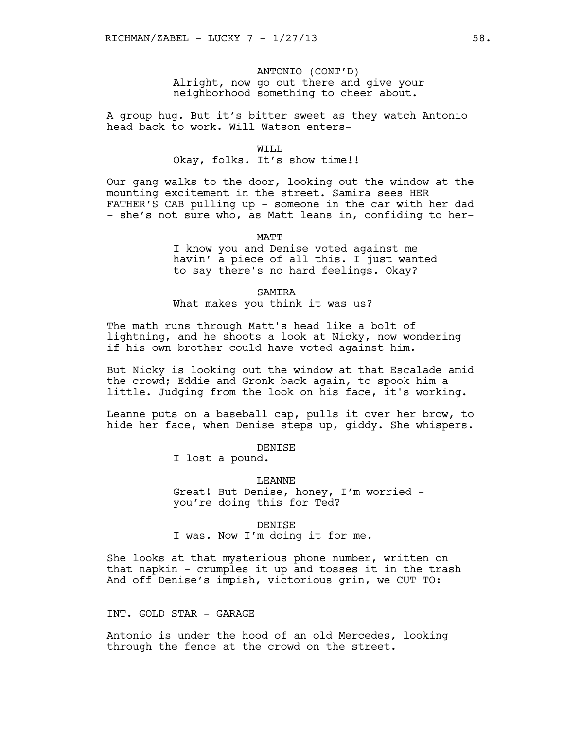ANTONIO (CONT'D)
Alright, now go out there and give your neighborhood something to cheer about.

A group hug. But it's bitter sweet as they watch Antonio head back to work. Will Watson enters-

WILL
Okay, folks. It's show time!!

Our gang walks to the door, looking out the window at the mounting excitement in the street. Samira sees HER FATHER'S CAB pulling up - someone in the car with her dad - she's not sure who, as Matt leans in, confiding to her-

MATT
I know you and Denise voted against me havin' a piece of all this. I just wanted to say there's no hard feelings. Okay?

SAMIRA
What makes you think it was us?

The math runs through Matt's head like a bolt of lightning, and he shoots a look at Nicky, now wondering if his own brother could have voted against him.

But Nicky is looking out the window at that Escalade amid the crowd; Eddie and Gronk back again, to spook him a little. Judging from the look on his face, it's working.

Leanne puts on a baseball cap, pulls it over her brow, to hide her face, when Denise steps up, giddy. She whispers.

DENISE
I lost a pound.

LEANNE
Great! But Denise, honey, I'm worried - you're doing this for Ted?

DENISE
I was. Now I'm doing it for me.

She looks at that mysterious phone number, written on that napkin - crumples it up and tosses it in the trash And off Denise's impish, victorious grin, we CUT TO:

INT. GOLD STAR - GARAGE

Antonio is under the hood of an old Mercedes, looking through the fence at the crowd on the street.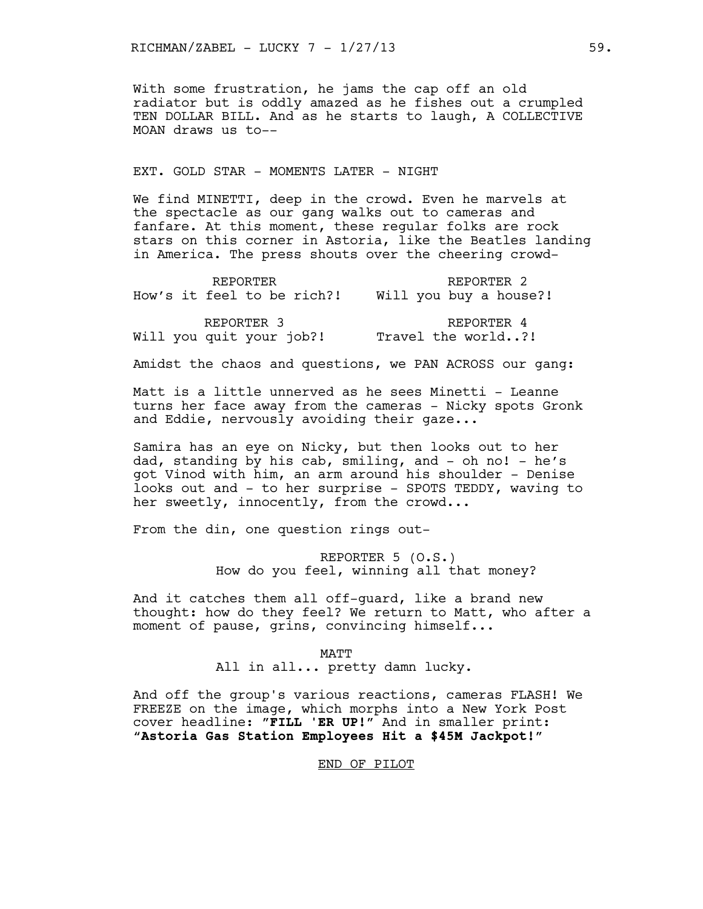With some frustration, he jams the cap off an old radiator but is oddly amazed as he fishes out a crumpled TEN DOLLAR BILL. And as he starts to laugh, A COLLECTIVE MOAN draws us to--

EXT. GOLD STAR - MOMENTS LATER - NIGHT

We find MINETTI, deep in the crowd. Even he marvels at the spectacle as our gang walks out to cameras and fanfare. At this moment, these regular folks are rock stars on this corner in Astoria, like the Beatles landing in America. The press shouts over the cheering crowd-

REPORTER
How's it feel to be rich?!

REPORTER 2
Will you buy a house?!

REPORTER 3
Will you quit your job?!

REPORTER 4
Travel the world..?!

Amidst the chaos and questions, we PAN ACROSS our gang:

Matt is a little unnerved as he sees Minetti - Leanne turns her face away from the cameras - Nicky spots Gronk and Eddie, nervously avoiding their gaze...

Samira has an eye on Nicky, but then looks out to her dad, standing by his cab, smiling, and - oh no! - he's got Vinod with him, an arm around his shoulder - Denise looks out and - to her surprise - SPOTS TEDDY, waving to her sweetly, innocently, from the crowd...

From the din, one question rings out-

REPORTER 5 (O.S.)
How do you feel, winning all that money?

And it catches them all off-guard, like a brand new thought: how do they feel? We return to Matt, who after a moment of pause, grins, convincing himself...

MATT
All in all... pretty damn lucky.

And off the group's various reactions, cameras FLASH! We FREEZE on the image, which morphs into a New York Post cover headline: "**FILL 'ER UP!**" And in smaller print: "**Astoria Gas Station Employees Hit a $45M Jackpot!**"

END OF PILOT